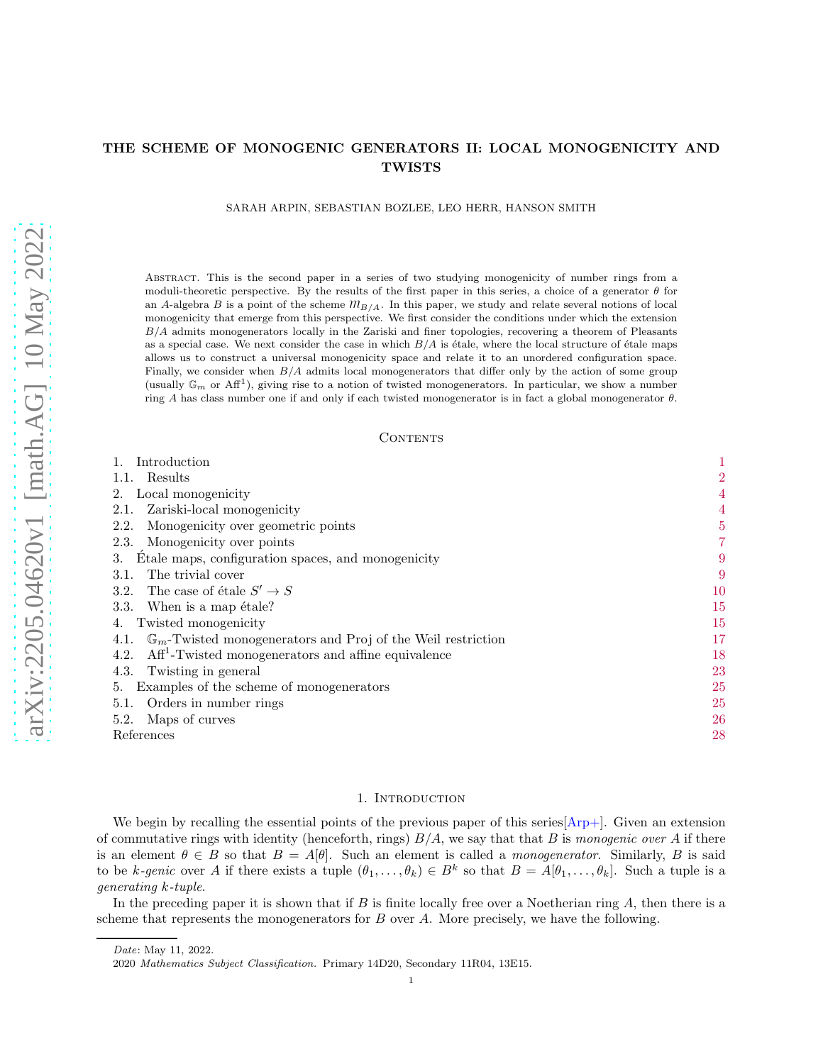# THE SCHEME OF MONOGENIC GENERATORS II: LOCAL MONOGENICITY AND TWISTS

SARAH ARPIN, SEBASTIAN BOZLEE, LEO HERR, HANSON SMITH

Abstract. This is the second paper in a series of two studying monogenicity of number rings from a moduli-theoretic perspective. By the results of the first paper in this series, a choice of a generator $\theta$ for an $A$-algebra $B$ is a point of the scheme $\mathcal{M}_{B/A}$. In this paper, we study and relate several notions of local monogenicity that emerge from this perspective. We first consider the conditions under which the extension $B/A$ admits monogenerators locally in the Zariski and finer topologies, recovering a theorem of Pleasants as a special case. We next consider the case in which $B/A$ is étale, where the local structure of étale maps allows us to construct a universal monogenicity space and relate it to an unordered configuration space. Finally, we consider when $B/A$ admits local monogenerators that differ only by the action of some group (usually $\mathbb{G}_m$ or $\mathrm{Aff}^1$), giving rise to a notion of twisted monogenerators. In particular, we show a number ring $A$ has class number one if and only if each twisted monogenerator is in fact a global monogenerator $\theta$.

## Contents

1. Introduction — 1
   1.1. Results — 2
2. Local monogenicity — 4
   2.1. Zariski-local monogenicity — 4
   2.2. Monogenicity over geometric points — 5
   2.3. Monogenicity over points — 7
3. Étale maps, configuration spaces, and monogenicity — 9
   3.1. The trivial cover — 9
   3.2. The case of étale $S' \to S$ — 10
   3.3. When is a map étale? — 15
4. Twisted monogenicity — 15
   4.1. $\mathbb{G}_m$-Twisted monogenerators and Proj of the Weil restriction — 17
   4.2. $\mathrm{Aff}^1$-Twisted monogenerators and affine equivalence — 18
   4.3. Twisting in general — 23
5. Examples of the scheme of monogenerators — 25
   5.1. Orders in number rings — 25
   5.2. Maps of curves — 26

References — 28

## 1. Introduction

We begin by recalling the essential points of the previous paper of this series[Arp+]. Given an extension of commutative rings with identity (henceforth, rings) $B/A$, we say that that $B$ is *monogenic over* $A$ if there is an element $\theta \in B$ so that $B = A[\theta]$. Such an element is called a *monogenerator*. Similarly, $B$ is said to be *k-genic* over $A$ if there exists a tuple $(\theta_1, \ldots, \theta_k) \in B^k$ so that $B = A[\theta_1, \ldots, \theta_k]$. Such a tuple is a *generating k-tuple*.

In the preceding paper it is shown that if $B$ is finite locally free over a Noetherian ring $A$, then there is a scheme that represents the monogenerators for $B$ over $A$. More precisely, we have the following.

---

*Date*: May 11, 2022.

2020 *Mathematics Subject Classification.* Primary 14D20, Secondary 11R04, 13E15.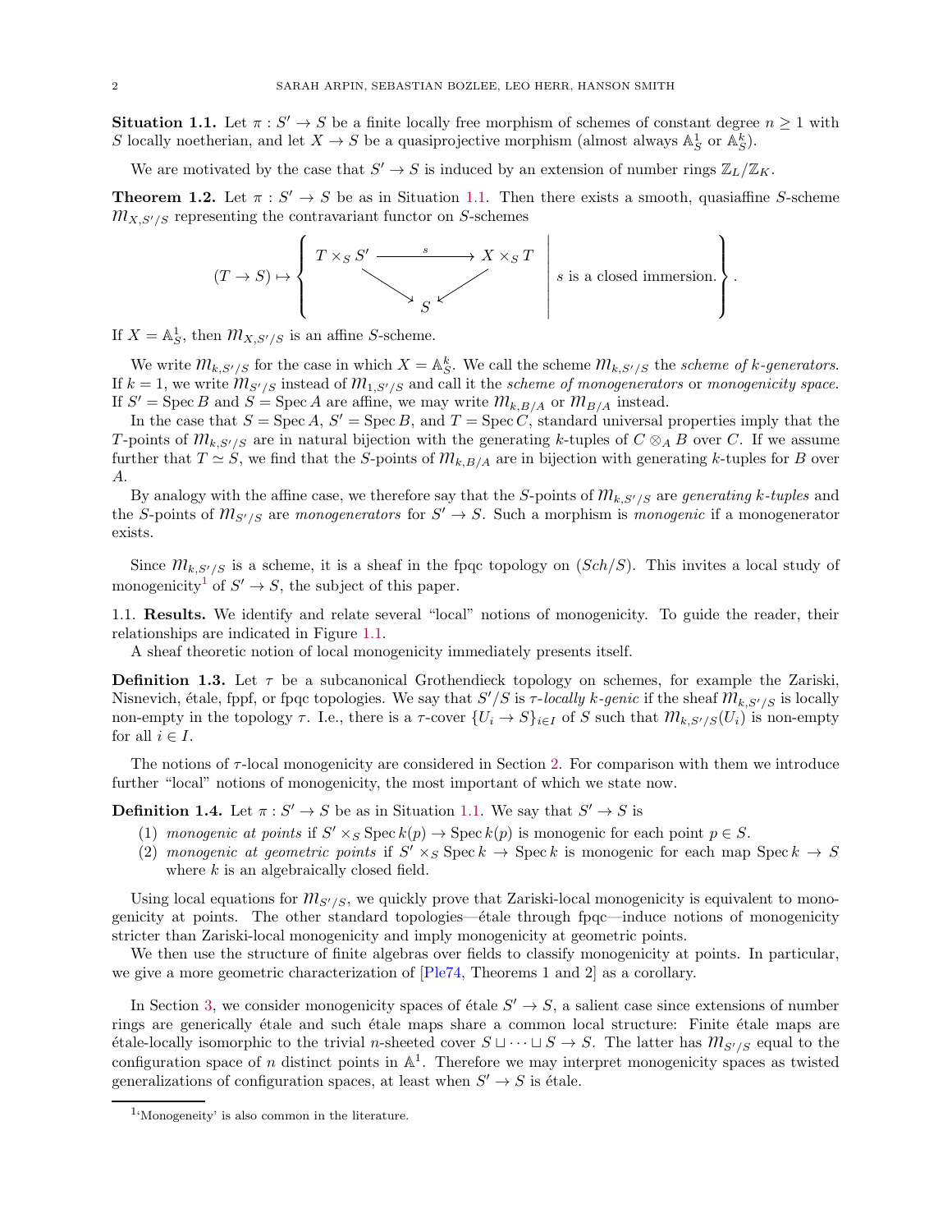**Situation 1.1.** Let $\pi : S' \to S$ be a finite locally free morphism of schemes of constant degree $n \geq 1$ with $S$ locally noetherian, and let $X \to S$ be a quasiprojective morphism (almost always $\mathbb{A}^1_S$ or $\mathbb{A}^k_S$).

We are motivated by the case that $S' \to S$ is induced by an extension of number rings $\mathbb{Z}_L/\mathbb{Z}_K$.

**Theorem 1.2.** Let $\pi : S' \to S$ be as in Situation 1.1. Then there exists a smooth, quasiaffine $S$-scheme $\mathcal{M}_{X,S'/S}$ representing the contravariant functor on $S$-schemes

$$(T \to S) \mapsto \left\{ \begin{array}{c} T \times_S S' \xrightarrow{\quad s \quad} X \times_S T \\ \searrow \quad \swarrow \\ S \end{array} \;\middle|\; s \text{ is a closed immersion.} \right\}.$$

If $X = \mathbb{A}^1_S$, then $\mathcal{M}_{X,S'/S}$ is an affine $S$-scheme.

We write $\mathcal{M}_{k,S'/S}$ for the case in which $X = \mathbb{A}^k_S$. We call the scheme $\mathcal{M}_{k,S'/S}$ the *scheme of $k$-generators*. If $k = 1$, we write $\mathcal{M}_{S'/S}$ instead of $\mathcal{M}_{1,S'/S}$ and call it the *scheme of monogenerators* or *monogenicity space*. If $S' = \operatorname{Spec} B$ and $S = \operatorname{Spec} A$ are affine, we may write $\mathcal{M}_{k,B/A}$ or $\mathcal{M}_{B/A}$ instead.

In the case that $S = \operatorname{Spec} A$, $S' = \operatorname{Spec} B$, and $T = \operatorname{Spec} C$, standard universal properties imply that the $T$-points of $\mathcal{M}_{k,S'/S}$ are in natural bijection with the generating $k$-tuples of $C \otimes_A B$ over $C$. If we assume further that $T \simeq S$, we find that the $S$-points of $\mathcal{M}_{k,B/A}$ are in bijection with generating $k$-tuples for $B$ over $A$.

By analogy with the affine case, we therefore say that the $S$-points of $\mathcal{M}_{k,S'/S}$ are *generating $k$-tuples* and the $S$-points of $\mathcal{M}_{S'/S}$ are *monogenerators* for $S' \to S$. Such a morphism is *monogenic* if a monogenerator exists.

Since $\mathcal{M}_{k,S'/S}$ is a scheme, it is a sheaf in the fpqc topology on $(Sch/S)$. This invites a local study of monogenicity[1] of $S' \to S$, the subject of this paper.

## 1.1. Results.

We identify and relate several "local" notions of monogenicity. To guide the reader, their relationships are indicated in Figure 1.1.

A sheaf theoretic notion of local monogenicity immediately presents itself.

**Definition 1.3.** Let $\tau$ be a subcanonical Grothendieck topology on schemes, for example the Zariski, Nisnevich, étale, fppf, or fpqc topologies. We say that $S'/S$ is *$\tau$-locally $k$-genic* if the sheaf $\mathcal{M}_{k,S'/S}$ is locally non-empty in the topology $\tau$. I.e., there is a $\tau$-cover $\{U_i \to S\}_{i \in I}$ of $S$ such that $\mathcal{M}_{k,S'/S}(U_i)$ is non-empty for all $i \in I$.

The notions of $\tau$-local monogenicity are considered in Section 2. For comparison with them we introduce further "local" notions of monogenicity, the most important of which we state now.

**Definition 1.4.** Let $\pi : S' \to S$ be as in Situation 1.1. We say that $S' \to S$ is

1. *monogenic at points* if $S' \times_S \operatorname{Spec} k(p) \to \operatorname{Spec} k(p)$ is monogenic for each point $p \in S$.
2. *monogenic at geometric points* if $S' \times_S \operatorname{Spec} k \to \operatorname{Spec} k$ is monogenic for each map $\operatorname{Spec} k \to S$ where $k$ is an algebraically closed field.

Using local equations for $\mathcal{M}_{S'/S}$, we quickly prove that Zariski-local monogenicity is equivalent to monogenicity at points. The other standard topologies—étale through fpqc—induce notions of monogenicity stricter than Zariski-local monogenicity and imply monogenicity at geometric points.

We then use the structure of finite algebras over fields to classify monogenicity at points. In particular, we give a more geometric characterization of [Ple74, Theorems 1 and 2] as a corollary.

In Section 3, we consider monogenicity spaces of étale $S' \to S$, a salient case since extensions of number rings are generically étale and such étale maps share a common local structure: Finite étale maps are étale-locally isomorphic to the trivial $n$-sheeted cover $S \sqcup \cdots \sqcup S \to S$. The latter has $\mathcal{M}_{S'/S}$ equal to the configuration space of $n$ distinct points in $\mathbb{A}^1$. Therefore we may interpret monogenicity spaces as twisted generalizations of configuration spaces, at least when $S' \to S$ is étale.

[1] 'Monogeneity' is also common in the literature.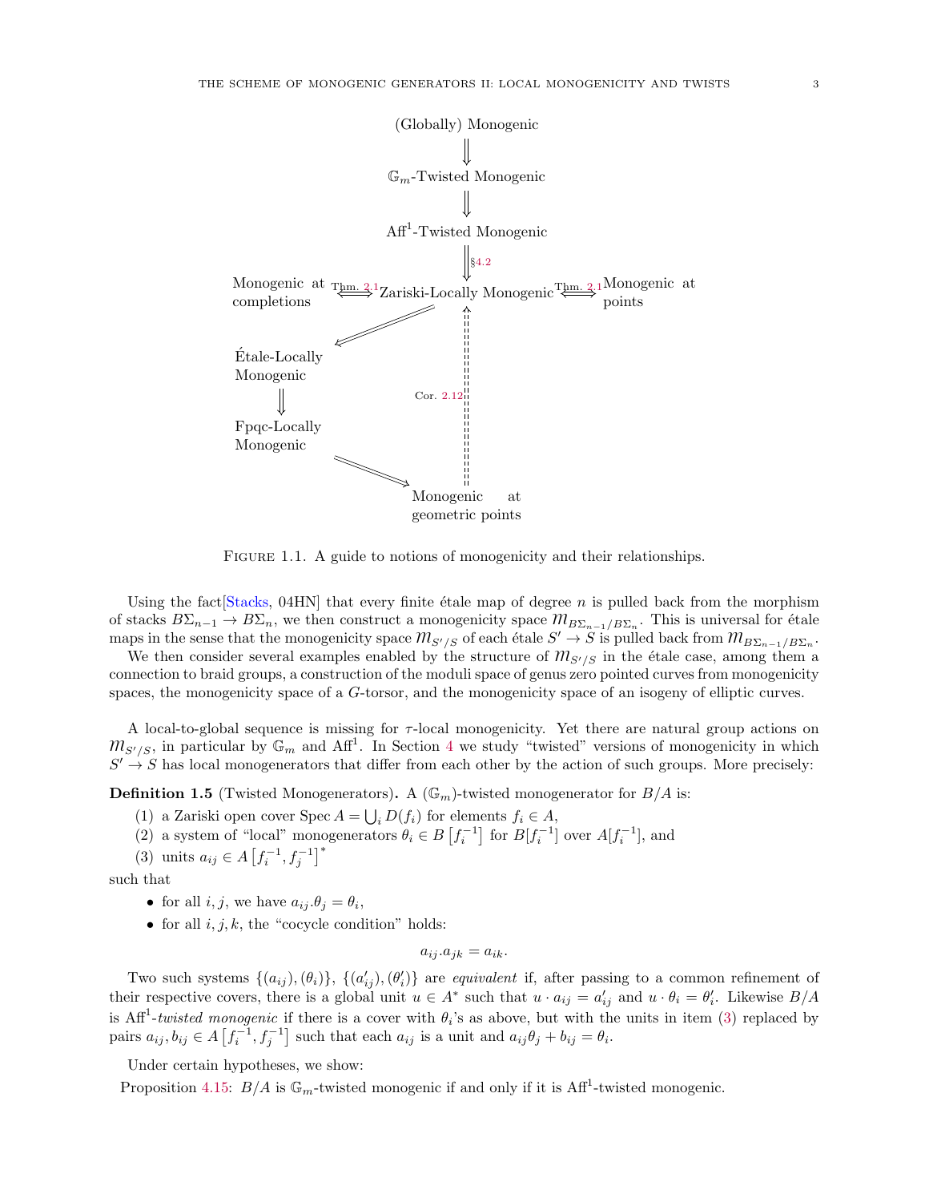(Globally) Monogenic

⇓

$\mathbb{G}_m$-Twisted Monogenic

⇓

$\mathrm{Aff}^1$-Twisted Monogenic

⇓ §4.2

Monogenic at completions ⟸Thm. 2.1⟹ Zariski-Locally Monogenic ⟸Thm. 2.1⟹ Monogenic at points

Zariski-Locally Monogenic ⟹ Étale-Locally Monogenic

Étale-Locally Monogenic ⟹ Fpqc-Locally Monogenic

Fpqc-Locally Monogenic ⟹ Monogenic at geometric points

Monogenic at geometric points ⇢ Zariski-Locally Monogenic (Cor. 2.12)

FIGURE 1.1. A guide to notions of monogenicity and their relationships.

Using the fact[Stacks, 04HN] that every finite étale map of degree $n$ is pulled back from the morphism of stacks $B\Sigma_{n-1} \to B\Sigma_n$, we then construct a monogenicity space $\mathcal{M}_{B\Sigma_{n-1}/B\Sigma_n}$. This is universal for étale maps in the sense that the monogenicity space $\mathcal{M}_{S'/S}$ of each étale $S' \to S$ is pulled back from $\mathcal{M}_{B\Sigma_{n-1}/B\Sigma_n}$.

We then consider several examples enabled by the structure of $\mathcal{M}_{S'/S}$ in the étale case, among them a connection to braid groups, a construction of the moduli space of genus zero pointed curves from monogenicity spaces, the monogenicity space of a $G$-torsor, and the monogenicity space of an isogeny of elliptic curves.

A local-to-global sequence is missing for $\tau$-local monogenicity. Yet there are natural group actions on $\mathcal{M}_{S'/S}$, in particular by $\mathbb{G}_m$ and $\mathrm{Aff}^1$. In Section 4 we study "twisted" versions of monogenicity in which $S' \to S$ has local monogenerators that differ from each other by the action of such groups. More precisely:

**Definition 1.5** (Twisted Monogenerators)**.** A ($\mathbb{G}_m$)-twisted monogenerator for $B/A$ is:

(1) a Zariski open cover $\operatorname{Spec} A = \bigcup_i D(f_i)$ for elements $f_i \in A$,
(2) a system of "local" monogenerators $\theta_i \in B\left[f_i^{-1}\right]$ for $B[f_i^{-1}]$ over $A[f_i^{-1}]$, and
(3) units $a_{ij} \in A\left[f_i^{-1}, f_j^{-1}\right]^*$

such that

- for all $i, j$, we have $a_{ij}.\theta_j = \theta_i$,
- for all $i, j, k$, the "cocycle condition" holds:

$$a_{ij}.a_{jk} = a_{ik}.$$

Two such systems $\{(a_{ij}), (\theta_i)\}$, $\{(a'_{ij}), (\theta'_i)\}$ are *equivalent* if, after passing to a common refinement of their respective covers, there is a global unit $u \in A^*$ such that $u \cdot a_{ij} = a'_{ij}$ and $u \cdot \theta_i = \theta'_i$. Likewise $B/A$ is $\mathrm{Aff}^1$-*twisted monogenic* if there is a cover with $\theta_i$'s as above, but with the units in item (3) replaced by pairs $a_{ij}, b_{ij} \in A\left[f_i^{-1}, f_j^{-1}\right]$ such that each $a_{ij}$ is a unit and $a_{ij}\theta_j + b_{ij} = \theta_i$.

Under certain hypotheses, we show:

Proposition 4.15: $B/A$ is $\mathbb{G}_m$-twisted monogenic if and only if it is $\mathrm{Aff}^1$-twisted monogenic.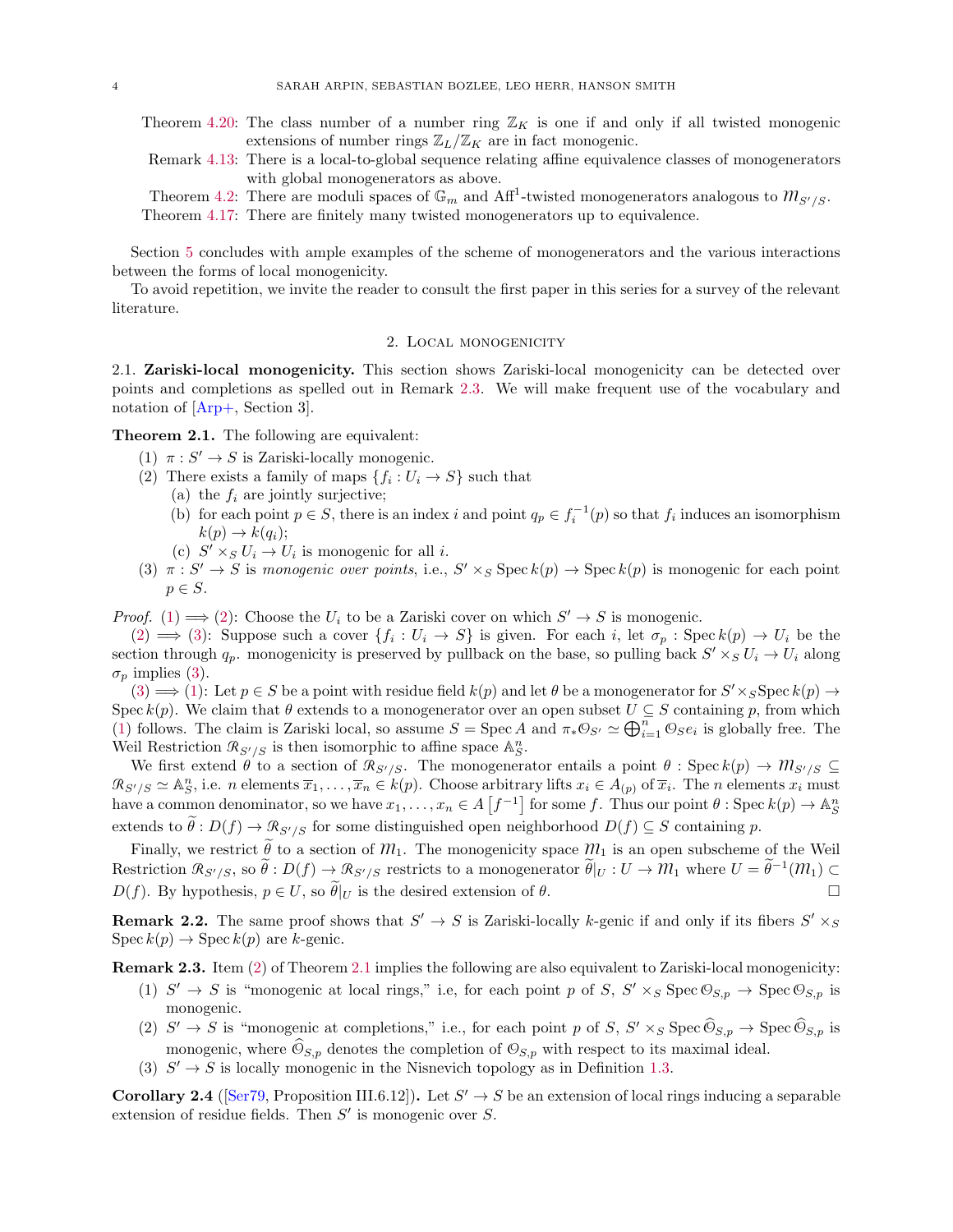Theorem 4.20: The class number of a number ring $\mathbb{Z}_K$ is one if and only if all twisted monogenic extensions of number rings $\mathbb{Z}_L/\mathbb{Z}_K$ are in fact monogenic.

Remark 4.13: There is a local-to-global sequence relating affine equivalence classes of monogenerators with global monogenerators as above.

Theorem 4.2: There are moduli spaces of $\mathbb{G}_m$ and $\mathrm{Aff}^1$-twisted monogenerators analogous to $\mathcal{M}_{S'/S}$.

Theorem 4.17: There are finitely many twisted monogenerators up to equivalence.

Section 5 concludes with ample examples of the scheme of monogenerators and the various interactions between the forms of local monogenicity.

To avoid repetition, we invite the reader to consult the first paper in this series for a survey of the relevant literature.

## 2. Local monogenicity

**2.1. Zariski-local monogenicity.** This section shows Zariski-local monogenicity can be detected over points and completions as spelled out in Remark 2.3. We will make frequent use of the vocabulary and notation of [Arp+, Section 3].

**Theorem 2.1.** The following are equivalent:

1. $\pi : S' \to S$ is Zariski-locally monogenic.
2. There exists a family of maps $\{f_i : U_i \to S\}$ such that
   - (a) the $f_i$ are jointly surjective;
   - (b) for each point $p \in S$, there is an index $i$ and point $q_p \in f_i^{-1}(p)$ so that $f_i$ induces an isomorphism $k(p) \to k(q_i)$;
   - (c) $S' \times_S U_i \to U_i$ is monogenic for all $i$.
3. $\pi : S' \to S$ is *monogenic over points*, i.e., $S' \times_S \operatorname{Spec} k(p) \to \operatorname{Spec} k(p)$ is monogenic for each point $p \in S$.

*Proof.* (1) $\implies$ (2): Choose the $U_i$ to be a Zariski cover on which $S' \to S$ is monogenic.

(2) $\implies$ (3): Suppose such a cover $\{f_i : U_i \to S\}$ is given. For each $i$, let $\sigma_p : \operatorname{Spec} k(p) \to U_i$ be the section through $q_p$. monogenicity is preserved by pullback on the base, so pulling back $S' \times_S U_i \to U_i$ along $\sigma_p$ implies (3).

(3) $\implies$ (1): Let $p \in S$ be a point with residue field $k(p)$ and let $\theta$ be a monogenerator for $S' \times_S \operatorname{Spec} k(p) \to \operatorname{Spec} k(p)$. We claim that $\theta$ extends to a monogenerator over an open subset $U \subseteq S$ containing $p$, from which (1) follows. The claim is Zariski local, so assume $S = \operatorname{Spec} A$ and $\pi_* \mathcal{O}_{S'} \simeq \bigoplus_{i=1}^n \mathcal{O}_S e_i$ is globally free. The Weil Restriction $\mathcal{R}_{S'/S}$ is then isomorphic to affine space $\mathbb{A}^n_S$.

We first extend $\theta$ to a section of $\mathcal{R}_{S'/S}$. The monogenerator entails a point $\theta : \operatorname{Spec} k(p) \to \mathcal{M}_{S'/S} \subseteq \mathcal{R}_{S'/S} \simeq \mathbb{A}^n_S$, i.e. $n$ elements $\overline{x}_1, \ldots, \overline{x}_n \in k(p)$. Choose arbitrary lifts $x_i \in A_{(p)}$ of $\overline{x}_i$. The $n$ elements $x_i$ must have a common denominator, so we have $x_1, \ldots, x_n \in A\left[f^{-1}\right]$ for some $f$. Thus our point $\theta : \operatorname{Spec} k(p) \to \mathbb{A}^n_S$ extends to $\widetilde{\theta} : D(f) \to \mathcal{R}_{S'/S}$ for some distinguished open neighborhood $D(f) \subseteq S$ containing $p$.

Finally, we restrict $\widetilde{\theta}$ to a section of $\mathcal{M}_1$. The monogenicity space $\mathcal{M}_1$ is an open subscheme of the Weil Restriction $\mathcal{R}_{S'/S}$, so $\widetilde{\theta} : D(f) \to \mathcal{R}_{S'/S}$ restricts to a monogenerator $\widetilde{\theta}|_U : U \to \mathcal{M}_1$ where $U = \widetilde{\theta}^{-1}(\mathcal{M}_1) \subset D(f)$. By hypothesis, $p \in U$, so $\widetilde{\theta}|_U$ is the desired extension of $\theta$. $\square$

**Remark 2.2.** The same proof shows that $S' \to S$ is Zariski-locally $k$-genic if and only if its fibers $S' \times_S \operatorname{Spec} k(p) \to \operatorname{Spec} k(p)$ are $k$-genic.

**Remark 2.3.** Item (2) of Theorem 2.1 implies the following are also equivalent to Zariski-local monogenicity:

1. $S' \to S$ is "monogenic at local rings," i.e, for each point $p$ of $S$, $S' \times_S \operatorname{Spec} \mathcal{O}_{S,p} \to \operatorname{Spec} \mathcal{O}_{S,p}$ is monogenic.
2. $S' \to S$ is "monogenic at completions," i.e., for each point $p$ of $S$, $S' \times_S \operatorname{Spec} \widehat{\mathcal{O}}_{S,p} \to \operatorname{Spec} \widehat{\mathcal{O}}_{S,p}$ is monogenic, where $\widehat{\mathcal{O}}_{S,p}$ denotes the completion of $\mathcal{O}_{S,p}$ with respect to its maximal ideal.
3. $S' \to S$ is locally monogenic in the Nisnevich topology as in Definition 1.3.

**Corollary 2.4** ([Ser79, Proposition III.6.12])**.** Let $S' \to S$ be an extension of local rings inducing a separable extension of residue fields. Then $S'$ is monogenic over $S$.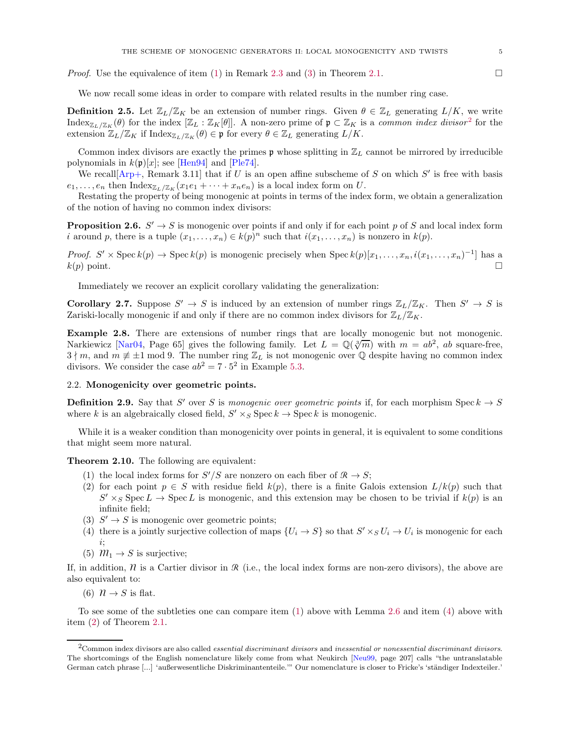*Proof.* Use the equivalence of item (1) in Remark 2.3 and (3) in Theorem 2.1. □

We now recall some ideas in order to compare with related results in the number ring case.

**Definition 2.5.** Let $\mathbb{Z}_L/\mathbb{Z}_K$ be an extension of number rings. Given $\theta \in \mathbb{Z}_L$ generating $L/K$, we write $\mathrm{Index}_{\mathbb{Z}_L/\mathbb{Z}_K}(\theta)$ for the index $[\mathbb{Z}_L : \mathbb{Z}_K[\theta]]$. A non-zero prime of $\mathfrak{p} \subset \mathbb{Z}_K$ is a *common index divisor*[2] for the extension $\mathbb{Z}_L/\mathbb{Z}_K$ if $\mathrm{Index}_{\mathbb{Z}_L/\mathbb{Z}_K}(\theta) \in \mathfrak{p}$ for every $\theta \in \mathbb{Z}_L$ generating $L/K$.

Common index divisors are exactly the primes $\mathfrak{p}$ whose splitting in $\mathbb{Z}_L$ cannot be mirrored by irreducible polynomials in $k(\mathfrak{p})[x]$; see [Hen94] and [Ple74].

We recall[Arp+, Remark 3.11] that if $U$ is an open affine subscheme of $S$ on which $S'$ is free with basis $e_1, \ldots, e_n$ then $\mathrm{Index}_{\mathbb{Z}_L/\mathbb{Z}_K}(x_1e_1 + \cdots + x_ne_n)$ is a local index form on $U$.

Restating the property of being monogenic at points in terms of the index form, we obtain a generalization of the notion of having no common index divisors:

**Proposition 2.6.** $S' \to S$ is monogenic over points if and only if for each point $p$ of $S$ and local index form $i$ around $p$, there is a tuple $(x_1, \ldots, x_n) \in k(p)^n$ such that $i(x_1, \ldots, x_n)$ is nonzero in $k(p)$.

*Proof.* $S' \times \operatorname{Spec} k(p) \to \operatorname{Spec} k(p)$ is monogenic precisely when $\operatorname{Spec} k(p)[x_1, \ldots, x_n, i(x_1, \ldots, x_n)^{-1}]$ has a $k(p)$ point. □

Immediately we recover an explicit corollary validating the generalization:

**Corollary 2.7.** Suppose $S' \to S$ is induced by an extension of number rings $\mathbb{Z}_L/\mathbb{Z}_K$. Then $S' \to S$ is Zariski-locally monogenic if and only if there are no common index divisors for $\mathbb{Z}_L/\mathbb{Z}_K$.

**Example 2.8.** There are extensions of number rings that are locally monogenic but not monogenic. Narkiewicz [Nar04, Page 65] gives the following family. Let $L = \mathbb{Q}(\sqrt[3]{m})$ with $m = ab^2$, $ab$ square-free, $3 \nmid m$, and $m \not\equiv \pm 1 \bmod 9$. The number ring $\mathbb{Z}_L$ is not monogenic over $\mathbb{Q}$ despite having no common index divisors. We consider the case $ab^2 = 7 \cdot 5^2$ in Example 5.3.

## 2.2. Monogenicity over geometric points.

**Definition 2.9.** Say that $S'$ over $S$ is *monogenic over geometric points* if, for each morphism $\operatorname{Spec} k \to S$ where $k$ is an algebraically closed field, $S' \times_S \operatorname{Spec} k \to \operatorname{Spec} k$ is monogenic.

While it is a weaker condition than monogenicity over points in general, it is equivalent to some conditions that might seem more natural.

**Theorem 2.10.** The following are equivalent:

1. the local index forms for $S'/S$ are nonzero on each fiber of $\mathcal{R} \to S$;
2. for each point $p \in S$ with residue field $k(p)$, there is a finite Galois extension $L/k(p)$ such that $S' \times_S \operatorname{Spec} L \to \operatorname{Spec} L$ is monogenic, and this extension may be chosen to be trivial if $k(p)$ is an infinite field;
3. $S' \to S$ is monogenic over geometric points;
4. there is a jointly surjective collection of maps $\{U_i \to S\}$ so that $S' \times_S U_i \to U_i$ is monogenic for each $i$;
5. $\mathcal{M}_1 \to S$ is surjective;

If, in addition, $\mathcal{N}$ is a Cartier divisor in $\mathcal{R}$ (i.e., the local index forms are non-zero divisors), the above are also equivalent to:

6. $\mathcal{N} \to S$ is flat.

To see some of the subtleties one can compare item (1) above with Lemma 2.6 and item (4) above with item (2) of Theorem 2.1.

---

[2] Common index divisors are also called *essential discriminant divisors* and *inessential or nonessential discriminant divisors*. The shortcomings of the English nomenclature likely come from what Neukirch [Neu99, page 207] calls "the untranslatable German catch phrase [...] 'außerwesentliche Diskriminantenteile.'" Our nomenclature is closer to Fricke's 'ständiger Indexteiler.'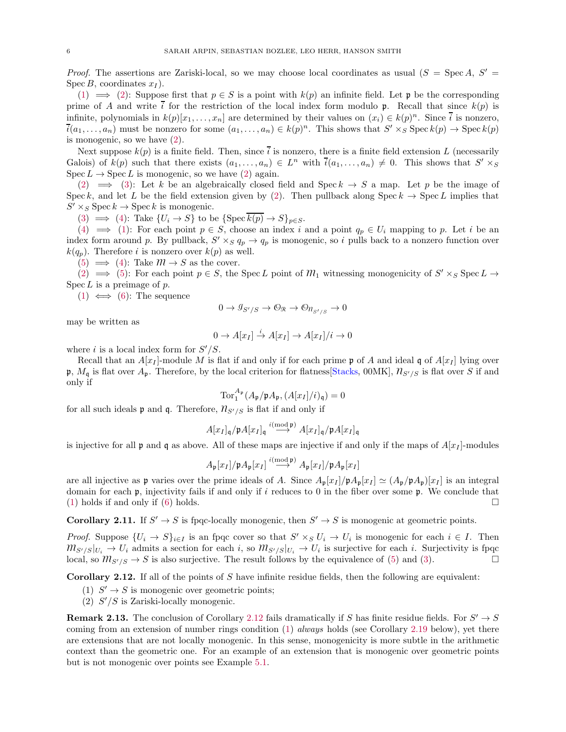*Proof.* The assertions are Zariski-local, so we may choose local coordinates as usual ($S = \operatorname{Spec} A$, $S' = \operatorname{Spec} B$, coordinates $x_I$).

(1) $\implies$ (2): Suppose first that $p \in S$ is a point with $k(p)$ an infinite field. Let $\mathfrak{p}$ be the corresponding prime of $A$ and write $\overline{\imath}$ for the restriction of the local index form modulo $\mathfrak{p}$. Recall that since $k(p)$ is infinite, polynomials in $k(p)[x_1, \ldots, x_n]$ are determined by their values on $(x_i) \in k(p)^n$. Since $\overline{\imath}$ is nonzero, $\overline{\imath}(a_1, \ldots, a_n)$ must be nonzero for some $(a_1, \ldots, a_n) \in k(p)^n$. This shows that $S' \times_S \operatorname{Spec} k(p) \to \operatorname{Spec} k(p)$ is monogenic, so we have (2).

Next suppose $k(p)$ is a finite field. Then, since $\overline{\imath}$ is nonzero, there is a finite field extension $L$ (necessarily Galois) of $k(p)$ such that there exists $(a_1, \ldots, a_n) \in L^n$ with $\overline{\imath}(a_1, \ldots, a_n) \neq 0$. This shows that $S' \times_S \operatorname{Spec} L \to \operatorname{Spec} L$ is monogenic, so we have (2) again.

(2) $\implies$ (3): Let $k$ be an algebraically closed field and $\operatorname{Spec} k \to S$ a map. Let $p$ be the image of $\operatorname{Spec} k$, and let $L$ be the field extension given by (2). Then pullback along $\operatorname{Spec} k \to \operatorname{Spec} L$ implies that $S' \times_S \operatorname{Spec} k \to \operatorname{Spec} k$ is monogenic.

(3) $\implies$ (4): Take $\{U_i \to S\}$ to be $\{\operatorname{Spec} \overline{k(p)} \to S\}_{p \in S}$.

(4) $\implies$ (1): For each point $p \in S$, choose an index $i$ and a point $q_p \in U_i$ mapping to $p$. Let $\imath$ be an index form around $p$. By pullback, $S' \times_S q_p \to q_p$ is monogenic, so $\imath$ pulls back to a nonzero function over $k(q_p)$. Therefore $\imath$ is nonzero over $k(p)$ as well.

(5) $\implies$ (4): Take $\mathcal{M} \to S$ as the cover.

(2) $\implies$ (5): For each point $p \in S$, the $\operatorname{Spec} L$ point of $\mathcal{M}_1$ witnessing monogenicity of $S' \times_S \operatorname{Spec} L \to \operatorname{Spec} L$ is a preimage of $p$.

(1) $\iff$ (6): The sequence

$$0 \to \mathcal{I}_{S'/S} \to \mathcal{O}_{\mathcal{R}} \to \mathcal{O}_{\mathcal{N}_{S'/S}} \to 0$$

may be written as

$$0 \to A[x_I] \xrightarrow{\imath} A[x_I] \to A[x_I]/\imath \to 0$$

where $\imath$ is a local index form for $S'/S$.

Recall that an $A[x_I]$-module $M$ is flat if and only if for each prime $\mathfrak{p}$ of $A$ and ideal $\mathfrak{q}$ of $A[x_I]$ lying over $\mathfrak{p}$, $M_{\mathfrak{q}}$ is flat over $A_{\mathfrak{p}}$. Therefore, by the local criterion for flatness[Stacks, 00MK], $\mathcal{N}_{S'/S}$ is flat over $S$ if and only if

$$\operatorname{Tor}_1^{A_{\mathfrak{p}}}(A_{\mathfrak{p}}/\mathfrak{p}A_{\mathfrak{p}}, (A[x_I]/\imath)_{\mathfrak{q}}) = 0$$

for all such ideals $\mathfrak{p}$ and $\mathfrak{q}$. Therefore, $\mathcal{N}_{S'/S}$ is flat if and only if

$$A[x_I]_{\mathfrak{q}}/\mathfrak{p}A[x_I]_{\mathfrak{q}} \xrightarrow{\imath (\operatorname{mod} \mathfrak{p})} A[x_I]_{\mathfrak{q}}/\mathfrak{p}A[x_I]_{\mathfrak{q}}$$

is injective for all $\mathfrak{p}$ and $\mathfrak{q}$ as above. All of these maps are injective if and only if the maps of $A[x_I]$-modules

$$A_{\mathfrak{p}}[x_I]/\mathfrak{p}A_{\mathfrak{p}}[x_I] \xrightarrow{\imath (\operatorname{mod} \mathfrak{p})} A_{\mathfrak{p}}[x_I]/\mathfrak{p}A_{\mathfrak{p}}[x_I]$$

are all injective as $\mathfrak{p}$ varies over the prime ideals of $A$. Since $A_{\mathfrak{p}}[x_I]/\mathfrak{p}A_{\mathfrak{p}}[x_I] \simeq (A_{\mathfrak{p}}/\mathfrak{p}A_{\mathfrak{p}})[x_I]$ is an integral domain for each $\mathfrak{p}$, injectivity fails if and only if $\imath$ reduces to 0 in the fiber over some $\mathfrak{p}$. We conclude that (1) holds if and only if (6) holds. □

**Corollary 2.11.** If $S' \to S$ is fpqc-locally monogenic, then $S' \to S$ is monogenic at geometric points.

*Proof.* Suppose $\{U_i \to S\}_{i \in I}$ is an fpqc cover so that $S' \times_S U_i \to U_i$ is monogenic for each $i \in I$. Then $\mathcal{M}_{S'/S}|_{U_i} \to U_i$ admits a section for each $i$, so $\mathcal{M}_{S'/S}|_{U_i} \to U_i$ is surjective for each $i$. Surjectivity is fpqc local, so $\mathcal{M}_{S'/S} \to S$ is also surjective. The result follows by the equivalence of (5) and (3). □

**Corollary 2.12.** If all of the points of $S$ have infinite residue fields, then the following are equivalent:

(1) $S' \to S$ is monogenic over geometric points;
(2) $S'/S$ is Zariski-locally monogenic.

**Remark 2.13.** The conclusion of Corollary 2.12 fails dramatically if $S$ has finite residue fields. For $S' \to S$ coming from an extension of number rings condition (1) *always* holds (see Corollary 2.19 below), yet there are extensions that are not locally monogenic. In this sense, monogenicity is more subtle in the arithmetic context than the geometric one. For an example of an extension that is monogenic over geometric points but is not monogenic over points see Example 5.1.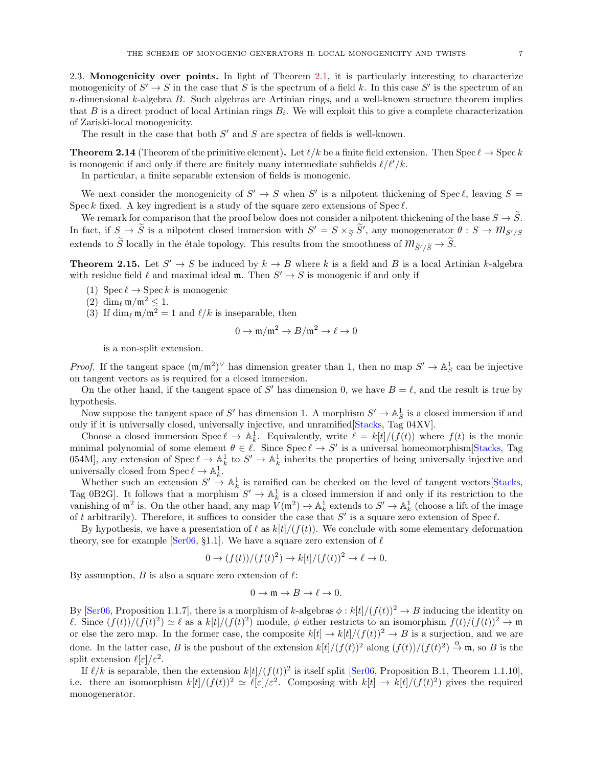### 2.3. Monogenicity over points.

In light of Theorem 2.1, it is particularly interesting to characterize monogenicity of $S' \to S$ in the case that $S$ is the spectrum of a field $k$. In this case $S'$ is the spectrum of an $n$-dimensional $k$-algebra $B$. Such algebras are Artinian rings, and a well-known structure theorem implies that $B$ is a direct product of local Artinian rings $B_i$. We will exploit this to give a complete characterization of Zariski-local monogenicity.

The result in the case that both $S'$ and $S$ are spectra of fields is well-known.

**Theorem 2.14** (Theorem of the primitive element)**.** Let $\ell/k$ be a finite field extension. Then $\operatorname{Spec} \ell \to \operatorname{Spec} k$ is monogenic if and only if there are finitely many intermediate subfields $\ell/\ell'/k$.

In particular, a finite separable extension of fields is monogenic.

We next consider the monogenicity of $S' \to S$ when $S'$ is a nilpotent thickening of $\operatorname{Spec} \ell$, leaving $S = \operatorname{Spec} k$ fixed. A key ingredient is a study of the square zero extensions of $\operatorname{Spec} \ell$.

We remark for comparison that the proof below does not consider a nilpotent thickening of the base $S \to \widetilde{S}$. In fact, if $S \to \widetilde{S}$ is a nilpotent closed immersion with $S' = S \times_{\widetilde{S}} \widetilde{S}'$, any monogenerator $\theta : S \to \mathcal{M}_{S'/S}$ extends to $\widetilde{S}$ locally in the étale topology. This results from the smoothness of $\mathcal{M}_{\widetilde{S}'/\widetilde{S}} \to \widetilde{S}$.

**Theorem 2.15.** Let $S' \to S$ be induced by $k \to B$ where $k$ is a field and $B$ is a local Artinian $k$-algebra with residue field $\ell$ and maximal ideal $\mathfrak{m}$. Then $S' \to S$ is monogenic if and only if

1. $\operatorname{Spec} \ell \to \operatorname{Spec} k$ is monogenic
2. $\dim_\ell \mathfrak{m}/\mathfrak{m}^2 \leq 1$.
3. If $\dim_\ell \mathfrak{m}/\mathfrak{m}^2 = 1$ and $\ell/k$ is inseparable, then
$$0 \to \mathfrak{m}/\mathfrak{m}^2 \to B/\mathfrak{m}^2 \to \ell \to 0$$
is a non-split extension.

*Proof.* If the tangent space $(\mathfrak{m}/\mathfrak{m}^2)^\vee$ has dimension greater than 1, then no map $S' \to \mathbb{A}^1_S$ can be injective on tangent vectors as is required for a closed immersion.

On the other hand, if the tangent space of $S'$ has dimension 0, we have $B = \ell$, and the result is true by hypothesis.

Now suppose the tangent space of $S'$ has dimension 1. A morphism $S' \to \mathbb{A}^1_S$ is a closed immersion if and only if it is universally closed, universally injective, and unramified[Stacks, Tag 04XV].

Choose a closed immersion $\operatorname{Spec} \ell \to \mathbb{A}^1_k$. Equivalently, write $\ell = k[t]/(f(t))$ where $f(t)$ is the monic minimal polynomial of some element $\theta \in \ell$. Since $\operatorname{Spec} \ell \to S'$ is a universal homeomorphism[Stacks, Tag 054M], any extension of $\operatorname{Spec} \ell \to \mathbb{A}^1_k$ to $S' \to \mathbb{A}^1_k$ inherits the properties of being universally injective and universally closed from $\operatorname{Spec} \ell \to \mathbb{A}^1_k$.

Whether such an extension $S' \to \mathbb{A}^1_k$ is ramified can be checked on the level of tangent vectors[Stacks, Tag 0B2G]. It follows that a morphism $S' \to \mathbb{A}^1_k$ is a closed immersion if and only if its restriction to the vanishing of $\mathfrak{m}^2$ is. On the other hand, any map $V(\mathfrak{m}^2) \to \mathbb{A}^1_k$ extends to $S' \to \mathbb{A}^1_k$ (choose a lift of the image of $t$ arbitrarily). Therefore, it suffices to consider the case that $S'$ is a square zero extension of $\operatorname{Spec} \ell$.

By hypothesis, we have a presentation of $\ell$ as $k[t]/(f(t))$. We conclude with some elementary deformation theory, see for example [Ser06, §1.1]. We have a square zero extension of $\ell$
$$0 \to (f(t))/(f(t)^2) \to k[t]/(f(t))^2 \to \ell \to 0.$$
By assumption, $B$ is also a square zero extension of $\ell$:
$$0 \to \mathfrak{m} \to B \to \ell \to 0.$$
By [Ser06, Proposition 1.1.7], there is a morphism of $k$-algebras $\phi : k[t]/(f(t))^2 \to B$ inducing the identity on $\ell$. Since $(f(t))/(f(t)^2) \simeq \ell$ as a $k[t]/(f(t)^2)$ module, $\phi$ either restricts to an isomorphism $f(t)/(f(t))^2 \to \mathfrak{m}$ or else the zero map. In the former case, the composite $k[t] \to k[t]/(f(t))^2 \to B$ is a surjection, and we are done. In the latter case, $B$ is the pushout of the extension $k[t]/(f(t))^2$ along $(f(t))/(f(t)^2) \xrightarrow{0} \mathfrak{m}$, so $B$ is the split extension $\ell[\varepsilon]/\varepsilon^2$.

If $\ell/k$ is separable, then the extension $k[t]/(f(t))^2$ is itself split [Ser06, Proposition B.1, Theorem 1.1.10], i.e. there an isomorphism $k[t]/(f(t))^2 \simeq \ell[\varepsilon]/\varepsilon^2$. Composing with $k[t] \to k[t]/(f(t)^2)$ gives the required monogenerator.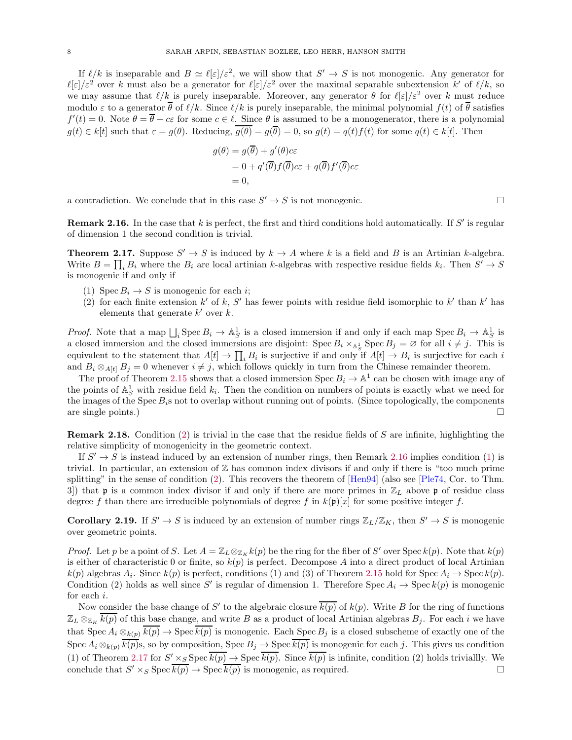If $\ell/k$ is inseparable and $B \simeq \ell[\varepsilon]/\varepsilon^2$, we will show that $S' \to S$ is not monogenic. Any generator for $\ell[\varepsilon]/\varepsilon^2$ over $k$ must also be a generator for $\ell[\varepsilon]/\varepsilon^2$ over the maximal separable subextension $k'$ of $\ell/k$, so we may assume that $\ell/k$ is purely inseparable. Moreover, any generator $\theta$ for $\ell[\varepsilon]/\varepsilon^2$ over $k$ must reduce modulo $\varepsilon$ to a generator $\overline{\theta}$ of $\ell/k$. Since $\ell/k$ is purely inseparable, the minimal polynomial $f(t)$ of $\overline{\theta}$ satisfies $f'(t) = 0$. Note $\theta = \overline{\theta} + c\varepsilon$ for some $c \in \ell$. Since $\theta$ is assumed to be a monogenerator, there is a polynomial $g(t) \in k[t]$ such that $\varepsilon = g(\theta)$. Reducing, $\overline{g(\theta)} = g(\overline{\theta}) = 0$, so $g(t) = q(t)f(t)$ for some $q(t) \in k[t]$. Then

$$
\begin{aligned}
g(\theta) &= g(\overline{\theta}) + g'(\theta)c\varepsilon \\
&= 0 + q'(\overline{\theta})f(\overline{\theta})c\varepsilon + q(\overline{\theta})f'(\overline{\theta})c\varepsilon \\
&= 0,
\end{aligned}
$$

a contradiction. We conclude that in this case $S' \to S$ is not monogenic. □

**Remark 2.16.** In the case that $k$ is perfect, the first and third conditions hold automatically. If $S'$ is regular of dimension 1 the second condition is trivial.

**Theorem 2.17.** *Suppose $S' \to S$ is induced by $k \to A$ where $k$ is a field and $B$ is an Artinian $k$-algebra. Write $B = \prod_i B_i$ where the $B_i$ are local artinian $k$-algebras with respective residue fields $k_i$. Then $S' \to S$ is monogenic if and only if*

1. *$\operatorname{Spec} B_i \to S$ is monogenic for each $i$;*
2. *for each finite extension $k'$ of $k$, $S'$ has fewer points with residue field isomorphic to $k'$ than $k'$ has elements that generate $k'$ over $k$.*

*Proof.* Note that a map $\coprod_i \operatorname{Spec} B_i \to \mathbb{A}^1_S$ is a closed immersion if and only if each map $\operatorname{Spec} B_i \to \mathbb{A}^1_S$ is a closed immersion and the closed immersions are disjoint: $\operatorname{Spec} B_i \times_{\mathbb{A}^1_S} \operatorname{Spec} B_j = \varnothing$ for all $i \neq j$. This is equivalent to the statement that $A[t] \to \prod_i B_i$ is surjective if and only if $A[t] \to B_i$ is surjective for each $i$ and $B_i \otimes_{A[t]} B_j = 0$ whenever $i \neq j$, which follows quickly in turn from the Chinese remainder theorem.

The proof of Theorem 2.15 shows that a closed immersion $\operatorname{Spec} B_i \to \mathbb{A}^1$ can be chosen with image any of the points of $\mathbb{A}^1_S$ with residue field $k_i$. Then the condition on numbers of points is exactly what we need for the images of the $\operatorname{Spec} B_i$s not to overlap without running out of points. (Since topologically, the components are single points.) □

**Remark 2.18.** Condition (2) is trivial in the case that the residue fields of $S$ are infinite, highlighting the relative simplicity of monogenicity in the geometric context.

If $S' \to S$ is instead induced by an extension of number rings, then Remark 2.16 implies condition (1) is trivial. In particular, an extension of $\mathbb{Z}$ has common index divisors if and only if there is "too much prime splitting" in the sense of condition (2). This recovers the theorem of [Hen94] (also see [Ple74, Cor. to Thm. 3]) that $\mathfrak{p}$ is a common index divisor if and only if there are more primes in $\mathbb{Z}_L$ above $\mathfrak{p}$ of residue class degree $f$ than there are irreducible polynomials of degree $f$ in $k(\mathfrak{p})[x]$ for some positive integer $f$.

**Corollary 2.19.** *If $S' \to S$ is induced by an extension of number rings $\mathbb{Z}_L/\mathbb{Z}_K$, then $S' \to S$ is monogenic over geometric points.*

*Proof.* Let $p$ be a point of $S$. Let $A = \mathbb{Z}_L \otimes_{\mathbb{Z}_K} k(p)$ be the ring for the fiber of $S'$ over $\operatorname{Spec} k(p)$. Note that $k(p)$ is either of characteristic 0 or finite, so $k(p)$ is perfect. Decompose $A$ into a direct product of local Artinian $k(p)$ algebras $A_i$. Since $k(p)$ is perfect, conditions (1) and (3) of Theorem 2.15 hold for $\operatorname{Spec} A_i \to \operatorname{Spec} k(p)$. Condition (2) holds as well since $S'$ is regular of dimension 1. Therefore $\operatorname{Spec} A_i \to \operatorname{Spec} k(p)$ is monogenic for each $i$.

Now consider the base change of $S'$ to the algebraic closure $\overline{k(p)}$ of $k(p)$. Write $B$ for the ring of functions $\mathbb{Z}_L \otimes_{\mathbb{Z}_K} \overline{k(p)}$ of this base change, and write $B$ as a product of local Artinian algebras $B_j$. For each $i$ we have that $\operatorname{Spec} A_i \otimes_{k(p)} \overline{k(p)} \to \operatorname{Spec} \overline{k(p)}$ is monogenic. Each $\operatorname{Spec} B_j$ is a closed subscheme of exactly one of the $\operatorname{Spec} A_i \otimes_{k(p)} \overline{k(p)}$s, so by composition, $\operatorname{Spec} B_j \to \operatorname{Spec} \overline{k(p)}$ is monogenic for each $j$. This gives us condition (1) of Theorem 2.17 for $S' \times_S \operatorname{Spec} \overline{k(p)} \to \operatorname{Spec} \overline{k(p)}$. Since $\overline{k(p)}$ is infinite, condition (2) holds triviallly. We conclude that $S' \times_S \operatorname{Spec} \overline{k(p)} \to \operatorname{Spec} \overline{k(p)}$ is monogenic, as required. □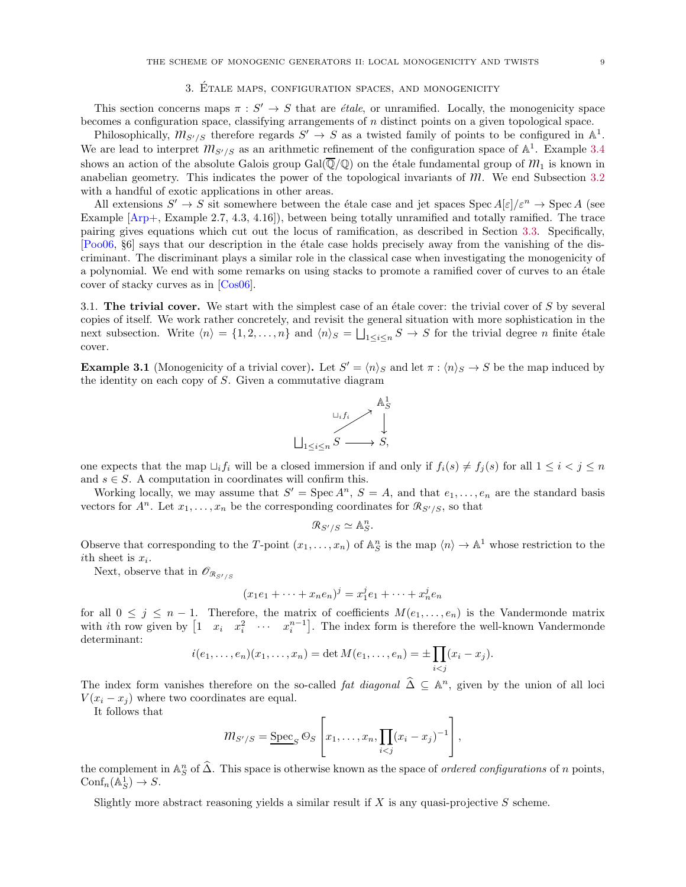## 3. Étale maps, configuration spaces, and monogenicity

This section concerns maps $\pi : S' \to S$ that are *étale*, or unramified. Locally, the monogenicity space becomes a configuration space, classifying arrangements of $n$ distinct points on a given topological space.

Philosophically, $\mathcal{M}_{S'/S}$ therefore regards $S' \to S$ as a twisted family of points to be configured in $\mathbb{A}^1$. We are lead to interpret $\mathcal{M}_{S'/S}$ as an arithmetic refinement of the configuration space of $\mathbb{A}^1$. Example 3.4 shows an action of the absolute Galois group $\mathrm{Gal}(\overline{\mathbb{Q}}/\mathbb{Q})$ on the étale fundamental group of $\mathcal{M}_1$ is known in anabelian geometry. This indicates the power of the topological invariants of $\mathcal{M}$. We end Subsection 3.2 with a handful of exotic applications in other areas.

All extensions $S' \to S$ sit somewhere between the étale case and jet spaces $\operatorname{Spec} A[\varepsilon]/\varepsilon^n \to \operatorname{Spec} A$ (see Example [Arp+, Example 2.7, 4.3, 4.16]), between being totally unramified and totally ramified. The trace pairing gives equations which cut out the locus of ramification, as described in Section 3.3. Specifically, [Poo06, §6] says that our description in the étale case holds precisely away from the vanishing of the discriminant. The discriminant plays a similar role in the classical case when investigating the monogenicity of a polynomial. We end with some remarks on using stacks to promote a ramified cover of curves to an étale cover of stacky curves as in [Cos06].

### 3.1. The trivial cover.

We start with the simplest case of an étale cover: the trivial cover of $S$ by several copies of itself. We work rather concretely, and revisit the general situation with more sophistication in the next subsection. Write $\langle n \rangle = \{1, 2, \ldots, n\}$ and $\langle n \rangle_S = \bigsqcup_{1 \le i \le n} S \to S$ for the trivial degree $n$ finite étale cover.

**Example 3.1** (Monogenicity of a trivial cover)**.** Let $S' = \langle n \rangle_S$ and let $\pi : \langle n \rangle_S \to S$ be the map induced by the identity on each copy of $S$. Given a commutative diagram

$$
\begin{array}{ccc}
 & & \mathbb{A}^1_S \\
 & \overset{\sqcup_i f_i}{\nearrow} & \downarrow \\
\bigsqcup_{1 \le i \le n} S & \longrightarrow & S,
\end{array}
$$

one expects that the map $\sqcup_i f_i$ will be a closed immersion if and only if $f_i(s) \neq f_j(s)$ for all $1 \le i < j \le n$ and $s \in S$. A computation in coordinates will confirm this.

Working locally, we may assume that $S' = \operatorname{Spec} A^n$, $S = A$, and that $e_1, \ldots, e_n$ are the standard basis vectors for $A^n$. Let $x_1, \ldots, x_n$ be the corresponding coordinates for $\mathcal{R}_{S'/S}$, so that

$$
\mathcal{R}_{S'/S} \simeq \mathbb{A}^n_S.
$$

Observe that corresponding to the $T$-point $(x_1, \ldots, x_n)$ of $\mathbb{A}^n_S$ is the map $\langle n \rangle \to \mathbb{A}^1$ whose restriction to the $i$th sheet is $x_i$.

Next, observe that in $\mathcal{O}_{\mathcal{R}_{S'/S}}$

$$
(x_1 e_1 + \cdots + x_n e_n)^j = x_1^j e_1 + \cdots + x_n^j e_n
$$

for all $0 \le j \le n-1$. Therefore, the matrix of coefficients $M(e_1, \ldots, e_n)$ is the Vandermonde matrix with $i$th row given by $\begin{bmatrix} 1 & x_i & x_i^2 & \cdots & x_i^{n-1} \end{bmatrix}$. The index form is therefore the well-known Vandermonde determinant:

$$
i(e_1, \ldots, e_n)(x_1, \ldots, x_n) = \det M(e_1, \ldots, e_n) = \pm \prod_{i<j} (x_i - x_j).
$$

The index form vanishes therefore on the so-called *fat diagonal* $\widehat{\Delta} \subseteq \mathbb{A}^n$, given by the union of all loci $V(x_i - x_j)$ where two coordinates are equal.

It follows that

$$
\mathcal{M}_{S'/S} = \underline{\operatorname{Spec}}_S \, \mathcal{O}_S \left[ x_1, \ldots, x_n, \prod_{i<j} (x_i - x_j)^{-1} \right],
$$

the complement in $\mathbb{A}^n_S$ of $\widehat{\Delta}$. This space is otherwise known as the space of *ordered configurations* of $n$ points, $\mathrm{Conf}_n(\mathbb{A}^1_S) \to S$.

Slightly more abstract reasoning yields a similar result if $X$ is any quasi-projective $S$ scheme.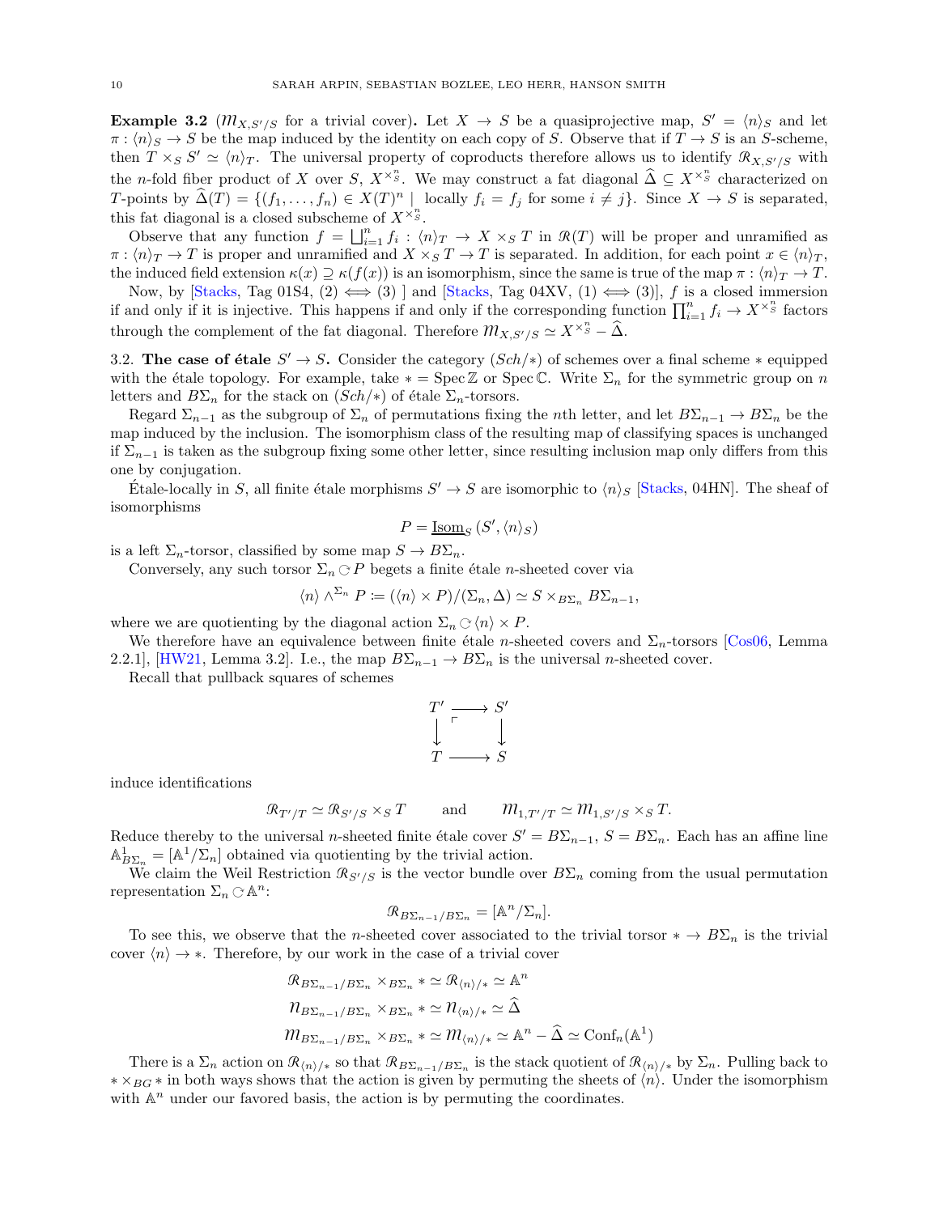**Example 3.2** ($\mathcal{M}_{X,S'/S}$ for a trivial cover)**.** Let $X \to S$ be a quasiprojective map, $S' = \langle n \rangle_S$ and let $\pi : \langle n \rangle_S \to S$ be the map induced by the identity on each copy of $S$. Observe that if $T \to S$ is an $S$-scheme, then $T \times_S S' \simeq \langle n \rangle_T$. The universal property of coproducts therefore allows us to identify $\mathcal{R}_{X,S'/S}$ with the $n$-fold fiber product of $X$ over $S$, $X^{\times_S^n}$. We may construct a fat diagonal $\widehat{\Delta} \subseteq X^{\times_S^n}$ characterized on $T$-points by $\widehat{\Delta}(T) = \{(f_1, \ldots, f_n) \in X(T)^n \mid \text{ locally } f_i = f_j \text{ for some } i \neq j\}$. Since $X \to S$ is separated, this fat diagonal is a closed subscheme of $X^{\times_S^n}$.

Observe that any function $f = \bigsqcup_{i=1}^n f_i : \langle n \rangle_T \to X \times_S T$ in $\mathcal{R}(T)$ will be proper and unramified as $\pi : \langle n \rangle_T \to T$ is proper and unramified and $X \times_S T \to T$ is separated. In addition, for each point $x \in \langle n \rangle_T$, the induced field extension $\kappa(x) \supseteq \kappa(f(x))$ is an isomorphism, since the same is true of the map $\pi : \langle n \rangle_T \to T$.

Now, by [Stacks, Tag 01S4, (2) $\iff$ (3) ] and [Stacks, Tag 04XV, (1) $\iff$ (3)], $f$ is a closed immersion if and only if it is injective. This happens if and only if the corresponding function $\prod_{i=1}^n f_i \to X^{\times_S^n}$ factors through the complement of the fat diagonal. Therefore $\mathcal{M}_{X,S'/S} \simeq X^{\times_S^n} - \widehat{\Delta}$.

3.2. **The case of étale $S' \to S$.** Consider the category $(Sch/*)$ of schemes over a final scheme $*$ equipped with the étale topology. For example, take $* = \operatorname{Spec} \mathbb{Z}$ or $\operatorname{Spec} \mathbb{C}$. Write $\Sigma_n$ for the symmetric group on $n$ letters and $B\Sigma_n$ for the stack on $(Sch/*)$ of étale $\Sigma_n$-torsors.

Regard $\Sigma_{n-1}$ as the subgroup of $\Sigma_n$ of permutations fixing the $n$th letter, and let $B\Sigma_{n-1} \to B\Sigma_n$ be the map induced by the inclusion. The isomorphism class of the resulting map of classifying spaces is unchanged if $\Sigma_{n-1}$ is taken as the subgroup fixing some other letter, since resulting inclusion map only differs from this one by conjugation.

Étale-locally in $S$, all finite étale morphisms $S' \to S$ are isomorphic to $\langle n \rangle_S$ [Stacks, 04HN]. The sheaf of isomorphisms

$$P = \underline{\operatorname{Isom}}_S\left(S', \langle n \rangle_S\right)$$

is a left $\Sigma_n$-torsor, classified by some map $S \to B\Sigma_n$.

Conversely, any such torsor $\Sigma_n \circlearrowright P$ begets a finite étale $n$-sheeted cover via

$$\langle n \rangle \wedge^{\Sigma_n} P := (\langle n \rangle \times P)/(\Sigma_n, \Delta) \simeq S \times_{B\Sigma_n} B\Sigma_{n-1},$$

where we are quotienting by the diagonal action $\Sigma_n \circlearrowright \langle n \rangle \times P$.

We therefore have an equivalence between finite étale $n$-sheeted covers and $\Sigma_n$-torsors [Cos06, Lemma 2.2.1], [HW21, Lemma 3.2]. I.e., the map $B\Sigma_{n-1} \to B\Sigma_n$ is the universal $n$-sheeted cover.

Recall that pullback squares of schemes

$$\begin{array}{ccc} T' & \longrightarrow & S' \\ \big\downarrow & \ulcorner & \big\downarrow \\ T & \longrightarrow & S \end{array}$$

induce identifications

$$\mathcal{R}_{T'/T} \simeq \mathcal{R}_{S'/S} \times_S T \qquad \text{and} \qquad \mathcal{M}_{1,T'/T} \simeq \mathcal{M}_{1,S'/S} \times_S T.$$

Reduce thereby to the universal $n$-sheeted finite étale cover $S' = B\Sigma_{n-1}$, $S = B\Sigma_n$. Each has an affine line $\mathbb{A}^1_{B\Sigma_n} = [\mathbb{A}^1/\Sigma_n]$ obtained via quotienting by the trivial action.

We claim the Weil Restriction $\mathcal{R}_{S'/S}$ is the vector bundle over $B\Sigma_n$ coming from the usual permutation representation $\Sigma_n \circlearrowright \mathbb{A}^n$:

$$\mathcal{R}_{B\Sigma_{n-1}/B\Sigma_n} = [\mathbb{A}^n/\Sigma_n].$$

To see this, we observe that the $n$-sheeted cover associated to the trivial torsor $* \to B\Sigma_n$ is the trivial cover $\langle n \rangle \to *$. Therefore, by our work in the case of a trivial cover

$$\begin{aligned}
\mathcal{R}_{B\Sigma_{n-1}/B\Sigma_n} \times_{B\Sigma_n} * &\simeq \mathcal{R}_{\langle n \rangle/*} \simeq \mathbb{A}^n \\
\mathcal{N}_{B\Sigma_{n-1}/B\Sigma_n} \times_{B\Sigma_n} * &\simeq \mathcal{N}_{\langle n \rangle/*} \simeq \widehat{\Delta} \\
\mathcal{M}_{B\Sigma_{n-1}/B\Sigma_n} \times_{B\Sigma_n} * &\simeq \mathcal{M}_{\langle n \rangle/*} \simeq \mathbb{A}^n - \widehat{\Delta} \simeq \operatorname{Conf}_n(\mathbb{A}^1)
\end{aligned}$$

There is a $\Sigma_n$ action on $\mathcal{R}_{\langle n \rangle/*}$ so that $\mathcal{R}_{B\Sigma_{n-1}/B\Sigma_n}$ is the stack quotient of $\mathcal{R}_{\langle n \rangle/*}$ by $\Sigma_n$. Pulling back to $* \times_{BG} *$ in both ways shows that the action is given by permuting the sheets of $\langle n \rangle$. Under the isomorphism with $\mathbb{A}^n$ under our favored basis, the action is by permuting the coordinates.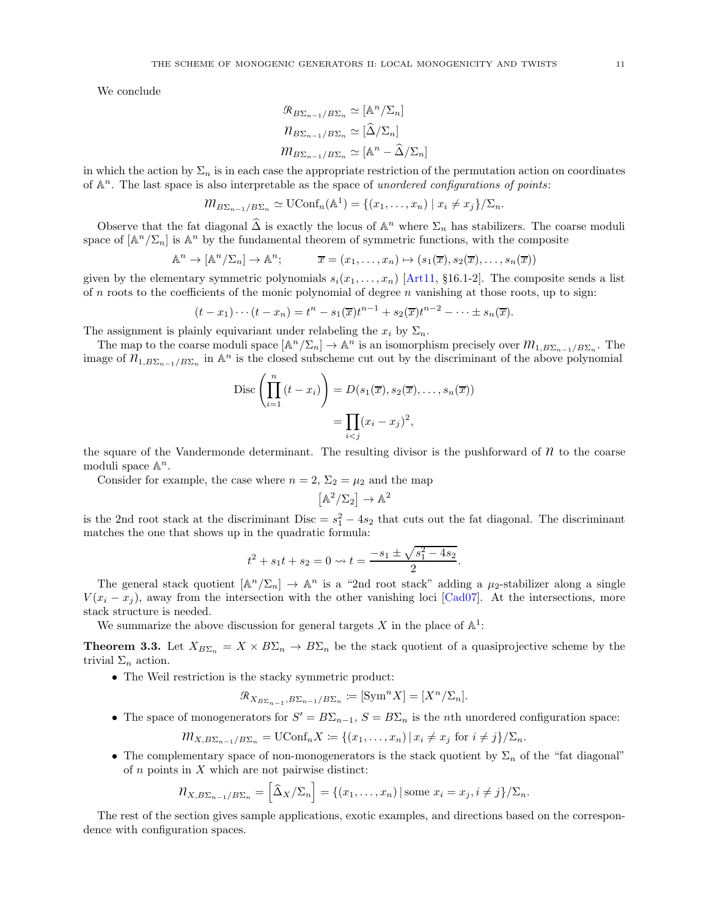We conclude

$$\mathcal{R}_{B\Sigma_{n-1}/B\Sigma_n} \simeq [\mathbb{A}^n/\Sigma_n]$$
$$\mathcal{N}_{B\Sigma_{n-1}/B\Sigma_n} \simeq [\widehat{\Delta}/\Sigma_n]$$
$$\mathcal{M}_{B\Sigma_{n-1}/B\Sigma_n} \simeq [\mathbb{A}^n - \widehat{\Delta}/\Sigma_n]$$

in which the action by $\Sigma_n$ is in each case the appropriate restriction of the permutation action on coordinates of $\mathbb{A}^n$. The last space is also interpretable as the space of *unordered configurations of points*:

$$\mathcal{M}_{B\Sigma_{n-1}/B\Sigma_n} \simeq \mathrm{UConf}_n(\mathbb{A}^1) = \{(x_1, \ldots, x_n) \mid x_i \neq x_j\}/\Sigma_n.$$

Observe that the fat diagonal $\widehat{\Delta}$ is exactly the locus of $\mathbb{A}^n$ where $\Sigma_n$ has stabilizers. The coarse moduli space of $[\mathbb{A}^n/\Sigma_n]$ is $\mathbb{A}^n$ by the fundamental theorem of symmetric functions, with the composite

$$\mathbb{A}^n \to [\mathbb{A}^n/\Sigma_n] \to \mathbb{A}^n; \qquad \overline{x} = (x_1, \ldots, x_n) \mapsto (s_1(\overline{x}), s_2(\overline{x}), \ldots, s_n(\overline{x}))$$

given by the elementary symmetric polynomials $s_i(x_1, \ldots, x_n)$ [Art11, §16.1-2]. The composite sends a list of $n$ roots to the coefficients of the monic polynomial of degree $n$ vanishing at those roots, up to sign:

$$(t - x_1) \cdots (t - x_n) = t^n - s_1(\overline{x})t^{n-1} + s_2(\overline{x})t^{n-2} - \cdots \pm s_n(\overline{x}).$$

The assignment is plainly equivariant under relabeling the $x_i$ by $\Sigma_n$.

The map to the coarse moduli space $[\mathbb{A}^n/\Sigma_n] \to \mathbb{A}^n$ is an isomorphism precisely over $\mathcal{M}_{1,B\Sigma_{n-1}/B\Sigma_n}$. The image of $\mathcal{N}_{1,B\Sigma_{n-1}/B\Sigma_n}$ in $\mathbb{A}^n$ is the closed subscheme cut out by the discriminant of the above polynomial

$$\mathrm{Disc}\left(\prod_{i=1}^{n}(t - x_i)\right) = D(s_1(\overline{x}), s_2(\overline{x}), \ldots, s_n(\overline{x}))$$
$$= \prod_{i<j}(x_i - x_j)^2,$$

the square of the Vandermonde determinant. The resulting divisor is the pushforward of $\mathcal{N}$ to the coarse moduli space $\mathbb{A}^n$.

Consider for example, the case where $n = 2$, $\Sigma_2 = \mu_2$ and the map

$$\left[\mathbb{A}^2/\Sigma_2\right] \to \mathbb{A}^2$$

is the 2nd root stack at the discriminant $\mathrm{Disc} = s_1^2 - 4s_2$ that cuts out the fat diagonal. The discriminant matches the one that shows up in the quadratic formula:

$$t^2 + s_1 t + s_2 = 0 \rightsquigarrow t = \frac{-s_1 \pm \sqrt{s_1^2 - 4s_2}}{2}.$$

The general stack quotient $[\mathbb{A}^n/\Sigma_n] \to \mathbb{A}^n$ is a "2nd root stack" adding a $\mu_2$-stabilizer along a single $V(x_i - x_j)$, away from the intersection with the other vanishing loci [Cad07]. At the intersections, more stack structure is needed.

We summarize the above discussion for general targets $X$ in the place of $\mathbb{A}^1$:

**Theorem 3.3.** Let $X_{B\Sigma_n} = X \times B\Sigma_n \to B\Sigma_n$ be the stack quotient of a quasiprojective scheme by the trivial $\Sigma_n$ action.

- The Weil restriction is the stacky symmetric product:
$$\mathcal{R}_{X_{B\Sigma_{n-1}}, B\Sigma_{n-1}/B\Sigma_n} := [\mathrm{Sym}^n X] = [X^n/\Sigma_n].$$
- The space of monogenerators for $S' = B\Sigma_{n-1}$, $S = B\Sigma_n$ is the $n$th unordered configuration space:
$$\mathcal{M}_{X, B\Sigma_{n-1}/B\Sigma_n} = \mathrm{UConf}_n X := \{(x_1, \ldots, x_n) \,|\, x_i \neq x_j \text{ for } i \neq j\}/\Sigma_n.$$
- The complementary space of non-monogenerators is the stack quotient by $\Sigma_n$ of the "fat diagonal" of $n$ points in $X$ which are not pairwise distinct:
$$\mathcal{N}_{X, B\Sigma_{n-1}/B\Sigma_n} = \left[\widehat{\Delta}_X/\Sigma_n\right] = \{(x_1, \ldots, x_n) \,|\, \text{some } x_i = x_j, i \neq j\}/\Sigma_n.$$

The rest of the section gives sample applications, exotic examples, and directions based on the correspondence with configuration spaces.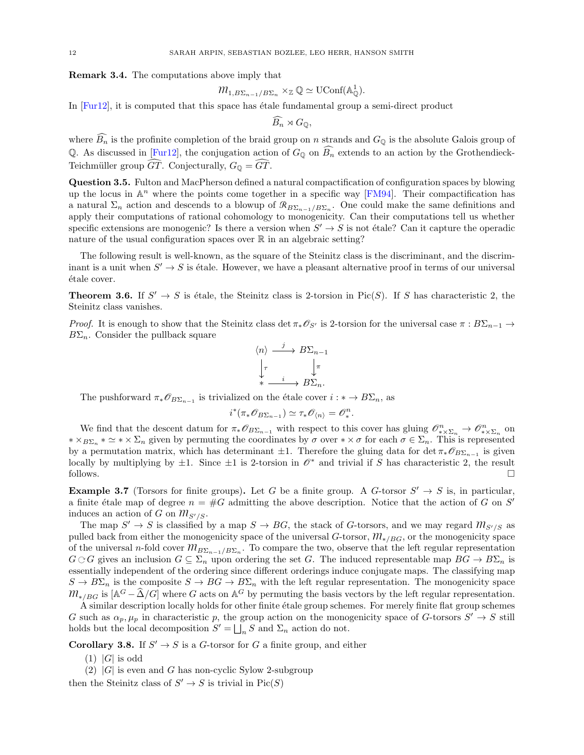**Remark 3.4.** The computations above imply that

$$\mathcal{M}_{1,B\Sigma_{n-1}/B\Sigma_n} \times_{\mathbb{Z}} \mathbb{Q} \simeq \mathrm{UConf}(\mathbb{A}^1_{\mathbb{Q}}).$$

In [Fur12], it is computed that this space has étale fundamental group a semi-direct product

$$\widehat{B_n} \rtimes G_{\mathbb{Q}},$$

where $\widehat{B_n}$ is the profinite completion of the braid group on $n$ strands and $G_{\mathbb{Q}}$ is the absolute Galois group of $\mathbb{Q}$. As discussed in [Fur12], the conjugation action of $G_{\mathbb{Q}}$ on $\widehat{B_n}$ extends to an action by the Grothendieck-Teichmüller group $\widehat{GT}$. Conjecturally, $G_{\mathbb{Q}} = \widehat{GT}$.

**Question 3.5.** Fulton and MacPherson defined a natural compactification of configuration spaces by blowing up the locus in $\mathbb{A}^n$ where the points come together in a specific way [FM94]. Their compactification has a natural $\Sigma_n$ action and descends to a blowup of $\mathcal{R}_{B\Sigma_{n-1}/B\Sigma_n}$. One could make the same definitions and apply their computations of rational cohomology to monogenicity. Can their computations tell us whether specific extensions are monogenic? Is there a version when $S' \to S$ is not étale? Can it capture the operadic nature of the usual configuration spaces over $\mathbb{R}$ in an algebraic setting?

The following result is well-known, as the square of the Steinitz class is the discriminant, and the discriminant is a unit when $S' \to S$ is étale. However, we have a pleasant alternative proof in terms of our universal étale cover.

**Theorem 3.6.** If $S' \to S$ is étale, the Steinitz class is 2-torsion in $\mathrm{Pic}(S)$. If $S$ has characteristic 2, the Steinitz class vanishes.

*Proof.* It is enough to show that the Steinitz class $\det \pi_* \mathcal{O}_{S'}$ is 2-torsion for the universal case $\pi : B\Sigma_{n-1} \to B\Sigma_n$. Consider the pullback square

$$\begin{array}{ccc} \langle n \rangle & \xrightarrow{\ j\ } & B\Sigma_{n-1} \\ \Big\downarrow{\scriptstyle \tau} & & \Big\downarrow{\scriptstyle \pi} \\ * & \xrightarrow{\ i\ } & B\Sigma_n. \end{array}$$

The pushforward $\pi_* \mathcal{O}_{B\Sigma_{n-1}}$ is trivialized on the étale cover $i : * \to B\Sigma_n$, as

$$i^*(\pi_* \mathcal{O}_{B\Sigma_{n-1}}) \simeq \tau_* \mathcal{O}_{\langle n \rangle} = \mathcal{O}_*^n.$$

We find that the descent datum for $\pi_* \mathcal{O}_{B\Sigma_{n-1}}$ with respect to this cover has gluing $\mathcal{O}^n_{*\times\Sigma_n} \to \mathcal{O}^n_{*\times\Sigma_n}$ on $* \times_{B\Sigma_n} * \simeq * \times \Sigma_n$ given by permuting the coordinates by $\sigma$ over $* \times \sigma$ for each $\sigma \in \Sigma_n$. This is represented by a permutation matrix, which has determinant $\pm 1$. Therefore the gluing data for $\det \pi_* \mathcal{O}_{B\Sigma_{n-1}}$ is given locally by multiplying by $\pm 1$. Since $\pm 1$ is 2-torsion in $\mathcal{O}^*$ and trivial if $S$ has characteristic 2, the result follows. $\square$

**Example 3.7** (Torsors for finite groups)**.** Let $G$ be a finite group. A $G$-torsor $S' \to S$ is, in particular, a finite étale map of degree $n = \#G$ admitting the above description. Notice that the action of $G$ on $S'$ induces an action of $G$ on $\mathcal{M}_{S'/S}$.

The map $S' \to S$ is classified by a map $S \to BG$, the stack of $G$-torsors, and we may regard $\mathcal{M}_{S'/S}$ as pulled back from either the monogenicity space of the universal $G$-torsor, $\mathcal{M}_{*/BG}$, or the monogenicity space of the universal $n$-fold cover $\mathcal{M}_{B\Sigma_{n-1}/B\Sigma_n}$. To compare the two, observe that the left regular representation $G \circlearrowright G$ gives an inclusion $G \subseteq \Sigma_n$ upon ordering the set $G$. The induced representable map $BG \to B\Sigma_n$ is essentially independent of the ordering since different orderings induce conjugate maps. The classifying map $S \to B\Sigma_n$ is the composite $S \to BG \to B\Sigma_n$ with the left regular representation. The monogenicity space $\mathcal{M}_{*/BG}$ is $[\mathbb{A}^G - \widehat{\Delta}/G]$ where $G$ acts on $\mathbb{A}^G$ by permuting the basis vectors by the left regular representation.

A similar description locally holds for other finite étale group schemes. For merely finite flat group schemes $G$ such as $\alpha_p, \mu_p$ in characteristic $p$, the group action on the monogenicity space of $G$-torsors $S' \to S$ still holds but the local decomposition $S' = \bigsqcup_n S$ and $\Sigma_n$ action do not.

**Corollary 3.8.** If $S' \to S$ is a $G$-torsor for $G$ a finite group, and either

(1) $|G|$ is odd
(2) $|G|$ is even and $G$ has non-cyclic Sylow 2-subgroup

then the Steinitz class of $S' \to S$ is trivial in $\mathrm{Pic}(S)$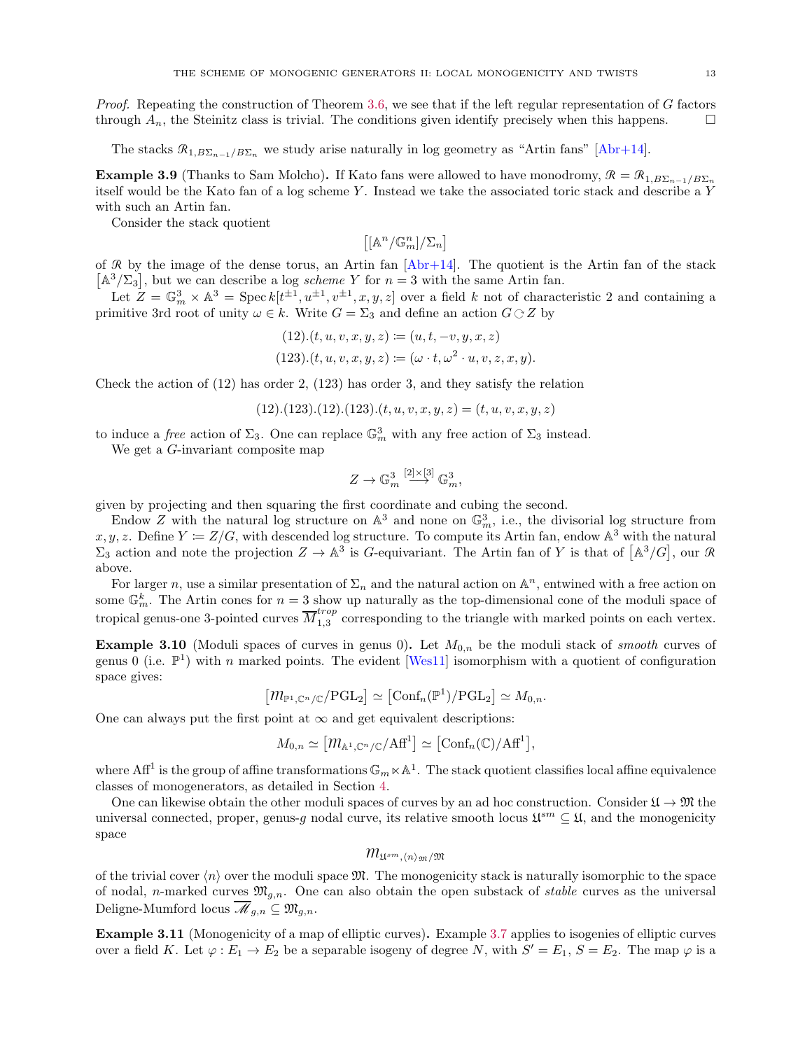*Proof.* Repeating the construction of Theorem 3.6, we see that if the left regular representation of $G$ factors through $A_n$, the Steinitz class is trivial. The conditions given identify precisely when this happens. □

The stacks $\mathcal{R}_{1,B\Sigma_{n-1}/B\Sigma_n}$ we study arise naturally in log geometry as "Artin fans" [Abr+14].

**Example 3.9** (Thanks to Sam Molcho)**.** If Kato fans were allowed to have monodromy, $\mathcal{R} = \mathcal{R}_{1,B\Sigma_{n-1}/B\Sigma_n}$ itself would be the Kato fan of a log scheme $Y$. Instead we take the associated toric stack and describe a $Y$ with such an Artin fan.

Consider the stack quotient

$$\left[[\mathbb{A}^n/\mathbb{G}_m^n]/\Sigma_n\right]$$

of $\mathcal{R}$ by the image of the dense torus, an Artin fan [Abr+14]. The quotient is the Artin fan of the stack $\left[\mathbb{A}^3/\Sigma_3\right]$, but we can describe a log *scheme* $Y$ for $n = 3$ with the same Artin fan.

Let $Z = \mathbb{G}_m^3 \times \mathbb{A}^3 = \operatorname{Spec} k[t^{\pm 1}, u^{\pm 1}, v^{\pm 1}, x, y, z]$ over a field $k$ not of characteristic 2 and containing a primitive 3rd root of unity $\omega \in k$. Write $G = \Sigma_3$ and define an action $G \circlearrowright Z$ by

$$(12).(t, u, v, x, y, z) := (u, t, -v, y, x, z)$$
$$(123).(t, u, v, x, y, z) := (\omega \cdot t, \omega^2 \cdot u, v, z, x, y).$$

Check the action of (12) has order 2, (123) has order 3, and they satisfy the relation

$$(12).(123).(12).(123).(t, u, v, x, y, z) = (t, u, v, x, y, z)$$

to induce a *free* action of $\Sigma_3$. One can replace $\mathbb{G}_m^3$ with any free action of $\Sigma_3$ instead.

We get a $G$-invariant composite map

$$Z \to \mathbb{G}_m^3 \xrightarrow{[2]\times[3]} \mathbb{G}_m^3,$$

given by projecting and then squaring the first coordinate and cubing the second.

Endow $Z$ with the natural log structure on $\mathbb{A}^3$ and none on $\mathbb{G}_m^3$, i.e., the divisorial log structure from $x, y, z$. Define $Y := Z/G$, with descended log structure. To compute its Artin fan, endow $\mathbb{A}^3$ with the natural $\Sigma_3$ action and note the projection $Z \to \mathbb{A}^3$ is $G$-equivariant. The Artin fan of $Y$ is that of $\left[\mathbb{A}^3/G\right]$, our $\mathcal{R}$ above.

For larger $n$, use a similar presentation of $\Sigma_n$ and the natural action on $\mathbb{A}^n$, entwined with a free action on some $\mathbb{G}_m^k$. The Artin cones for $n = 3$ show up naturally as the top-dimensional cone of the moduli space of tropical genus-one 3-pointed curves $\overline{M}_{1,3}^{trop}$ corresponding to the triangle with marked points on each vertex.

**Example 3.10** (Moduli spaces of curves in genus 0)**.** Let $M_{0,n}$ be the moduli stack of *smooth* curves of genus 0 (i.e. $\mathbb{P}^1$) with $n$ marked points. The evident [Wes11] isomorphism with a quotient of configuration space gives:

$$\left[\mathcal{M}_{\mathbb{P}^1,\mathbb{C}^n/\mathbb{C}}/\mathrm{PGL}_2\right] \simeq \left[\mathrm{Conf}_n(\mathbb{P}^1)/\mathrm{PGL}_2\right] \simeq M_{0,n}.$$

One can always put the first point at $\infty$ and get equivalent descriptions:

$$M_{0,n} \simeq \left[\mathcal{M}_{\mathbb{A}^1,\mathbb{C}^n/\mathbb{C}}/\mathrm{Aff}^1\right] \simeq \left[\mathrm{Conf}_n(\mathbb{C})/\mathrm{Aff}^1\right],$$

where $\mathrm{Aff}^1$ is the group of affine transformations $\mathbb{G}_m \ltimes \mathbb{A}^1$. The stack quotient classifies local affine equivalence classes of monogenerators, as detailed in Section 4.

One can likewise obtain the other moduli spaces of curves by an ad hoc construction. Consider $\mathfrak{U} \to \mathfrak{M}$ the universal connected, proper, genus-$g$ nodal curve, its relative smooth locus $\mathfrak{U}^{sm} \subseteq \mathfrak{U}$, and the monogenicity space

$$\mathcal{M}_{\mathfrak{U}^{sm},\langle n\rangle_{\mathfrak{M}}/\mathfrak{M}}$$

of the trivial cover $\langle n\rangle$ over the moduli space $\mathfrak{M}$. The monogenicity stack is naturally isomorphic to the space of nodal, $n$-marked curves $\mathfrak{M}_{g,n}$. One can also obtain the open substack of *stable* curves as the universal Deligne-Mumford locus $\overline{\mathscr{M}}_{g,n} \subseteq \mathfrak{M}_{g,n}$.

**Example 3.11** (Monogenicity of a map of elliptic curves)**.** Example 3.7 applies to isogenies of elliptic curves over a field $K$. Let $\varphi : E_1 \to E_2$ be a separable isogeny of degree $N$, with $S' = E_1$, $S = E_2$. The map $\varphi$ is a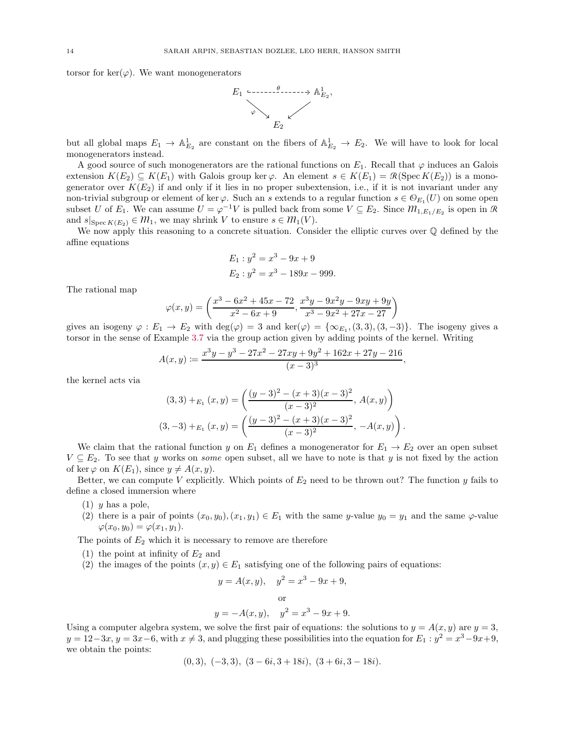torsor for $\ker(\varphi)$. We want monogenerators

$$\begin{array}{ccc} E_1 & \overset{\theta}{\dashrightarrow} & \mathbb{A}^1_{E_2}, \\ & \searrow^{\varphi} \quad \swarrow & \\ & E_2 & \end{array}$$

but all global maps $E_1 \to \mathbb{A}^1_{E_2}$ are constant on the fibers of $\mathbb{A}^1_{E_2} \to E_2$. We will have to look for local monogenerators instead.

A good source of such monogenerators are the rational functions on $E_1$. Recall that $\varphi$ induces an Galois extension $K(E_2) \subseteq K(E_1)$ with Galois group $\ker\varphi$. An element $s \in K(E_1) = \mathcal{R}(\operatorname{Spec} K(E_2))$ is a monogenerator over $K(E_2)$ if and only if it lies in no proper subextension, i.e., if it is not invariant under any non-trivial subgroup or element of $\ker\varphi$. Such an $s$ extends to a regular function $s \in \mathcal{O}_{E_1}(U)$ on some open subset $U$ of $E_1$. We can assume $U = \varphi^{-1}V$ is pulled back from some $V \subseteq E_2$. Since $\mathcal{M}_{1,E_1/E_2}$ is open in $\mathcal{R}$ and $s|_{\operatorname{Spec} K(E_2)} \in \mathcal{M}_1$, we may shrink $V$ to ensure $s \in \mathcal{M}_1(V)$.

We now apply this reasoning to a concrete situation. Consider the elliptic curves over $\mathbb{Q}$ defined by the affine equations

$$E_1 : y^2 = x^3 - 9x + 9$$
$$E_2 : y^2 = x^3 - 189x - 999.$$

The rational map

$$\varphi(x, y) = \left( \frac{x^3 - 6x^2 + 45x - 72}{x^2 - 6x + 9}, \frac{x^3y - 9x^2y - 9xy + 9y}{x^3 - 9x^2 + 27x - 27} \right)$$

gives an isogeny $\varphi : E_1 \to E_2$ with $\deg(\varphi) = 3$ and $\ker(\varphi) = \{\infty_{E_1}, (3, 3), (3, -3)\}$. The isogeny gives a torsor in the sense of Example 3.7 via the group action given by adding points of the kernel. Writing

$$A(x, y) := \frac{x^3y - y^3 - 27x^2 - 27xy + 9y^2 + 162x + 27y - 216}{(x - 3)^3},$$

the kernel acts via

$$(3, 3) +_{E_1} (x, y) = \left( \frac{(y - 3)^2 - (x + 3)(x - 3)^2}{(x - 3)^2}, A(x, y) \right)$$
$$(3, -3) +_{E_1} (x, y) = \left( \frac{(y - 3)^2 - (x + 3)(x - 3)^2}{(x - 3)^2}, -A(x, y) \right).$$

We claim that the rational function $y$ on $E_1$ defines a monogenerator for $E_1 \to E_2$ over an open subset $V \subseteq E_2$. To see that $y$ works on *some* open subset, all we have to note is that $y$ is not fixed by the action of $\ker\varphi$ on $K(E_1)$, since $y \neq A(x, y)$.

Better, we can compute $V$ explicitly. Which points of $E_2$ need to be thrown out? The function $y$ fails to define a closed immersion where

1. $y$ has a pole,
2. there is a pair of points $(x_0, y_0), (x_1, y_1) \in E_1$ with the same $y$-value $y_0 = y_1$ and the same $\varphi$-value $\varphi(x_0, y_0) = \varphi(x_1, y_1)$.

The points of $E_2$ which it is necessary to remove are therefore

1. the point at infinity of $E_2$ and
2. the images of the points $(x, y) \in E_1$ satisfying one of the following pairs of equations:

$$y = A(x, y), \quad y^2 = x^3 - 9x + 9,$$

or

$$y = -A(x, y), \quad y^2 = x^3 - 9x + 9.$$

Using a computer algebra system, we solve the first pair of equations: the solutions to $y = A(x, y)$ are $y = 3$, $y = 12 - 3x$, $y = 3x - 6$, with $x \neq 3$, and plugging these possibilities into the equation for $E_1 : y^2 = x^3 - 9x + 9$, we obtain the points:

$$(0, 3),\ (-3, 3),\ (3 - 6i, 3 + 18i),\ (3 + 6i, 3 - 18i).$$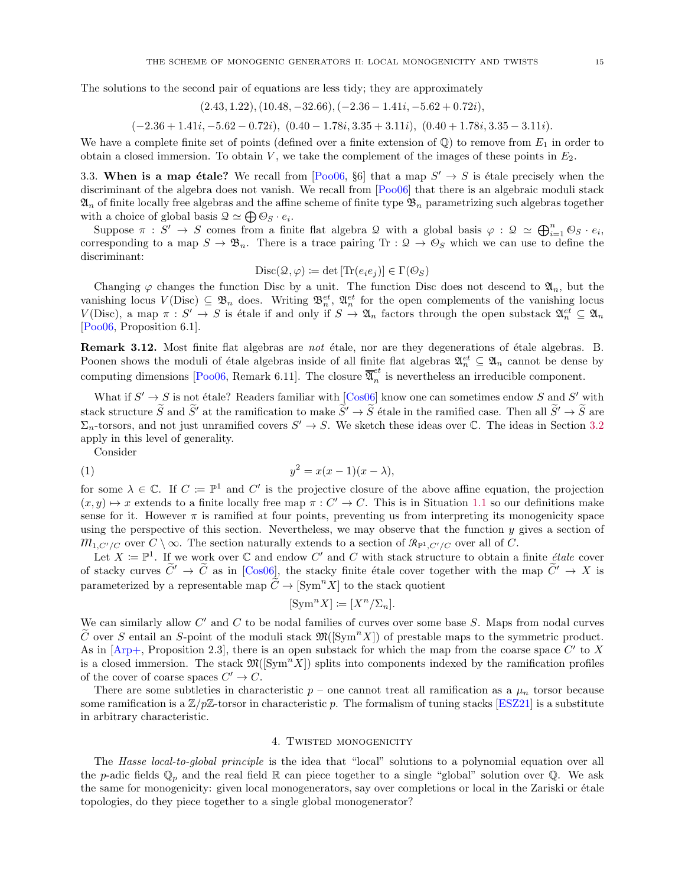The solutions to the second pair of equations are less tidy; they are approximately

$$(2.43, 1.22), (10.48, -32.66), (-2.36 - 1.41i, -5.62 + 0.72i),$$

$$(-2.36 + 1.41i, -5.62 - 0.72i),\ (0.40 - 1.78i, 3.35 + 3.11i),\ (0.40 + 1.78i, 3.35 - 3.11i).$$

We have a complete finite set of points (defined over a finite extension of $\mathbb{Q}$) to remove from $E_1$ in order to obtain a closed immersion. To obtain $V$, we take the complement of the images of these points in $E_2$.

3.3. **When is a map étale?** We recall from [Poo06, §6] that a map $S' \to S$ is étale precisely when the discriminant of the algebra does not vanish. We recall from [Poo06] that there is an algebraic moduli stack $\mathfrak{A}_n$ of finite locally free algebras and the affine scheme of finite type $\mathfrak{B}_n$ parametrizing such algebras together with a choice of global basis $\mathcal{Q} \simeq \bigoplus \mathcal{O}_S \cdot e_i$.

Suppose $\pi : S' \to S$ comes from a finite flat algebra $\mathcal{Q}$ with a global basis $\varphi : \mathcal{Q} \simeq \bigoplus_{i=1}^{n} \mathcal{O}_S \cdot e_i$, corresponding to a map $S \to \mathfrak{B}_n$. There is a trace pairing $\mathrm{Tr} : \mathcal{Q} \to \mathcal{O}_S$ which we can use to define the discriminant:

$$\mathrm{Disc}(\mathcal{Q}, \varphi) \coloneqq \det \left[\mathrm{Tr}(e_i e_j)\right] \in \Gamma(\mathcal{O}_S)$$

Changing $\varphi$ changes the function Disc by a unit. The function Disc does not descend to $\mathfrak{A}_n$, but the vanishing locus $V(\mathrm{Disc}) \subseteq \mathfrak{B}_n$ does. Writing $\mathfrak{B}_n^{et}$, $\mathfrak{A}_n^{et}$ for the open complements of the vanishing locus $V(\mathrm{Disc})$, a map $\pi : S' \to S$ is étale if and only if $S \to \mathfrak{A}_n$ factors through the open substack $\mathfrak{A}_n^{et} \subseteq \mathfrak{A}_n$ [Poo06, Proposition 6.1].

**Remark 3.12.** Most finite flat algebras are *not* étale, nor are they degenerations of étale algebras. B. Poonen shows the moduli of étale algebras inside of all finite flat algebras $\mathfrak{A}_n^{et} \subseteq \mathfrak{A}_n$ cannot be dense by computing dimensions [Poo06, Remark 6.11]. The closure $\overline{\mathfrak{A}}_n^{et}$ is nevertheless an irreducible component.

What if $S' \to S$ is not étale? Readers familiar with [Cos06] know one can sometimes endow $S$ and $S'$ with stack structure $\widetilde{S}$ and $\widetilde{S}'$ at the ramification to make $\widetilde{S}' \to \widetilde{S}$ étale in the ramified case. Then all $\widetilde{S}' \to \widetilde{S}$ are $\Sigma_n$-torsors, and not just unramified covers $S' \to S$. We sketch these ideas over $\mathbb{C}$. The ideas in Section 3.2 apply in this level of generality.

Consider

$$y^2 = x(x-1)(x-\lambda), \tag{1}$$

for some $\lambda \in \mathbb{C}$. If $C \coloneqq \mathbb{P}^1$ and $C'$ is the projective closure of the above affine equation, the projection $(x, y) \mapsto x$ extends to a finite locally free map $\pi : C' \to C$. This is in Situation 1.1 so our definitions make sense for it. However $\pi$ is ramified at four points, preventing us from interpreting its monogenicity space using the perspective of this section. Nevertheless, we may observe that the function $y$ gives a section of $\mathcal{M}_{1,C'/C}$ over $C \setminus \infty$. The section naturally extends to a section of $\mathcal{R}_{\mathbb{P}^1,C'/C}$ over all of $C$.

Let $X \coloneqq \mathbb{P}^1$. If we work over $\mathbb{C}$ and endow $C'$ and $C$ with stack structure to obtain a finite *étale* cover of stacky curves $\widetilde{C}' \to \widetilde{C}$ as in [Cos06], the stacky finite étale cover together with the map $\widetilde{C}' \to X$ is parameterized by a representable map $\widetilde{C} \to [\mathrm{Sym}^n X]$ to the stack quotient

$$[\mathrm{Sym}^n X] \coloneqq [X^n / \Sigma_n].$$

We can similarly allow $C'$ and $C$ to be nodal families of curves over some base $S$. Maps from nodal curves $\widetilde{C}$ over $S$ entail an $S$-point of the moduli stack $\mathfrak{M}([\mathrm{Sym}^n X])$ of prestable maps to the symmetric product. As in [Arp+, Proposition 2.3], there is an open substack for which the map from the coarse space $C'$ to $X$ is a closed immersion. The stack $\mathfrak{M}([\mathrm{Sym}^n X])$ splits into components indexed by the ramification profiles of the cover of coarse spaces $C' \to C$.

There are some subtleties in characteristic $p$ – one cannot treat all ramification as a $\mu_n$ torsor because some ramification is a $\mathbb{Z}/p\mathbb{Z}$-torsor in characteristic $p$. The formalism of tuning stacks [ESZ21] is a substitute in arbitrary characteristic.

## 4. Twisted monogenicity

The *Hasse local-to-global principle* is the idea that "local" solutions to a polynomial equation over all the $p$-adic fields $\mathbb{Q}_p$ and the real field $\mathbb{R}$ can piece together to a single "global" solution over $\mathbb{Q}$. We ask the same for monogenicity: given local monogenerators, say over completions or local in the Zariski or étale topologies, do they piece together to a single global monogenerator?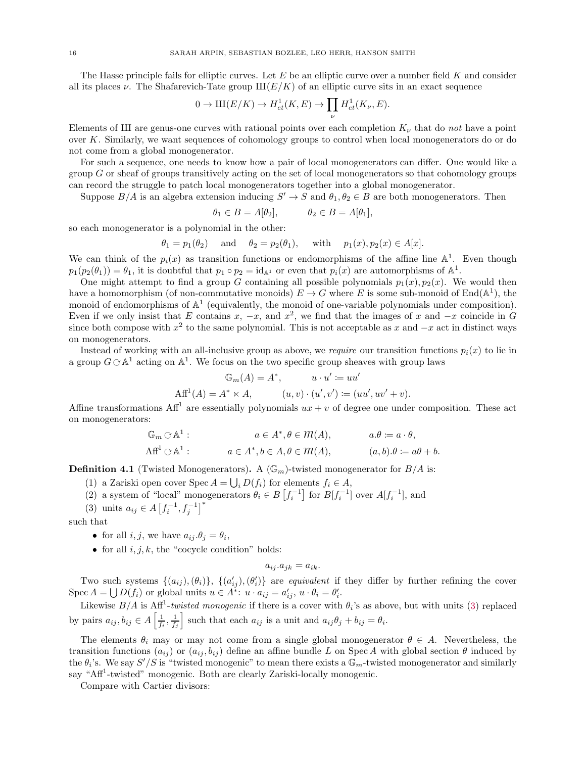The Hasse principle fails for elliptic curves. Let $E$ be an elliptic curve over a number field $K$ and consider all its places $\nu$. The Shafarevich-Tate group $\text{Ш}(E/K)$ of an elliptic curve sits in an exact sequence

$$0 \to \text{Ш}(E/K) \to H^1_{et}(K,E) \to \prod_{\nu} H^1_{et}(K_\nu, E).$$

Elements of Ш are genus-one curves with rational points over each completion $K_\nu$ that do *not* have a point over $K$. Similarly, we want sequences of cohomology groups to control when local monogenerators do or do not come from a global monogenerator.

For such a sequence, one needs to know how a pair of local monogenerators can differ. One would like a group $G$ or sheaf of groups transitively acting on the set of local monogenerators so that cohomology groups can record the struggle to patch local monogenerators together into a global monogenerator.

Suppose $B/A$ is an algebra extension inducing $S' \to S$ and $\theta_1, \theta_2 \in B$ are both monogenerators. Then

$$\theta_1 \in B = A[\theta_2], \qquad \theta_2 \in B = A[\theta_1],$$

so each monogenerator is a polynomial in the other:

$$\theta_1 = p_1(\theta_2) \quad \text{and} \quad \theta_2 = p_2(\theta_1), \quad \text{with} \quad p_1(x), p_2(x) \in A[x].$$

We can think of the $p_i(x)$ as transition functions or endomorphisms of the affine line $\mathbb{A}^1$. Even though $p_1(p_2(\theta_1)) = \theta_1$, it is doubtful that $p_1 \circ p_2 = \text{id}_{\mathbb{A}^1}$ or even that $p_i(x)$ are automorphisms of $\mathbb{A}^1$.

One might attempt to find a group $G$ containing all possible polynomials $p_1(x), p_2(x)$. We would then have a homomorphism (of non-commutative monoids) $E \to G$ where $E$ is some sub-monoid of $\text{End}(\mathbb{A}^1)$, the monoid of endomorphisms of $\mathbb{A}^1$ (equivalently, the monoid of one-variable polynomials under composition). Even if we only insist that $E$ contains $x$, $-x$, and $x^2$, we find that the images of $x$ and $-x$ coincide in $G$ since both compose with $x^2$ to the same polynomial. This is not acceptable as $x$ and $-x$ act in distinct ways on monogenerators.

Instead of working with an all-inclusive group as above, we *require* our transition functions $p_i(x)$ to lie in a group $G \circlearrowright \mathbb{A}^1$ acting on $\mathbb{A}^1$. We focus on the two specific group sheaves with group laws

$$\mathbb{G}_m(A) = A^*, \qquad u \cdot u' := uu'$$

$$\text{Aff}^1(A) = A^* \ltimes A, \qquad (u,v)\cdot(u',v') := (uu', uv' + v).$$

Affine transformations $\text{Aff}^1$ are essentially polynomials $ux + v$ of degree one under composition. These act on monogenerators:

$$\mathbb{G}_m \circlearrowright \mathbb{A}^1: \qquad a \in A^*, \theta \in \mathcal{M}(A), \qquad a.\theta := a \cdot \theta,$$

$$\text{Aff}^1 \circlearrowright \mathbb{A}^1: \qquad a \in A^*, b \in A, \theta \in \mathcal{M}(A), \qquad (a,b).\theta := a\theta + b.$$

**Definition 4.1** (Twisted Monogenerators)**.** A ($\mathbb{G}_m$)-twisted monogenerator for $B/A$ is:

1. a Zariski open cover $\text{Spec}\, A = \bigcup_i D(f_i)$ for elements $f_i \in A$,
2. a system of "local" monogenerators $\theta_i \in B\left[f_i^{-1}\right]$ for $B[f_i^{-1}]$ over $A[f_i^{-1}]$, and
3. units $a_{ij} \in A\left[f_i^{-1}, f_j^{-1}\right]^*$

such that

- for all $i, j$, we have $a_{ij}.\theta_j = \theta_i$,
- for all $i, j, k$, the "cocycle condition" holds:

$$a_{ij}.a_{jk} = a_{ik}.$$

Two such systems $\{(a_{ij}), (\theta_i)\}$, $\{(a'_{ij}), (\theta'_i)\}$ are *equivalent* if they differ by further refining the cover $\text{Spec}\, A = \bigcup D(f_i)$ or global units $u \in A^*$: $u \cdot a_{ij} = a'_{ij}$, $u \cdot \theta_i = \theta'_i$.

Likewise $B/A$ is $\text{Aff}^1$-*twisted monogenic* if there is a cover with $\theta_i$'s as above, but with units (3) replaced by pairs $a_{ij}, b_{ij} \in A\left[\frac{1}{f_i}, \frac{1}{f_j}\right]$ such that each $a_{ij}$ is a unit and $a_{ij}\theta_j + b_{ij} = \theta_i$.

The elements $\theta_i$ may or may not come from a single global monogenerator $\theta \in A$. Nevertheless, the transition functions $(a_{ij})$ or $(a_{ij}, b_{ij})$ define an affine bundle $L$ on $\text{Spec}\, A$ with global section $\theta$ induced by the $\theta_i$'s. We say $S'/S$ is "twisted monogenic" to mean there exists a $\mathbb{G}_m$-twisted monogenerator and similarly say "$\text{Aff}^1$-twisted" monogenic. Both are clearly Zariski-locally monogenic.

Compare with Cartier divisors: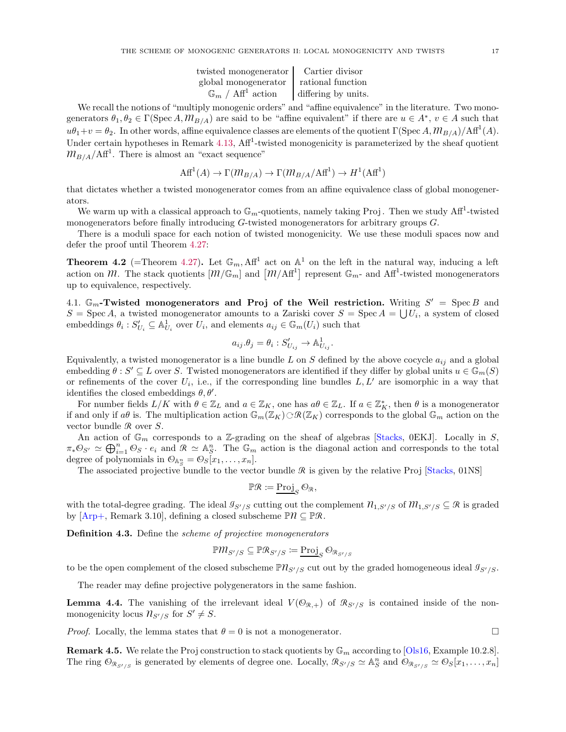| | |
|---|---|
| twisted monogenerator | Cartier divisor |
| global monogenerator | rational function |
| $\mathbb{G}_m$ / $\mathrm{Aff}^1$ action | differing by units. |

We recall the notions of "multiply monogenic orders" and "affine equivalence" in the literature. Two monogenerators $\theta_1, \theta_2 \in \Gamma(\operatorname{Spec} A, \mathcal{M}_{B/A})$ are said to be "affine equivalent" if there are $u \in A^*$, $v \in A$ such that $u\theta_1 + v = \theta_2$. In other words, affine equivalence classes are elements of the quotient $\Gamma(\operatorname{Spec} A, \mathcal{M}_{B/A})/\mathrm{Aff}^1(A)$. Under certain hypotheses in Remark 4.13, $\mathrm{Aff}^1$-twisted monogenicity is parameterized by the sheaf quotient $\mathcal{M}_{B/A}/\mathrm{Aff}^1$. There is almost an "exact sequence"

$$\mathrm{Aff}^1(A) \to \Gamma(\mathcal{M}_{B/A}) \to \Gamma(\mathcal{M}_{B/A}/\mathrm{Aff}^1) \to H^1(\mathrm{Aff}^1)$$

that dictates whether a twisted monogenerator comes from an affine equivalence class of global monogenerators.

We warm up with a classical approach to $\mathbb{G}_m$-quotients, namely taking Proj. Then we study $\mathrm{Aff}^1$-twisted monogenerators before finally introducing $G$-twisted monogenerators for arbitrary groups $G$.

There is a moduli space for each notion of twisted monogenicity. We use these moduli spaces now and defer the proof until Theorem 4.27:

**Theorem 4.2** (=Theorem 4.27)**.** Let $\mathbb{G}_m, \mathrm{Aff}^1$ act on $\mathbb{A}^1$ on the left in the natural way, inducing a left action on $\mathcal{M}$. The stack quotients $[\mathcal{M}/\mathbb{G}_m]$ and $[\mathcal{M}/\mathrm{Aff}^1]$ represent $\mathbb{G}_m$- and $\mathrm{Aff}^1$-twisted monogenerators up to equivalence, respectively.

4.1. **$\mathbb{G}_m$-Twisted monogenerators and Proj of the Weil restriction.** Writing $S' = \operatorname{Spec} B$ and $S = \operatorname{Spec} A$, a twisted monogenerator amounts to a Zariski cover $S = \operatorname{Spec} A = \bigcup U_i$, a system of closed embeddings $\theta_i : S'_{U_i} \subseteq \mathbb{A}^1_{U_i}$ over $U_i$, and elements $a_{ij} \in \mathbb{G}_m(U_i)$ such that

$$a_{ij}.\theta_j = \theta_i : S'_{U_{ij}} \to \mathbb{A}^1_{U_{ij}}.$$

Equivalently, a twisted monogenerator is a line bundle $L$ on $S$ defined by the above cocycle $a_{ij}$ and a global embedding $\theta : S' \subseteq L$ over $S$. Twisted monogenerators are identified if they differ by global units $u \in \mathbb{G}_m(S)$ or refinements of the cover $U_i$, i.e., if the corresponding line bundles $L, L'$ are isomorphic in a way that identifies the closed embeddings $\theta, \theta'$.

For number fields $L/K$ with $\theta \in \mathbb{Z}_L$ and $a \in \mathbb{Z}_K$, one has $a\theta \in \mathbb{Z}_L$. If $a \in \mathbb{Z}_K^*$, then $\theta$ is a monogenerator if and only if $a\theta$ is. The multiplication action $\mathbb{G}_m(\mathbb{Z}_K) \circlearrowright \mathcal{R}(\mathbb{Z}_K)$ corresponds to the global $\mathbb{G}_m$ action on the vector bundle $\mathcal{R}$ over $S$.

An action of $\mathbb{G}_m$ corresponds to a $\mathbb{Z}$-grading on the sheaf of algebras [Stacks, 0EKJ]. Locally in $S$, $\pi_*\mathcal{O}_{S'} \simeq \bigoplus_{i=1}^n \mathcal{O}_S \cdot e_i$ and $\mathcal{R} \simeq \mathbb{A}^n_S$. The $\mathbb{G}_m$ action is the diagonal action and corresponds to the total degree of polynomials in $\mathcal{O}_{\mathbb{A}^n_S} = \mathcal{O}_S[x_1, \dots, x_n]$.

The associated projective bundle to the vector bundle $\mathcal{R}$ is given by the relative Proj [Stacks, 01NS]

$$\mathbb{P}\mathcal{R} \coloneqq \underline{\operatorname{Proj}}_S \mathcal{O}_{\mathcal{R}},$$

with the total-degree grading. The ideal $\mathcal{I}_{S'/S}$ cutting out the complement $\mathcal{N}_{1,S'/S}$ of $\mathcal{M}_{1,S'/S} \subseteq \mathcal{R}$ is graded by [Arp+, Remark 3.10], defining a closed subscheme $\mathbb{P}\mathcal{N} \subseteq \mathbb{P}\mathcal{R}$.

**Definition 4.3.** Define the *scheme of projective monogenerators*

$$\mathbb{P}\mathcal{M}_{S'/S} \subseteq \mathbb{P}\mathcal{R}_{S'/S} \coloneqq \underline{\operatorname{Proj}}_S \mathcal{O}_{\mathcal{R}_{S'/S}}$$

to be the open complement of the closed subscheme $\mathbb{P}\mathcal{N}_{S'/S}$ cut out by the graded homogeneous ideal $\mathcal{I}_{S'/S}$.

The reader may define projective polygenerators in the same fashion.

**Lemma 4.4.** The vanishing of the irrelevant ideal $V(\mathcal{O}_{\mathcal{R},+})$ of $\mathcal{R}_{S'/S}$ is contained inside of the non-monogenicity locus $\mathcal{N}_{S'/S}$ for $S' \neq S$.

*Proof.* Locally, the lemma states that $\theta = 0$ is not a monogenerator. $\square$

**Remark 4.5.** We relate the Proj construction to stack quotients by $\mathbb{G}_m$ according to [Ols16, Example 10.2.8]. The ring $\mathcal{O}_{\mathcal{R}_{S'/S}}$ is generated by elements of degree one. Locally, $\mathcal{R}_{S'/S} \simeq \mathbb{A}^n_S$ and $\mathcal{O}_{\mathcal{R}_{S'/S}} \simeq \mathcal{O}_S[x_1, \dots, x_n]$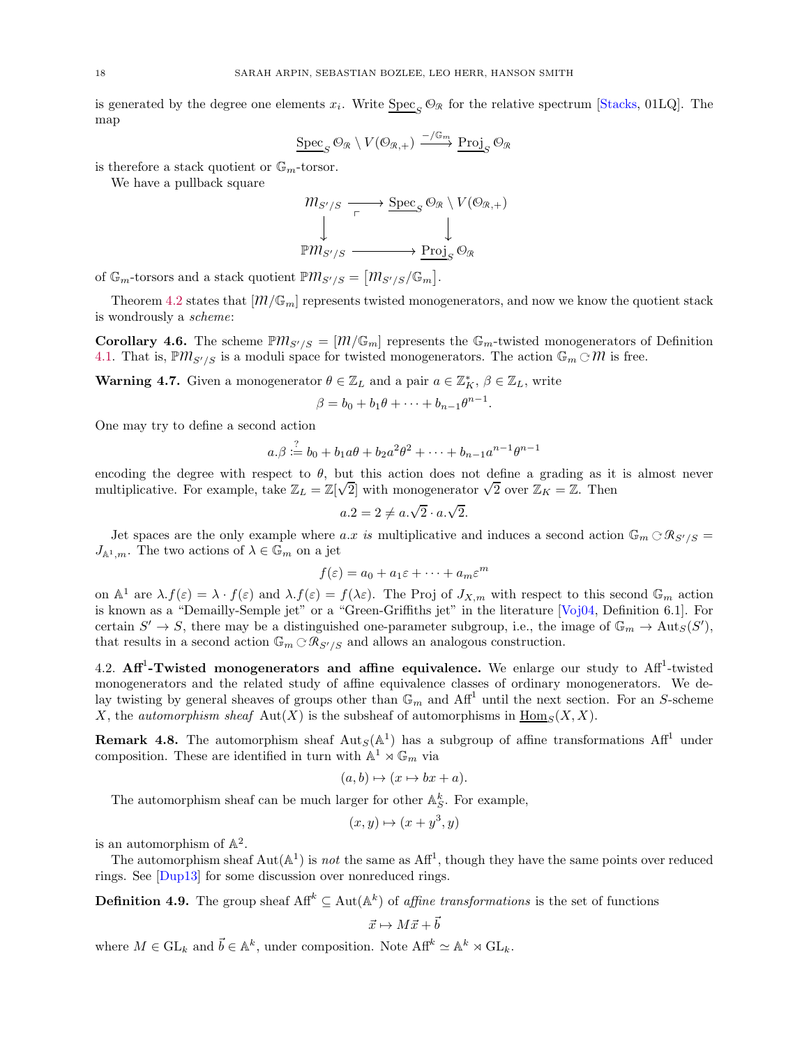is generated by the degree one elements $x_i$. Write $\underline{\operatorname{Spec}}_S \mathcal{O}_{\mathcal{R}}$ for the relative spectrum [Stacks, 01LQ]. The map

$$\underline{\operatorname{Spec}}_S \mathcal{O}_{\mathcal{R}} \setminus V(\mathcal{O}_{\mathcal{R},+}) \xrightarrow{-/\mathbb{G}_m} \underline{\operatorname{Proj}}_S \mathcal{O}_{\mathcal{R}}$$

is therefore a stack quotient or $\mathbb{G}_m$-torsor.

We have a pullback square

$$\begin{array}{ccc} \mathcal{M}_{S'/S} & \longrightarrow & \underline{\operatorname{Spec}}_S \mathcal{O}_{\mathcal{R}} \setminus V(\mathcal{O}_{\mathcal{R},+}) \\ \downarrow & & \downarrow \\ \mathbb{P}\mathcal{M}_{S'/S} & \longrightarrow & \underline{\operatorname{Proj}}_S \mathcal{O}_{\mathcal{R}} \end{array}$$

of $\mathbb{G}_m$-torsors and a stack quotient $\mathbb{P}\mathcal{M}_{S'/S} = [\mathcal{M}_{S'/S}/\mathbb{G}_m]$.

Theorem 4.2 states that $[\mathcal{M}/\mathbb{G}_m]$ represents twisted monogenerators, and now we know the quotient stack is wondrously a *scheme*:

**Corollary 4.6.** The scheme $\mathbb{P}\mathcal{M}_{S'/S} = [\mathcal{M}/\mathbb{G}_m]$ represents the $\mathbb{G}_m$-twisted monogenerators of Definition 4.1. That is, $\mathbb{P}\mathcal{M}_{S'/S}$ is a moduli space for twisted monogenerators. The action $\mathbb{G}_m \circlearrowright \mathcal{M}$ is free.

**Warning 4.7.** Given a monogenerator $\theta \in \mathbb{Z}_L$ and a pair $a \in \mathbb{Z}_K^*$, $\beta \in \mathbb{Z}_L$, write

$$\beta = b_0 + b_1\theta + \cdots + b_{n-1}\theta^{n-1}.$$

One may try to define a second action

$$a.\beta \stackrel{?}{:=} b_0 + b_1 a\theta + b_2 a^2\theta^2 + \cdots + b_{n-1}a^{n-1}\theta^{n-1}$$

encoding the degree with respect to $\theta$, but this action does not define a grading as it is almost never multiplicative. For example, take $\mathbb{Z}_L = \mathbb{Z}[\sqrt{2}]$ with monogenerator $\sqrt{2}$ over $\mathbb{Z}_K = \mathbb{Z}$. Then

$$a.2 = 2 \neq a.\sqrt{2} \cdot a.\sqrt{2}.$$

Jet spaces are the only example where $a.x$ *is* multiplicative and induces a second action $\mathbb{G}_m \circlearrowright \mathcal{R}_{S'/S} = J_{\mathbb{A}^1,m}$. The two actions of $\lambda \in \mathbb{G}_m$ on a jet

$$f(\varepsilon) = a_0 + a_1\varepsilon + \cdots + a_m\varepsilon^m$$

on $\mathbb{A}^1$ are $\lambda.f(\varepsilon) = \lambda \cdot f(\varepsilon)$ and $\lambda.f(\varepsilon) = f(\lambda\varepsilon)$. The Proj of $J_{X,m}$ with respect to this second $\mathbb{G}_m$ action is known as a "Demailly-Semple jet" or a "Green-Griffiths jet" in the literature [Voj04, Definition 6.1]. For certain $S' \to S$, there may be a distinguished one-parameter subgroup, i.e., the image of $\mathbb{G}_m \to \operatorname{Aut}_S(S')$, that results in a second action $\mathbb{G}_m \circlearrowright \mathcal{R}_{S'/S}$ and allows an analogous construction.

## 4.2. Aff$^1$-Twisted monogenerators and affine equivalence.

We enlarge our study to $\operatorname{Aff}^1$-twisted monogenerators and the related study of affine equivalence classes of ordinary monogenerators. We delay twisting by general sheaves of groups other than $\mathbb{G}_m$ and $\operatorname{Aff}^1$ until the next section. For an $S$-scheme $X$, the *automorphism sheaf* $\operatorname{Aut}(X)$ is the subsheaf of automorphisms in $\underline{\operatorname{Hom}}_S(X, X)$.

**Remark 4.8.** The automorphism sheaf $\operatorname{Aut}_S(\mathbb{A}^1)$ has a subgroup of affine transformations $\operatorname{Aff}^1$ under composition. These are identified in turn with $\mathbb{A}^1 \rtimes \mathbb{G}_m$ via

$$(a, b) \mapsto (x \mapsto bx + a).$$

The automorphism sheaf can be much larger for other $\mathbb{A}^k_S$. For example,

$$(x, y) \mapsto (x + y^3, y)$$

is an automorphism of $\mathbb{A}^2$.

The automorphism sheaf $\operatorname{Aut}(\mathbb{A}^1)$ is *not* the same as $\operatorname{Aff}^1$, though they have the same points over reduced rings. See [Dup13] for some discussion over nonreduced rings.

**Definition 4.9.** The group sheaf $\operatorname{Aff}^k \subseteq \operatorname{Aut}(\mathbb{A}^k)$ of *affine transformations* is the set of functions

$$\vec{x} \mapsto M\vec{x} + \vec{b}$$

where $M \in \operatorname{GL}_k$ and $\vec{b} \in \mathbb{A}^k$, under composition. Note $\operatorname{Aff}^k \simeq \mathbb{A}^k \rtimes \operatorname{GL}_k$.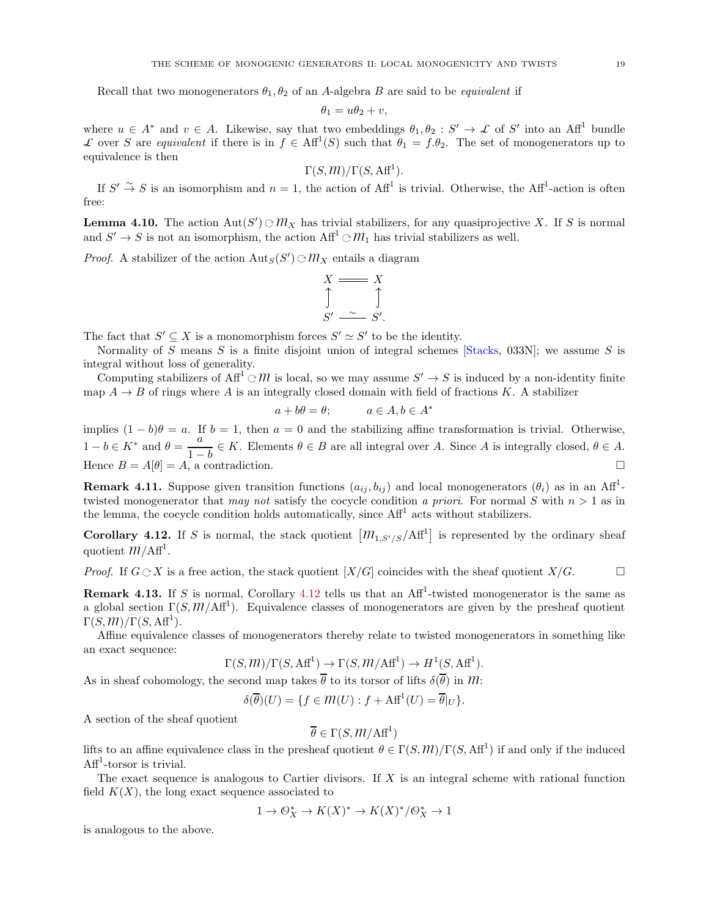Recall that two monogenerators $\theta_1, \theta_2$ of an $A$-algebra $B$ are said to be *equivalent* if

$$\theta_1 = u\theta_2 + v,$$

where $u \in A^*$ and $v \in A$. Likewise, say that two embeddings $\theta_1, \theta_2 : S' \to \mathcal{L}$ of $S'$ into an $\mathrm{Aff}^1$ bundle $\mathcal{L}$ over $S$ are *equivalent* if there is in $f \in \mathrm{Aff}^1(S)$ such that $\theta_1 = f.\theta_2$. The set of monogenerators up to equivalence is then

$$\Gamma(S, \mathcal{M})/\Gamma(S, \mathrm{Aff}^1).$$

If $S' \xrightarrow{\sim} S$ is an isomorphism and $n = 1$, the action of $\mathrm{Aff}^1$ is trivial. Otherwise, the $\mathrm{Aff}^1$-action is often free:

**Lemma 4.10.** The action $\mathrm{Aut}(S') \circlearrowright \mathcal{M}_X$ has trivial stabilizers, for any quasiprojective $X$. If $S$ is normal and $S' \to S$ is not an isomorphism, the action $\mathrm{Aff}^1 \circlearrowright \mathcal{M}_1$ has trivial stabilizers as well.

*Proof.* A stabilizer of the action $\mathrm{Aut}_S(S') \circlearrowright \mathcal{M}_X$ entails a diagram

$$\begin{array}{ccc} X & = & X \\ \uparrow & & \uparrow \\ S' & \xrightarrow{\sim} & S'. \end{array}$$

The fact that $S' \subseteq X$ is a monomorphism forces $S' \simeq S'$ to be the identity.

Normality of $S$ means $S$ is a finite disjoint union of integral schemes [Stacks, 033N]; we assume $S$ is integral without loss of generality.

Computing stabilizers of $\mathrm{Aff}^1 \circlearrowright \mathcal{M}$ is local, so we may assume $S' \to S$ is induced by a non-identity finite map $A \to B$ of rings where $A$ is an integrally closed domain with field of fractions $K$. A stabilizer

$$a + b\theta = \theta; \qquad a \in A, b \in A^*$$

implies $(1-b)\theta = a$. If $b = 1$, then $a = 0$ and the stabilizing affine transformation is trivial. Otherwise, $1 - b \in K^*$ and $\theta = \dfrac{a}{1-b} \in K$. Elements $\theta \in B$ are all integral over $A$. Since $A$ is integrally closed, $\theta \in A$. Hence $B = A[\theta] = A$, a contradiction. $\square$

**Remark 4.11.** Suppose given transition functions $(a_{ij}, b_{ij})$ and local monogenerators $(\theta_i)$ as in an $\mathrm{Aff}^1$-twisted monogenerator that *may not* satisfy the cocycle condition *a priori*. For normal $S$ with $n > 1$ as in the lemma, the cocycle condition holds automatically, since $\mathrm{Aff}^1$ acts without stabilizers.

**Corollary 4.12.** If $S$ is normal, the stack quotient $\left[\mathcal{M}_{1,S'/S}/\mathrm{Aff}^1\right]$ is represented by the ordinary sheaf quotient $\mathcal{M}/\mathrm{Aff}^1$.

*Proof.* If $G \circlearrowright X$ is a free action, the stack quotient $[X/G]$ coincides with the sheaf quotient $X/G$. $\square$

**Remark 4.13.** If $S$ is normal, Corollary 4.12 tells us that an $\mathrm{Aff}^1$-twisted monogenerator is the same as a global section $\Gamma(S, \mathcal{M}/\mathrm{Aff}^1)$. Equivalence classes of monogenerators are given by the presheaf quotient $\Gamma(S, \mathcal{M})/\Gamma(S, \mathrm{Aff}^1)$.

Affine equivalence classes of monogenerators thereby relate to twisted monogenerators in something like an exact sequence:

$$\Gamma(S, \mathcal{M})/\Gamma(S, \mathrm{Aff}^1) \to \Gamma(S, \mathcal{M}/\mathrm{Aff}^1) \to H^1(S, \mathrm{Aff}^1).$$

As in sheaf cohomology, the second map takes $\overline{\theta}$ to its torsor of lifts $\delta(\overline{\theta})$ in $\mathcal{M}$:

$$\delta(\overline{\theta})(U) = \{f \in \mathcal{M}(U) : f + \mathrm{Aff}^1(U) = \overline{\theta}|_U\}.$$

A section of the sheaf quotient

$$\overline{\theta} \in \Gamma(S, \mathcal{M}/\mathrm{Aff}^1)$$

lifts to an affine equivalence class in the presheaf quotient $\theta \in \Gamma(S, \mathcal{M})/\Gamma(S, \mathrm{Aff}^1)$ if and only if the induced $\mathrm{Aff}^1$-torsor is trivial.

The exact sequence is analogous to Cartier divisors. If $X$ is an integral scheme with rational function field $K(X)$, the long exact sequence associated to

$$1 \to \mathcal{O}_X^* \to K(X)^* \to K(X)^*/\mathcal{O}_X^* \to 1$$

is analogous to the above.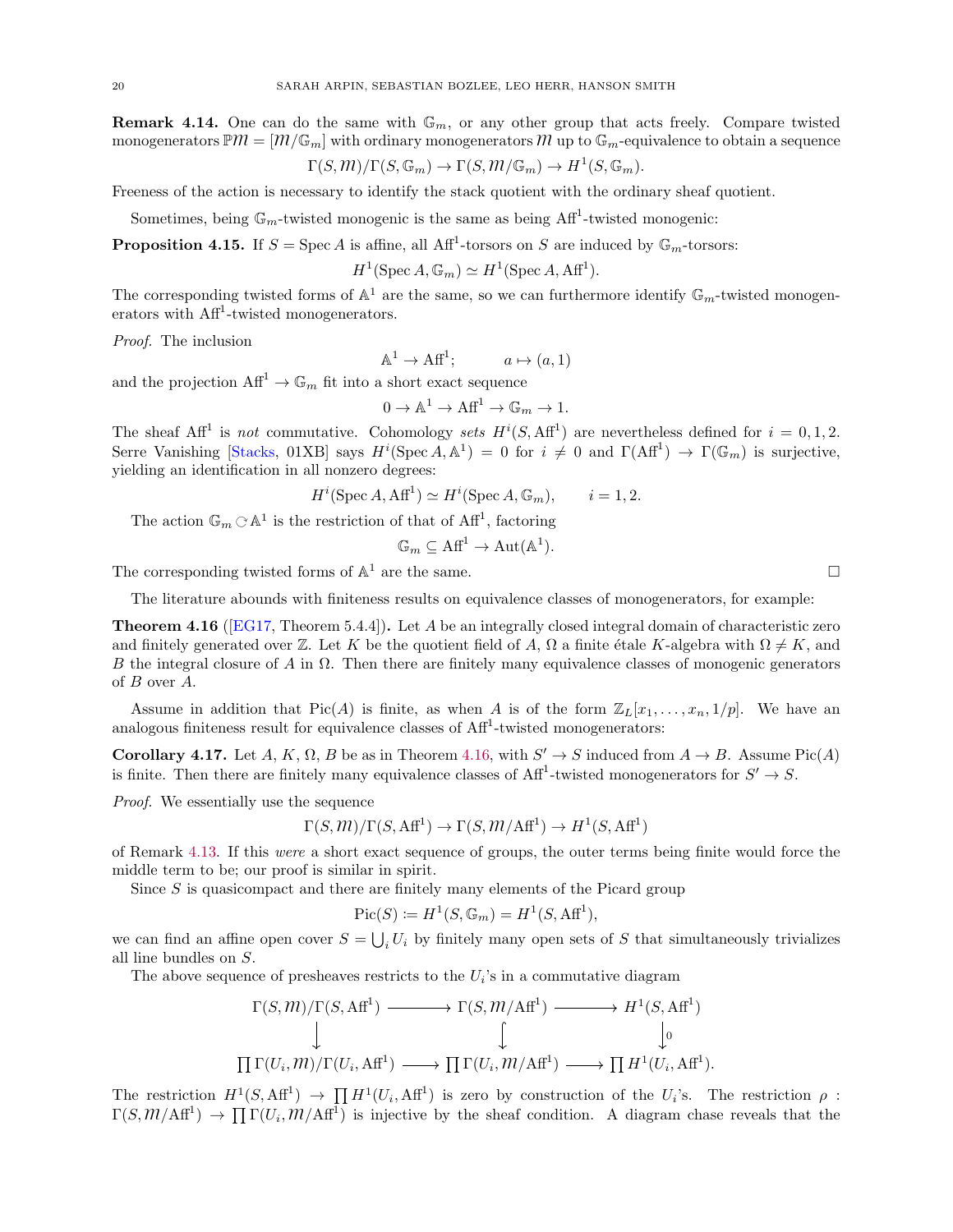**Remark 4.14.** One can do the same with $\mathbb{G}_m$, or any other group that acts freely. Compare twisted monogenerators $\mathbb{P}\mathcal{M} = [\mathcal{M}/\mathbb{G}_m]$ with ordinary monogenerators $\mathcal{M}$ up to $\mathbb{G}_m$-equivalence to obtain a sequence

$$\Gamma(S, \mathcal{M})/\Gamma(S, \mathbb{G}_m) \to \Gamma(S, \mathcal{M}/\mathbb{G}_m) \to H^1(S, \mathbb{G}_m).$$

Freeness of the action is necessary to identify the stack quotient with the ordinary sheaf quotient.

Sometimes, being $\mathbb{G}_m$-twisted monogenic is the same as being $\mathrm{Aff}^1$-twisted monogenic:

**Proposition 4.15.** If $S = \operatorname{Spec} A$ is affine, all $\mathrm{Aff}^1$-torsors on $S$ are induced by $\mathbb{G}_m$-torsors:

$$H^1(\operatorname{Spec} A, \mathbb{G}_m) \simeq H^1(\operatorname{Spec} A, \mathrm{Aff}^1).$$

The corresponding twisted forms of $\mathbb{A}^1$ are the same, so we can furthermore identify $\mathbb{G}_m$-twisted monogenerators with $\mathrm{Aff}^1$-twisted monogenerators.

*Proof.* The inclusion

$$\mathbb{A}^1 \to \mathrm{Aff}^1; \qquad a \mapsto (a, 1)$$

and the projection $\mathrm{Aff}^1 \to \mathbb{G}_m$ fit into a short exact sequence

$$0 \to \mathbb{A}^1 \to \mathrm{Aff}^1 \to \mathbb{G}_m \to 1.$$

The sheaf $\mathrm{Aff}^1$ is *not* commutative. Cohomology *sets* $H^i(S, \mathrm{Aff}^1)$ are nevertheless defined for $i = 0, 1, 2$. Serre Vanishing [Stacks, 01XB] says $H^i(\operatorname{Spec} A, \mathbb{A}^1) = 0$ for $i \neq 0$ and $\Gamma(\mathrm{Aff}^1) \to \Gamma(\mathbb{G}_m)$ is surjective, yielding an identification in all nonzero degrees:

$$H^i(\operatorname{Spec} A, \mathrm{Aff}^1) \simeq H^i(\operatorname{Spec} A, \mathbb{G}_m), \qquad i = 1, 2.$$

The action $\mathbb{G}_m \circlearrowright \mathbb{A}^1$ is the restriction of that of $\mathrm{Aff}^1$, factoring

$$\mathbb{G}_m \subseteq \mathrm{Aff}^1 \to \mathrm{Aut}(\mathbb{A}^1).$$

The corresponding twisted forms of $\mathbb{A}^1$ are the same. $\square$

The literature abounds with finiteness results on equivalence classes of monogenerators, for example:

**Theorem 4.16** ([EG17, Theorem 5.4.4])**.** Let $A$ be an integrally closed integral domain of characteristic zero and finitely generated over $\mathbb{Z}$. Let $K$ be the quotient field of $A$, $\Omega$ a finite étale $K$-algebra with $\Omega \neq K$, and $B$ the integral closure of $A$ in $\Omega$. Then there are finitely many equivalence classes of monogenic generators of $B$ over $A$.

Assume in addition that $\operatorname{Pic}(A)$ is finite, as when $A$ is of the form $\mathbb{Z}_L[x_1, \ldots, x_n, 1/p]$. We have an analogous finiteness result for equivalence classes of $\mathrm{Aff}^1$-twisted monogenerators:

**Corollary 4.17.** Let $A$, $K$, $\Omega$, $B$ be as in Theorem 4.16, with $S' \to S$ induced from $A \to B$. Assume $\operatorname{Pic}(A)$ is finite. Then there are finitely many equivalence classes of $\mathrm{Aff}^1$-twisted monogenerators for $S' \to S$.

*Proof.* We essentially use the sequence

$$\Gamma(S, \mathcal{M})/\Gamma(S, \mathrm{Aff}^1) \to \Gamma(S, \mathcal{M}/\mathrm{Aff}^1) \to H^1(S, \mathrm{Aff}^1)$$

of Remark 4.13. If this *were* a short exact sequence of groups, the outer terms being finite would force the middle term to be; our proof is similar in spirit.

Since $S$ is quasicompact and there are finitely many elements of the Picard group

$$\operatorname{Pic}(S) := H^1(S, \mathbb{G}_m) = H^1(S, \mathrm{Aff}^1),$$

we can find an affine open cover $S = \bigcup_i U_i$ by finitely many open sets of $S$ that simultaneously trivializes all line bundles on $S$.

The above sequence of presheaves restricts to the $U_i$'s in a commutative diagram

$$\begin{array}{ccccc}
\Gamma(S, \mathcal{M})/\Gamma(S, \mathrm{Aff}^1) & \longrightarrow & \Gamma(S, \mathcal{M}/\mathrm{Aff}^1) & \longrightarrow & H^1(S, \mathrm{Aff}^1) \\
\downarrow & & \downarrow & & \downarrow 0 \\
\prod \Gamma(U_i, \mathcal{M})/\Gamma(U_i, \mathrm{Aff}^1) & \longrightarrow & \prod \Gamma(U_i, \mathcal{M}/\mathrm{Aff}^1) & \longrightarrow & \prod H^1(U_i, \mathrm{Aff}^1).
\end{array}$$

The restriction $H^1(S, \mathrm{Aff}^1) \to \prod H^1(U_i, \mathrm{Aff}^1)$ is zero by construction of the $U_i$'s. The restriction $\rho : \Gamma(S, \mathcal{M}/\mathrm{Aff}^1) \to \prod \Gamma(U_i, \mathcal{M}/\mathrm{Aff}^1)$ is injective by the sheaf condition. A diagram chase reveals that the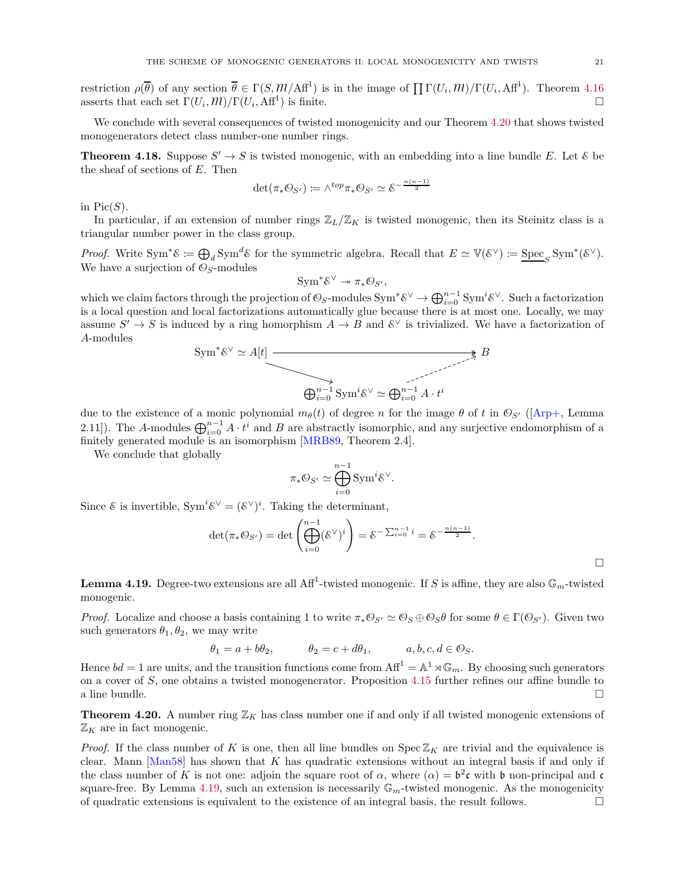restriction $\rho(\overline{\theta})$ of any section $\overline{\theta} \in \Gamma(S, \mathcal{M}/\mathrm{Aff}^1)$ is in the image of $\prod \Gamma(U_i, \mathcal{M})/\Gamma(U_i, \mathrm{Aff}^1)$. Theorem 4.16 asserts that each set $\Gamma(U_i, \mathcal{M})/\Gamma(U_i, \mathrm{Aff}^1)$ is finite. □

We conclude with several consequences of twisted monogenicity and our Theorem 4.20 that shows twisted monogenerators detect class number-one number rings.

**Theorem 4.18.** Suppose $S' \to S$ is twisted monogenic, with an embedding into a line bundle $E$. Let $\mathcal{E}$ be the sheaf of sections of $E$. Then

$$\det(\pi_* \mathcal{O}_{S'}) := \wedge^{top} \pi_* \mathcal{O}_{S'} \simeq \mathcal{E}^{-\frac{n(n-1)}{2}}$$

in $\mathrm{Pic}(S)$.

In particular, if an extension of number rings $\mathbb{Z}_L/\mathbb{Z}_K$ is twisted monogenic, then its Steinitz class is a triangular number power in the class group.

*Proof.* Write $\mathrm{Sym}^* \mathcal{E} := \bigoplus_d \mathrm{Sym}^d \mathcal{E}$ for the symmetric algebra. Recall that $E \simeq \mathbb{V}(\mathcal{E}^\vee) := \underline{\mathrm{Spec}}_S \mathrm{Sym}^*(\mathcal{E}^\vee)$. We have a surjection of $\mathcal{O}_S$-modules

$$\mathrm{Sym}^* \mathcal{E}^\vee \twoheadrightarrow \pi_* \mathcal{O}_{S'},$$

which we claim factors through the projection of $\mathcal{O}_S$-modules $\mathrm{Sym}^* \mathcal{E}^\vee \to \bigoplus_{i=0}^{n-1} \mathrm{Sym}^i \mathcal{E}^\vee$. Such a factorization is a local question and local factorizations automatically glue because there is at most one. Locally, we may assume $S' \to S$ is induced by a ring homorphism $A \to B$ and $\mathcal{E}^\vee$ is trivialized. We have a factorization of $A$-modules

$$\begin{array}{ccc} \mathrm{Sym}^* \mathcal{E}^\vee \simeq A[t] & \longrightarrow\!\!\!\!\rightarrow & B \\ & \searrow \quad\quad\quad \nearrow & \\ & \bigoplus_{i=0}^{n-1} \mathrm{Sym}^i \mathcal{E}^\vee \simeq \bigoplus_{i=0}^{n-1} A \cdot t^i & \end{array}$$

due to the existence of a monic polynomial $m_\theta(t)$ of degree $n$ for the image $\theta$ of $t$ in $\mathcal{O}_{S'}$ ([Arp+, Lemma 2.11]). The $A$-modules $\bigoplus_{i=0}^{n-1} A \cdot t^i$ and $B$ are abstractly isomorphic, and any surjective endomorphism of a finitely generated module is an isomorphism [MRB89, Theorem 2.4].

We conclude that globally

$$\pi_* \mathcal{O}_{S'} \simeq \bigoplus_{i=0}^{n-1} \mathrm{Sym}^i \mathcal{E}^\vee.$$

Since $\mathcal{E}$ is invertible, $\mathrm{Sym}^i \mathcal{E}^\vee = (\mathcal{E}^\vee)^i$. Taking the determinant,

$$\det(\pi_* \mathcal{O}_{S'}) = \det\left(\bigoplus_{i=0}^{n-1} (\mathcal{E}^\vee)^i\right) = \mathcal{E}^{-\sum_{i=0}^{n-1} i} = \mathcal{E}^{-\frac{n(n-1)}{2}}.$$

□

**Lemma 4.19.** Degree-two extensions are all $\mathrm{Aff}^1$-twisted monogenic. If $S$ is affine, they are also $\mathbb{G}_m$-twisted monogenic.

*Proof.* Localize and choose a basis containing 1 to write $\pi_* \mathcal{O}_{S'} \simeq \mathcal{O}_S \oplus \mathcal{O}_S \theta$ for some $\theta \in \Gamma(\mathcal{O}_{S'})$. Given two such generators $\theta_1, \theta_2$, we may write

$$\theta_1 = a + b\theta_2, \qquad \theta_2 = c + d\theta_1, \qquad a, b, c, d \in \mathcal{O}_S.$$

Hence $bd = 1$ are units, and the transition functions come from $\mathrm{Aff}^1 = \mathbb{A}^1 \rtimes \mathbb{G}_m$. By choosing such generators on a cover of $S$, one obtains a twisted monogenerator. Proposition 4.15 further refines our affine bundle to a line bundle. □

**Theorem 4.20.** A number ring $\mathbb{Z}_K$ has class number one if and only if all twisted monogenic extensions of $\mathbb{Z}_K$ are in fact monogenic.

*Proof.* If the class number of $K$ is one, then all line bundles on $\mathrm{Spec}\, \mathbb{Z}_K$ are trivial and the equivalence is clear. Mann [Man58] has shown that $K$ has quadratic extensions without an integral basis if and only if the class number of $K$ is not one: adjoin the square root of $\alpha$, where $(\alpha) = \mathfrak{b}^2 \mathfrak{c}$ with $\mathfrak{b}$ non-principal and $\mathfrak{c}$ square-free. By Lemma 4.19, such an extension is necessarily $\mathbb{G}_m$-twisted monogenic. As the monogenicity of quadratic extensions is equivalent to the existence of an integral basis, the result follows. □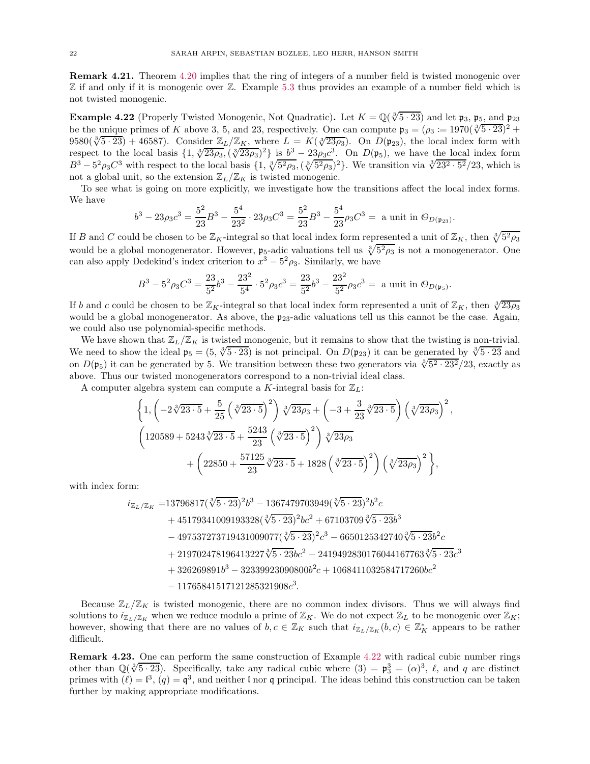**Remark 4.21.** Theorem 4.20 implies that the ring of integers of a number field is twisted monogenic over $\mathbb{Z}$ if and only if it is monogenic over $\mathbb{Z}$. Example 5.3 thus provides an example of a number field which is not twisted monogenic.

**Example 4.22** (Properly Twisted Monogenic, Not Quadratic)**.** Let $K = \mathbb{Q}(\sqrt[3]{5 \cdot 23})$ and let $\mathfrak{p}_3$, $\mathfrak{p}_5$, and $\mathfrak{p}_{23}$ be the unique primes of $K$ above 3, 5, and 23, respectively. One can compute $\mathfrak{p}_3 = (\rho_3 := 1970(\sqrt[3]{5\cdot 23})^2 + 9580(\sqrt[3]{5\cdot 23}) + 46587)$. Consider $\mathbb{Z}_L/\mathbb{Z}_K$, where $L = K(\sqrt[3]{23\rho_3})$. On $D(\mathfrak{p}_{23})$, the local index form with respect to the local basis $\{1, \sqrt[3]{23\rho_3}, (\sqrt[3]{23\rho_3})^2\}$ is $b^3 - 23\rho_3 c^3$. On $D(\mathfrak{p}_5)$, we have the local index form $B^3 - 5^2\rho_3 C^3$ with respect to the local basis $\{1, \sqrt[3]{5^2\rho_3}, (\sqrt[3]{5^2\rho_3})^2\}$. We transition via $\sqrt[3]{23^2\cdot 5^2}/23$, which is not a global unit, so the extension $\mathbb{Z}_L/\mathbb{Z}_K$ is twisted monogenic.

To see what is going on more explicitly, we investigate how the transitions affect the local index forms. We have

$$b^3 - 23\rho_3 c^3 = \frac{5^2}{23}B^3 - \frac{5^4}{23^2}\cdot 23\rho_3 C^3 = \frac{5^2}{23}B^3 - \frac{5^4}{23}\rho_3 C^3 = \text{ a unit in } \mathcal{O}_{D(\mathfrak{p}_{23})}.$$

If $B$ and $C$ could be chosen to be $\mathbb{Z}_K$-integral so that local index form represented a unit of $\mathbb{Z}_K$, then $\sqrt[3]{5^2\rho_3}$ would be a global monogenerator. However, $\mathfrak{p}_5$-adic valuations tell us $\sqrt[3]{5^2\rho_3}$ is not a monogenerator. One can also apply Dedekind's index criterion to $x^3 - 5^2\rho_3$. Similarly, we have

$$B^3 - 5^2\rho_3 C^3 = \frac{23}{5^2}b^3 - \frac{23^2}{5^4}\cdot 5^2\rho_3 c^3 = \frac{23}{5^2}b^3 - \frac{23^2}{5^2}\rho_3 c^3 = \text{ a unit in } \mathcal{O}_{D(\mathfrak{p}_5)}.$$

If $b$ and $c$ could be chosen to be $\mathbb{Z}_K$-integral so that local index form represented a unit of $\mathbb{Z}_K$, then $\sqrt[3]{23\rho_3}$ would be a global monogenerator. As above, the $\mathfrak{p}_{23}$-adic valuations tell us this cannot be the case. Again, we could also use polynomial-specific methods.

We have shown that $\mathbb{Z}_L/\mathbb{Z}_K$ is twisted monogenic, but it remains to show that the twisting is non-trivial. We need to show the ideal $\mathfrak{p}_5 = (5, \sqrt[3]{5\cdot 23})$ is not principal. On $D(\mathfrak{p}_{23})$ it can be generated by $\sqrt[3]{5\cdot 23}$ and on $D(\mathfrak{p}_5)$ it can be generated by 5. We transition between these two generators via $\sqrt[3]{5^2\cdot 23^2}/23$, exactly as above. Thus our twisted monogenerators correspond to a non-trivial ideal class.

A computer algebra system can compute a $K$-integral basis for $\mathbb{Z}_L$:

$$\Bigg\{1, \left(-2\sqrt[3]{23\cdot 5} + \frac{5}{25}\left(\sqrt[3]{23\cdot 5}\right)^2\right)\sqrt[3]{23\rho_3} + \left(-3 + \frac{3}{23}\sqrt[3]{23\cdot 5}\right)\left(\sqrt[3]{23\rho_3}\right)^2,$$
$$\left(120589 + 5243\sqrt[3]{23\cdot 5} + \frac{5243}{23}\left(\sqrt[3]{23\cdot 5}\right)^2\right)\sqrt[3]{23\rho_3}$$
$$+ \left(22850 + \frac{57125}{23}\sqrt[3]{23\cdot 5} + 1828\left(\sqrt[3]{23\cdot 5}\right)^2\right)\left(\sqrt[3]{23\rho_3}\right)^2\Bigg\},$$

with index form:

$$\begin{aligned}
i_{\mathbb{Z}_L/\mathbb{Z}_K} =\, & 13796817(\sqrt[3]{5\cdot 23})^2 b^3 - 1367479703949(\sqrt[3]{5\cdot 23})^2 b^2 c \\
& + 45179341009193328(\sqrt[3]{5\cdot 23})^2 bc^2 + 67103709\sqrt[3]{5\cdot 23}b^3 \\
& - 497537273719431009077(\sqrt[3]{5\cdot 23})^2 c^3 - 6650125342740\sqrt[3]{5\cdot 23}b^2 c \\
& + 219702478196413227\sqrt[3]{5\cdot 23}bc^2 - 2419492830176044167763\sqrt[3]{5\cdot 23}c^3 \\
& + 326269891b^3 - 32339923090800b^2 c + 1068411032584717260bc^2 \\
& - 11765841517121285321908c^3.
\end{aligned}$$

Because $\mathbb{Z}_L/\mathbb{Z}_K$ is twisted monogenic, there are no common index divisors. Thus we will always find solutions to $i_{\mathbb{Z}_L/\mathbb{Z}_K}$ when we reduce modulo a prime of $\mathbb{Z}_K$. We do not expect $\mathbb{Z}_L$ to be monogenic over $\mathbb{Z}_K$; however, showing that there are no values of $b, c \in \mathbb{Z}_K$ such that $i_{\mathbb{Z}_L/\mathbb{Z}_K}(b,c) \in \mathbb{Z}_K^*$ appears to be rather difficult.

**Remark 4.23.** One can perform the same construction of Example 4.22 with radical cubic number rings other than $\mathbb{Q}(\sqrt[3]{5\cdot 23})$. Specifically, take any radical cubic where $(3) = \mathfrak{p}_3^3 = (\alpha)^3$, $\ell$, and $q$ are distinct primes with $(\ell) = \mathfrak{l}^3$, $(q) = \mathfrak{q}^3$, and neither $\mathfrak{l}$ nor $\mathfrak{q}$ principal. The ideas behind this construction can be taken further by making appropriate modifications.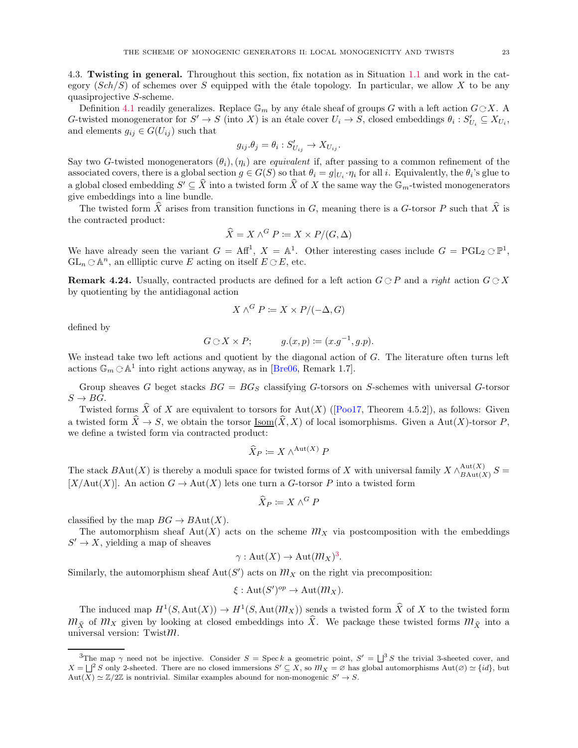### 4.3. Twisting in general.

Throughout this section, fix notation as in Situation 1.1 and work in the category $(Sch/S)$ of schemes over $S$ equipped with the étale topology. In particular, we allow $X$ to be any quasiprojective $S$-scheme.

Definition 4.1 readily generalizes. Replace $\mathbb{G}_m$ by any étale sheaf of groups $G$ with a left action $G \circlearrowright X$. A $G$-twisted monogenerator for $S' \to S$ (into $X$) is an étale cover $U_i \to S$, closed embeddings $\theta_i : S'_{U_i} \subseteq X_{U_i}$, and elements $g_{ij} \in G(U_{ij})$ such that

$$g_{ij}.\theta_j = \theta_i : S'_{U_{ij}} \to X_{U_{ij}}.$$

Say two $G$-twisted monogenerators $(\theta_i), (\eta_i)$ are *equivalent* if, after passing to a common refinement of the associated covers, there is a global section $g \in G(S)$ so that $\theta_i = g|_{U_i} \cdot \eta_i$ for all $i$. Equivalently, the $\theta_i$'s glue to a global closed embedding $S' \subseteq \widehat{X}$ into a twisted form $\widehat{X}$ of $X$ the same way the $\mathbb{G}_m$-twisted monogenerators give embeddings into a line bundle.

The twisted form $\widehat{X}$ arises from transition functions in $G$, meaning there is a $G$-torsor $P$ such that $\widehat{X}$ is the contracted product:

$$\widehat{X} = X \wedge^G P \coloneqq X \times P/(G, \Delta)$$

We have already seen the variant $G = \mathrm{Aff}^1$, $X = \mathbb{A}^1$. Other interesting cases include $G = \mathrm{PGL}_2 \circlearrowright \mathbb{P}^1$, $\mathrm{GL}_n \circlearrowright \mathbb{A}^n$, an ellliptic curve $E$ acting on itself $E \circlearrowright E$, etc.

**Remark 4.24.** Usually, contracted products are defined for a left action $G \circlearrowright P$ and a *right* action $G \circlearrowright X$ by quotienting by the antidiagonal action

$$X \wedge^G P \coloneqq X \times P/(-\Delta, G)$$

defined by

$$G \circlearrowright X \times P; \qquad g.(x, p) \coloneqq (x.g^{-1}, g.p).$$

We instead take two left actions and quotient by the diagonal action of $G$. The literature often turns left actions $\mathbb{G}_m \circlearrowright \mathbb{A}^1$ into right actions anyway, as in [Bre06, Remark 1.7].

Group sheaves $G$ beget stacks $BG = BG_S$ classifying $G$-torsors on $S$-schemes with universal $G$-torsor $S \to BG$.

Twisted forms $\widehat{X}$ of $X$ are equivalent to torsors for $\mathrm{Aut}(X)$ ([Poo17, Theorem 4.5.2]), as follows: Given a twisted form $\widehat{X} \to S$, we obtain the torsor $\underline{\mathrm{Isom}}(\widehat{X}, X)$ of local isomorphisms. Given a $\mathrm{Aut}(X)$-torsor $P$, we define a twisted form via contracted product:

$$\widehat{X}_P \coloneqq X \wedge^{\mathrm{Aut}(X)} P$$

The stack $B\mathrm{Aut}(X)$ is thereby a moduli space for twisted forms of $X$ with universal family $X \wedge^{\mathrm{Aut}(X)}_{B\mathrm{Aut}(X)} S = [X/\mathrm{Aut}(X)]$. An action $G \to \mathrm{Aut}(X)$ lets one turn a $G$-torsor $P$ into a twisted form

$$\widehat{X}_P \coloneqq X \wedge^G P$$

classified by the map $BG \to B\mathrm{Aut}(X)$.

The automorphism sheaf $\mathrm{Aut}(X)$ acts on the scheme $\mathcal{M}_X$ via postcomposition with the embeddings $S' \to X$, yielding a map of sheaves

$$\gamma : \mathrm{Aut}(X) \to \mathrm{Aut}(\mathcal{M}_X)^{3}.$$

Similarly, the automorphism sheaf $\mathrm{Aut}(S')$ acts on $\mathcal{M}_X$ on the right via precomposition:

$$\xi : \mathrm{Aut}(S')^{op} \to \mathrm{Aut}(\mathcal{M}_X).$$

The induced map $H^1(S, \mathrm{Aut}(X)) \to H^1(S, \mathrm{Aut}(\mathcal{M}_X))$ sends a twisted form $\widehat{X}$ of $X$ to the twisted form $\mathcal{M}_{\widehat{X}}$ of $\mathcal{M}_X$ given by looking at closed embeddings into $\widehat{X}$. We package these twisted forms $\mathcal{M}_{\widehat{X}}$ into a universal version: $\mathrm{Twist}\mathcal{M}$.

---

[3] The map $\gamma$ need not be injective. Consider $S = \operatorname{Spec} k$ a geometric point, $S' = \bigsqcup^3 S$ the trivial 3-sheeted cover, and $X = \bigsqcup^2 S$ only 2-sheeted. There are no closed immersions $S' \subseteq X$, so $\mathcal{M}_X = \varnothing$ has global automorphisms $\mathrm{Aut}(\varnothing) \simeq \{id\}$, but $\mathrm{Aut}(X) \simeq \mathbb{Z}/2\mathbb{Z}$ is nontrivial. Similar examples abound for non-monogenic $S' \to S$.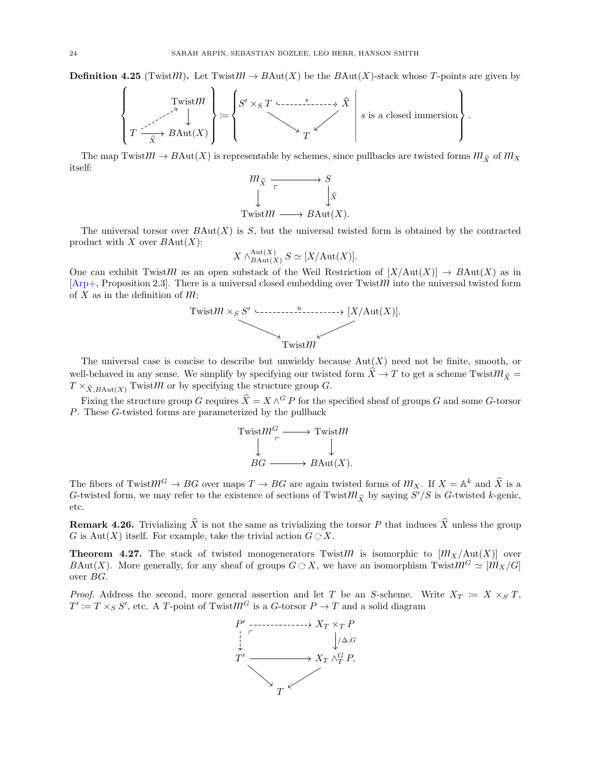**Definition 4.25** (Twist$\mathcal{M}$)**.** Let Twist$\mathcal{M} \to B\mathrm{Aut}(X)$ be the $B\mathrm{Aut}(X)$-stack whose $T$-points are given by

$$\left\{ \begin{array}{ccc} & & \mathrm{Twist}\mathcal{M} \\ & \nearrow & \downarrow \\ T & \xrightarrow[\widehat{X}]{} & B\mathrm{Aut}(X) \end{array} \right\} \coloneqq \left\{ \begin{array}{ccc} S' \times_S T & \overset{s}{\dashrightarrow} & \widehat{X} \\ & \searrow \quad \swarrow & \\ & T & \end{array} \;\middle|\; s \text{ is a closed immersion} \right\}.$$

The map Twist$\mathcal{M} \to B\mathrm{Aut}(X)$ is representable by schemes, since pullbacks are twisted forms $\mathcal{M}_{\widehat{X}}$ of $\mathcal{M}_X$ itself:

$$\begin{array}{ccc} \mathcal{M}_{\widehat{X}} & \longrightarrow & S \\ \downarrow & \lrcorner & \downarrow \widehat{X} \\ \mathrm{Twist}\mathcal{M} & \longrightarrow & B\mathrm{Aut}(X). \end{array}$$

The universal torsor over $B\mathrm{Aut}(X)$ is $S$, but the universal twisted form is obtained by the contracted product with $X$ over $B\mathrm{Aut}(X)$:

$$X \wedge^{\mathrm{Aut}(X)}_{B\mathrm{Aut}(X)} S \simeq [X/\mathrm{Aut}(X)].$$

One can exhibit Twist$\mathcal{M}$ as an open substack of the Weil Restriction of $[X/\mathrm{Aut}(X)] \to B\mathrm{Aut}(X)$ as in [Arp+, Proposition 2.3]. There is a universal closed embedding over Twist$\mathcal{M}$ into the universal twisted form of $X$ as in the definition of $\mathcal{M}$:

$$\begin{array}{ccc} \mathrm{Twist}\mathcal{M} \times_S S' & \overset{u}{\dashrightarrow} & [X/\mathrm{Aut}(X)]. \\ & \searrow \quad \swarrow & \\ & \mathrm{Twist}\mathcal{M} & \end{array}$$

The universal case is concise to describe but unwieldy because $\mathrm{Aut}(X)$ need not be finite, smooth, or well-behaved in any sense. We simplify by specifying our twisted form $\widehat{X} \to T$ to get a scheme Twist$\mathcal{M}_{\widehat{X}} = T \times_{\widehat{X}, B\mathrm{Aut}(X)} \mathrm{Twist}\mathcal{M}$ or by specifying the structure group $G$.

Fixing the structure group $G$ requires $\widehat{X} = X \wedge^G P$ for the specified sheaf of groups $G$ and some $G$-torsor $P$. These $G$-twisted forms are parameterized by the pullback

$$\begin{array}{ccc} \mathrm{Twist}\mathcal{M}^G & \longrightarrow & \mathrm{Twist}\mathcal{M} \\ \downarrow & \lrcorner & \downarrow \\ BG & \longrightarrow & B\mathrm{Aut}(X). \end{array}$$

The fibers of Twist$\mathcal{M}^G \to BG$ over maps $T \to BG$ are again twisted forms of $\mathcal{M}_X$. If $X = \mathbb{A}^k$ and $\widehat{X}$ is a $G$-twisted form, we may refer to the existence of sections of Twist$\mathcal{M}_{\widehat{X}}$ by saying $S'/S$ is $G$-twisted $k$-genic, etc.

**Remark 4.26.** Trivializing $\widehat{X}$ is not the same as trivializing the torsor $P$ that induces $\widehat{X}$ unless the group $G$ is $\mathrm{Aut}(X)$ itself. For example, take the trivial action $G \circlearrowright X$.

**Theorem 4.27.** *The stack of twisted monogenerators* Twist$\mathcal{M}$ *is isomorphic to* $[\mathcal{M}_X/\mathrm{Aut}(X)]$ *over* $B\mathrm{Aut}(X)$*. More generally, for any sheaf of groups* $G \circlearrowright X$*, we have an isomorphism* Twist$\mathcal{M}^G \simeq [\mathcal{M}_X/G]$ *over* $BG$*.*

*Proof.* Address the second, more general assertion and let $T$ be an $S$-scheme. Write $X_T \coloneqq X \times_S T$, $T' \coloneqq T \times_S S'$, etc. A $T$-point of Twist$\mathcal{M}^G$ is a $G$-torsor $P \to T$ and a solid diagram

$$\begin{array}{ccc} P' & \dashrightarrow & X_T \times_T P \\ \vdots & \lrcorner & \downarrow /\Delta, G \\ T' & \longrightarrow & X_T \wedge^G_T P, \\ & \searrow \quad \swarrow & \\ & T & \end{array}$$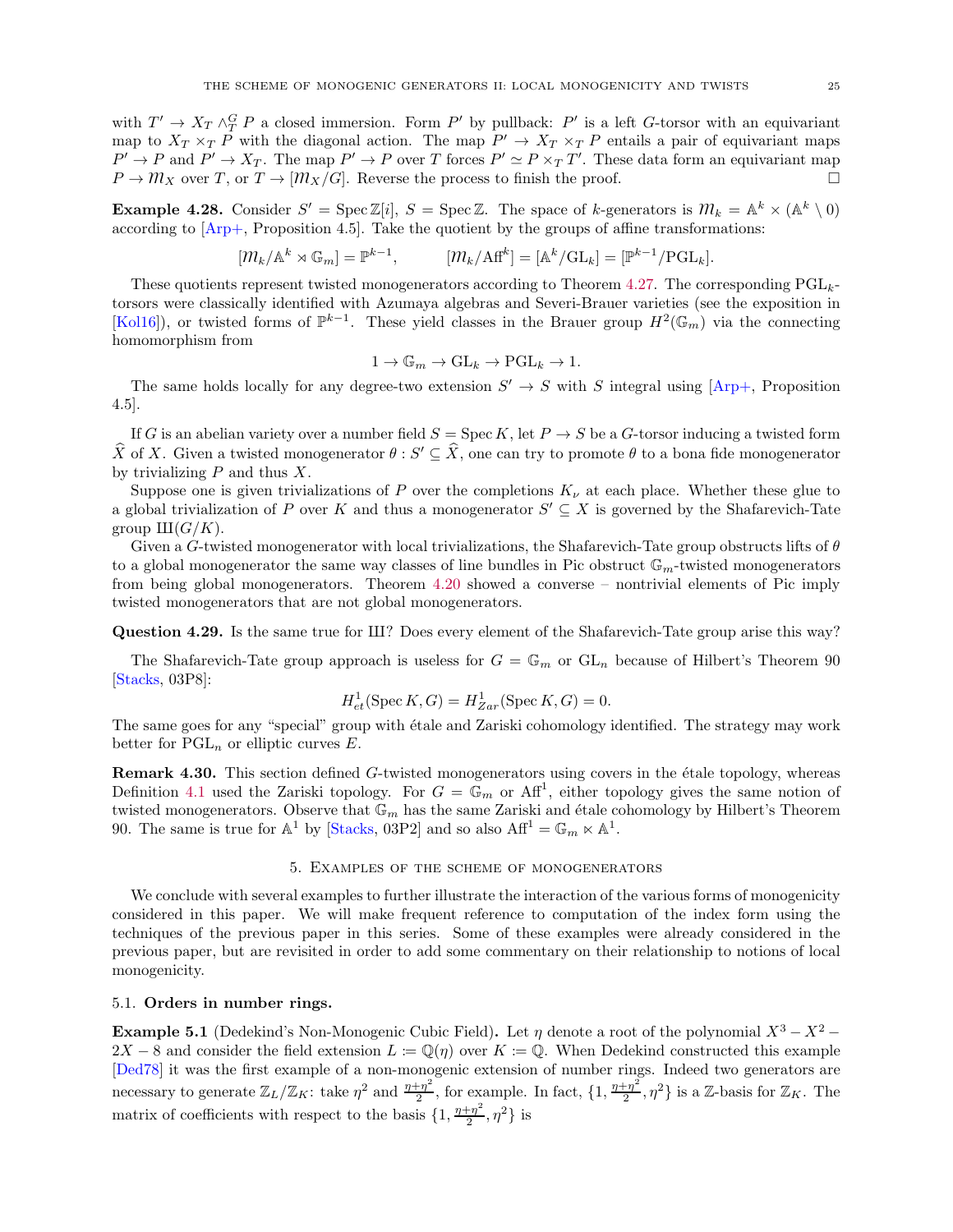with $T' \to X_T \wedge_T^G P$ a closed immersion. Form $P'$ by pullback: $P'$ is a left $G$-torsor with an equivariant map to $X_T \times_T P$ with the diagonal action. The map $P' \to X_T \times_T P$ entails a pair of equivariant maps $P' \to P$ and $P' \to X_T$. The map $P' \to P$ over $T$ forces $P' \simeq P \times_T T'$. These data form an equivariant map $P \to \mathcal{M}_X$ over $T$, or $T \to [\mathcal{M}_X/G]$. Reverse the process to finish the proof. □

**Example 4.28.** Consider $S' = \operatorname{Spec} \mathbb{Z}[i]$, $S = \operatorname{Spec} \mathbb{Z}$. The space of $k$-generators is $\mathcal{M}_k = \mathbb{A}^k \times (\mathbb{A}^k \setminus 0)$ according to [Arp+, Proposition 4.5]. Take the quotient by the groups of affine transformations:

$$[\mathcal{M}_k/\mathbb{A}^k \rtimes \mathbb{G}_m] = \mathbb{P}^{k-1}, \qquad [\mathcal{M}_k/\mathrm{Aff}^k] = [\mathbb{A}^k/\mathrm{GL}_k] = [\mathbb{P}^{k-1}/\mathrm{PGL}_k].$$

These quotients represent twisted monogenerators according to Theorem 4.27. The corresponding $\mathrm{PGL}_k$-torsors were classically identified with Azumaya algebras and Severi-Brauer varieties (see the exposition in [Kol16]), or twisted forms of $\mathbb{P}^{k-1}$. These yield classes in the Brauer group $H^2(\mathbb{G}_m)$ via the connecting homomorphism from

$$1 \to \mathbb{G}_m \to \mathrm{GL}_k \to \mathrm{PGL}_k \to 1.$$

The same holds locally for any degree-two extension $S' \to S$ with $S$ integral using [Arp+, Proposition 4.5].

If $G$ is an abelian variety over a number field $S = \operatorname{Spec} K$, let $P \to S$ be a $G$-torsor inducing a twisted form $\widehat{X}$ of $X$. Given a twisted monogenerator $\theta : S' \subseteq \widehat{X}$, one can try to promote $\theta$ to a bona fide monogenerator by trivializing $P$ and thus $X$.

Suppose one is given trivializations of $P$ over the completions $K_\nu$ at each place. Whether these glue to a global trivialization of $P$ over $K$ and thus a monogenerator $S' \subseteq X$ is governed by the Shafarevich-Tate group $\text{Ш}(G/K)$.

Given a $G$-twisted monogenerator with local trivializations, the Shafarevich-Tate group obstructs lifts of $\theta$ to a global monogenerator the same way classes of line bundles in Pic obstruct $\mathbb{G}_m$-twisted monogenerators from being global monogenerators. Theorem 4.20 showed a converse – nontrivial elements of Pic imply twisted monogenerators that are not global monogenerators.

**Question 4.29.** Is the same true for Ш? Does every element of the Shafarevich-Tate group arise this way?

The Shafarevich-Tate group approach is useless for $G = \mathbb{G}_m$ or $\mathrm{GL}_n$ because of Hilbert's Theorem 90 [Stacks, 03P8]:

$$H^1_{et}(\operatorname{Spec} K, G) = H^1_{Zar}(\operatorname{Spec} K, G) = 0.$$

The same goes for any "special" group with étale and Zariski cohomology identified. The strategy may work better for $\mathrm{PGL}_n$ or elliptic curves $E$.

**Remark 4.30.** This section defined $G$-twisted monogenerators using covers in the étale topology, whereas Definition 4.1 used the Zariski topology. For $G = \mathbb{G}_m$ or $\mathrm{Aff}^1$, either topology gives the same notion of twisted monogenerators. Observe that $\mathbb{G}_m$ has the same Zariski and étale cohomology by Hilbert's Theorem 90. The same is true for $\mathbb{A}^1$ by [Stacks, 03P2] and so also $\mathrm{Aff}^1 = \mathbb{G}_m \ltimes \mathbb{A}^1$.

## 5. Examples of the scheme of monogenerators

We conclude with several examples to further illustrate the interaction of the various forms of monogenicity considered in this paper. We will make frequent reference to computation of the index form using the techniques of the previous paper in this series. Some of these examples were already considered in the previous paper, but are revisited in order to add some commentary on their relationship to notions of local monogenicity.

### 5.1. Orders in number rings.

**Example 5.1** (Dedekind's Non-Monogenic Cubic Field)**.** Let $\eta$ denote a root of the polynomial $X^3 - X^2 - 2X - 8$ and consider the field extension $L := \mathbb{Q}(\eta)$ over $K := \mathbb{Q}$. When Dedekind constructed this example [Ded78] it was the first example of a non-monogenic extension of number rings. Indeed two generators are necessary to generate $\mathbb{Z}_L/\mathbb{Z}_K$: take $\eta^2$ and $\frac{\eta+\eta^2}{2}$, for example. In fact, $\{1, \frac{\eta+\eta^2}{2}, \eta^2\}$ is a $\mathbb{Z}$-basis for $\mathbb{Z}_K$. The matrix of coefficients with respect to the basis $\{1, \frac{\eta+\eta^2}{2}, \eta^2\}$ is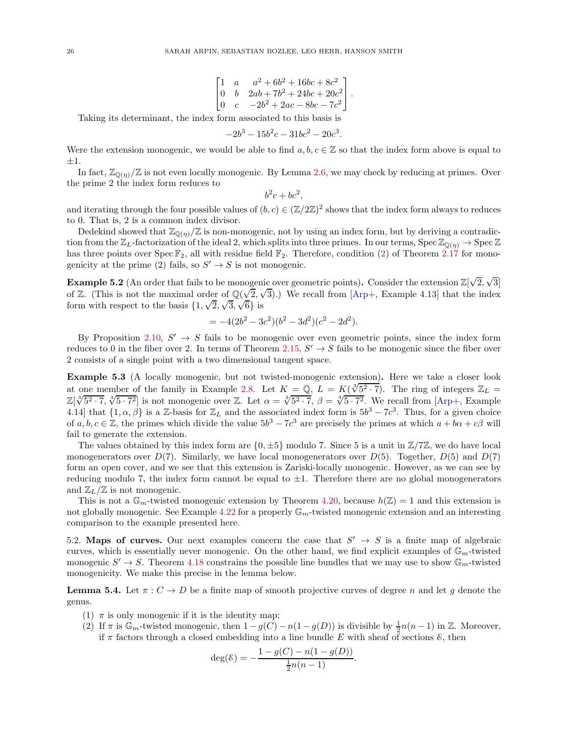$$\begin{bmatrix} 1 & a & a^2+6b^2+16bc+8c^2 \\ 0 & b & 2ab+7b^2+24bc+20c^2 \\ 0 & c & -2b^2+2ac-8bc-7c^2 \end{bmatrix}.$$

Taking its determinant, the index form associated to this basis is

$$-2b^3 - 15b^2c - 31bc^2 - 20c^3.$$

Were the extension monogenic, we would be able to find $a, b, c \in \mathbb{Z}$ so that the index form above is equal to $\pm 1$.

In fact, $\mathbb{Z}_{\mathbb{Q}(\eta)}/\mathbb{Z}$ is not even locally monogenic. By Lemma 2.6, we may check by reducing at primes. Over the prime 2 the index form reduces to

$$b^2c + bc^2,$$

and iterating through the four possible values of $(b, c) \in (\mathbb{Z}/2\mathbb{Z})^2$ shows that the index form always to reduces to 0. That is, 2 is a common index divisor.

Dedekind showed that $\mathbb{Z}_{\mathbb{Q}(\eta)}/\mathbb{Z}$ is non-monogenic, not by using an index form, but by deriving a contradiction from the $\mathbb{Z}_L$-factorization of the ideal 2, which splits into three primes. In our terms, $\operatorname{Spec} \mathbb{Z}_{\mathbb{Q}(\eta)} \to \operatorname{Spec} \mathbb{Z}$ has three points over $\operatorname{Spec} \mathbb{F}_2$, all with residue field $\mathbb{F}_2$. Therefore, condition (2) of Theorem 2.17 for monogenicity at the prime (2) fails, so $S' \to S$ is not monogenic.

**Example 5.2** (An order that fails to be monogenic over geometric points)**.** Consider the extension $\mathbb{Z}[\sqrt{2}, \sqrt{3}]$ of $\mathbb{Z}$. (This is not the maximal order of $\mathbb{Q}(\sqrt{2}, \sqrt{3})$.) We recall from [Arp+, Example 4.13] that the index form with respect to the basis $\{1, \sqrt{2}, \sqrt{3}, \sqrt{6}\}$ is

$$= -4(2b^2 - 3c^2)(b^2 - 3d^2)(c^2 - 2d^2).$$

By Proposition 2.10, $S' \to S$ fails to be monogenic over even geometric points, since the index form reduces to 0 in the fiber over 2. In terms of Theorem 2.15, $S' \to S$ fails to be monogenic since the fiber over 2 consists of a single point with a two dimensional tangent space.

**Example 5.3** (A locally monogenic, but not twisted-monogenic extension)**.** Here we take a closer look at one member of the family in Example 2.8. Let $K = \mathbb{Q}$, $L = K(\sqrt[3]{5^2 \cdot 7})$. The ring of integers $\mathbb{Z}_L = \mathbb{Z}[\sqrt[3]{5^2 \cdot 7}, \sqrt[3]{5 \cdot 7^2}]$ is not monogenic over $\mathbb{Z}$. Let $\alpha = \sqrt[3]{5^2 \cdot 7}$, $\beta = \sqrt[3]{5 \cdot 7^2}$. We recall from [Arp+, Example 4.14] that $\{1, \alpha, \beta\}$ is a $\mathbb{Z}$-basis for $\mathbb{Z}_L$ and the associated index form is $5b^3 - 7c^3$. Thus, for a given choice of $a, b, c \in \mathbb{Z}$, the primes which divide the value $5b^3 - 7c^3$ are precisely the primes at which $a + b\alpha + c\beta$ will fail to generate the extension.

The values obtained by this index form are $\{0, \pm 5\}$ modulo 7. Since 5 is a unit in $\mathbb{Z}/7\mathbb{Z}$, we do have local monogenerators over $D(7)$. Similarly, we have local monogenerators over $D(5)$. Together, $D(5)$ and $D(7)$ form an open cover, and we see that this extension is Zariski-locally monogenic. However, as we can see by reducing modulo 7, the index form cannot be equal to $\pm 1$. Therefore there are no global monogenerators and $\mathbb{Z}_L/\mathbb{Z}$ is not monogenic.

This is not a $\mathbb{G}_m$-twisted monogenic extension by Theorem 4.20, because $h(\mathbb{Z}) = 1$ and this extension is not globally monogenic. See Example 4.22 for a properly $\mathbb{G}_m$-twisted monogenic extension and an interesting comparison to the example presented here.

5.2. **Maps of curves.** Our next examples concern the case that $S' \to S$ is a finite map of algebraic curves, which is essentially never monogenic. On the other hand, we find explicit examples of $\mathbb{G}_m$-twisted monogenic $S' \to S$. Theorem 4.18 constrains the possible line bundles that we may use to show $\mathbb{G}_m$-twisted monogenicity. We make this precise in the lemma below.

**Lemma 5.4.** *Let $\pi : C \to D$ be a finite map of smooth projective curves of degree $n$ and let $g$ denote the genus.*

1. *$\pi$ is only monogenic if it is the identity map;*
2. *If $\pi$ is $\mathbb{G}_m$-twisted monogenic, then $1 - g(C) - n(1 - g(D))$ is divisible by $\frac{1}{2}n(n-1)$ in $\mathbb{Z}$. Moreover, if $\pi$ factors through a closed embedding into a line bundle $E$ with sheaf of sections $\mathcal{E}$, then*

$$\deg(\mathcal{E}) = -\frac{1 - g(C) - n(1 - g(D))}{\frac{1}{2}n(n-1)}.$$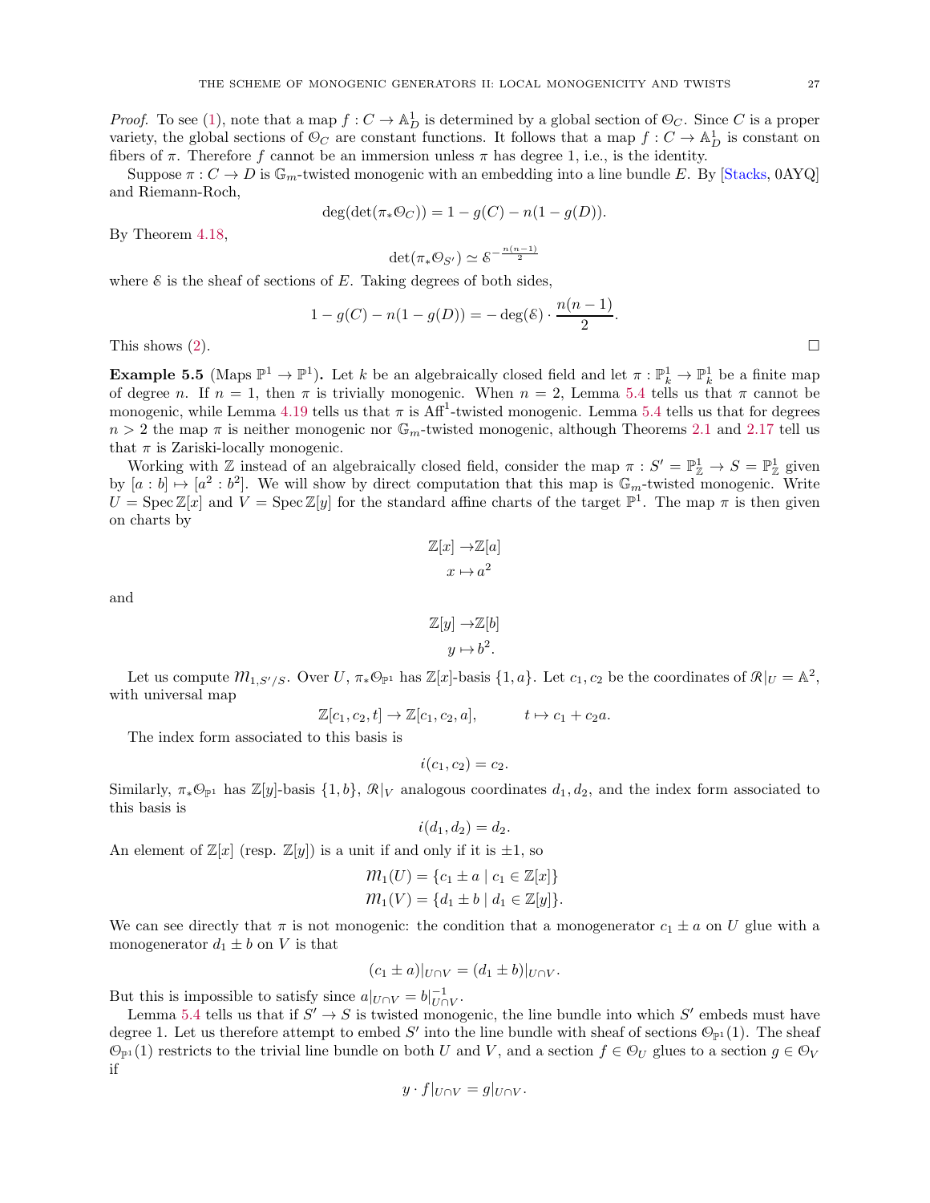*Proof.* To see (1), note that a map $f : C \to \mathbb{A}^1_D$ is determined by a global section of $\mathcal{O}_C$. Since $C$ is a proper variety, the global sections of $\mathcal{O}_C$ are constant functions. It follows that a map $f : C \to \mathbb{A}^1_D$ is constant on fibers of $\pi$. Therefore $f$ cannot be an immersion unless $\pi$ has degree 1, i.e., is the identity.

Suppose $\pi : C \to D$ is $\mathbb{G}_m$-twisted monogenic with an embedding into a line bundle $E$. By [Stacks, 0AYQ] and Riemann-Roch,

$$\deg(\det(\pi_*\mathcal{O}_C)) = 1 - g(C) - n(1 - g(D)).$$

By Theorem 4.18,

$$\det(\pi_*\mathcal{O}_{S'}) \simeq \mathcal{E}^{-\frac{n(n-1)}{2}}$$

where $\mathcal{E}$ is the sheaf of sections of $E$. Taking degrees of both sides,

$$1 - g(C) - n(1 - g(D)) = -\deg(\mathcal{E}) \cdot \frac{n(n-1)}{2}.$$

This shows (2). $\square$

**Example 5.5** (Maps $\mathbb{P}^1 \to \mathbb{P}^1$)**.** Let $k$ be an algebraically closed field and let $\pi : \mathbb{P}^1_k \to \mathbb{P}^1_k$ be a finite map of degree $n$. If $n = 1$, then $\pi$ is trivially monogenic. When $n = 2$, Lemma 5.4 tells us that $\pi$ cannot be monogenic, while Lemma 4.19 tells us that $\pi$ is $\mathrm{Aff}^1$-twisted monogenic. Lemma 5.4 tells us that for degrees $n > 2$ the map $\pi$ is neither monogenic nor $\mathbb{G}_m$-twisted monogenic, although Theorems 2.1 and 2.17 tell us that $\pi$ is Zariski-locally monogenic.

Working with $\mathbb{Z}$ instead of an algebraically closed field, consider the map $\pi : S' = \mathbb{P}^1_{\mathbb{Z}} \to S = \mathbb{P}^1_{\mathbb{Z}}$ given by $[a : b] \mapsto [a^2 : b^2]$. We will show by direct computation that this map is $\mathbb{G}_m$-twisted monogenic. Write $U = \operatorname{Spec} \mathbb{Z}[x]$ and $V = \operatorname{Spec} \mathbb{Z}[y]$ for the standard affine charts of the target $\mathbb{P}^1$. The map $\pi$ is then given on charts by

$$\begin{aligned} \mathbb{Z}[x] &\to \mathbb{Z}[a] \\ x &\mapsto a^2 \end{aligned}$$

and

$$\begin{aligned} \mathbb{Z}[y] &\to \mathbb{Z}[b] \\ y &\mapsto b^2. \end{aligned}$$

Let us compute $\mathcal{M}_{1,S'/S}$. Over $U$, $\pi_*\mathcal{O}_{\mathbb{P}^1}$ has $\mathbb{Z}[x]$-basis $\{1, a\}$. Let $c_1, c_2$ be the coordinates of $\mathcal{R}|_U = \mathbb{A}^2$, with universal map

$$\mathbb{Z}[c_1, c_2, t] \to \mathbb{Z}[c_1, c_2, a], \qquad t \mapsto c_1 + c_2 a.$$

The index form associated to this basis is

$$i(c_1, c_2) = c_2.$$

Similarly, $\pi_*\mathcal{O}_{\mathbb{P}^1}$ has $\mathbb{Z}[y]$-basis $\{1, b\}$, $\mathcal{R}|_V$ analogous coordinates $d_1, d_2$, and the index form associated to this basis is

$$i(d_1, d_2) = d_2.$$

An element of $\mathbb{Z}[x]$ (resp. $\mathbb{Z}[y]$) is a unit if and only if it is $\pm 1$, so

$$\begin{aligned} \mathcal{M}_1(U) &= \{c_1 \pm a \mid c_1 \in \mathbb{Z}[x]\} \\ \mathcal{M}_1(V) &= \{d_1 \pm b \mid d_1 \in \mathbb{Z}[y]\}. \end{aligned}$$

We can see directly that $\pi$ is not monogenic: the condition that a monogenerator $c_1 \pm a$ on $U$ glue with a monogenerator $d_1 \pm b$ on $V$ is that

$$(c_1 \pm a)|_{U \cap V} = (d_1 \pm b)|_{U \cap V}.$$

But this is impossible to satisfy since $a|_{U\cap V} = b|_{U\cap V}^{-1}$.

Lemma 5.4 tells us that if $S' \to S$ is twisted monogenic, the line bundle into which $S'$ embeds must have degree 1. Let us therefore attempt to embed $S'$ into the line bundle with sheaf of sections $\mathcal{O}_{\mathbb{P}^1}(1)$. The sheaf $\mathcal{O}_{\mathbb{P}^1}(1)$ restricts to the trivial line bundle on both $U$ and $V$, and a section $f \in \mathcal{O}_U$ glues to a section $g \in \mathcal{O}_V$ if

$$y \cdot f|_{U \cap V} = g|_{U \cap V}.$$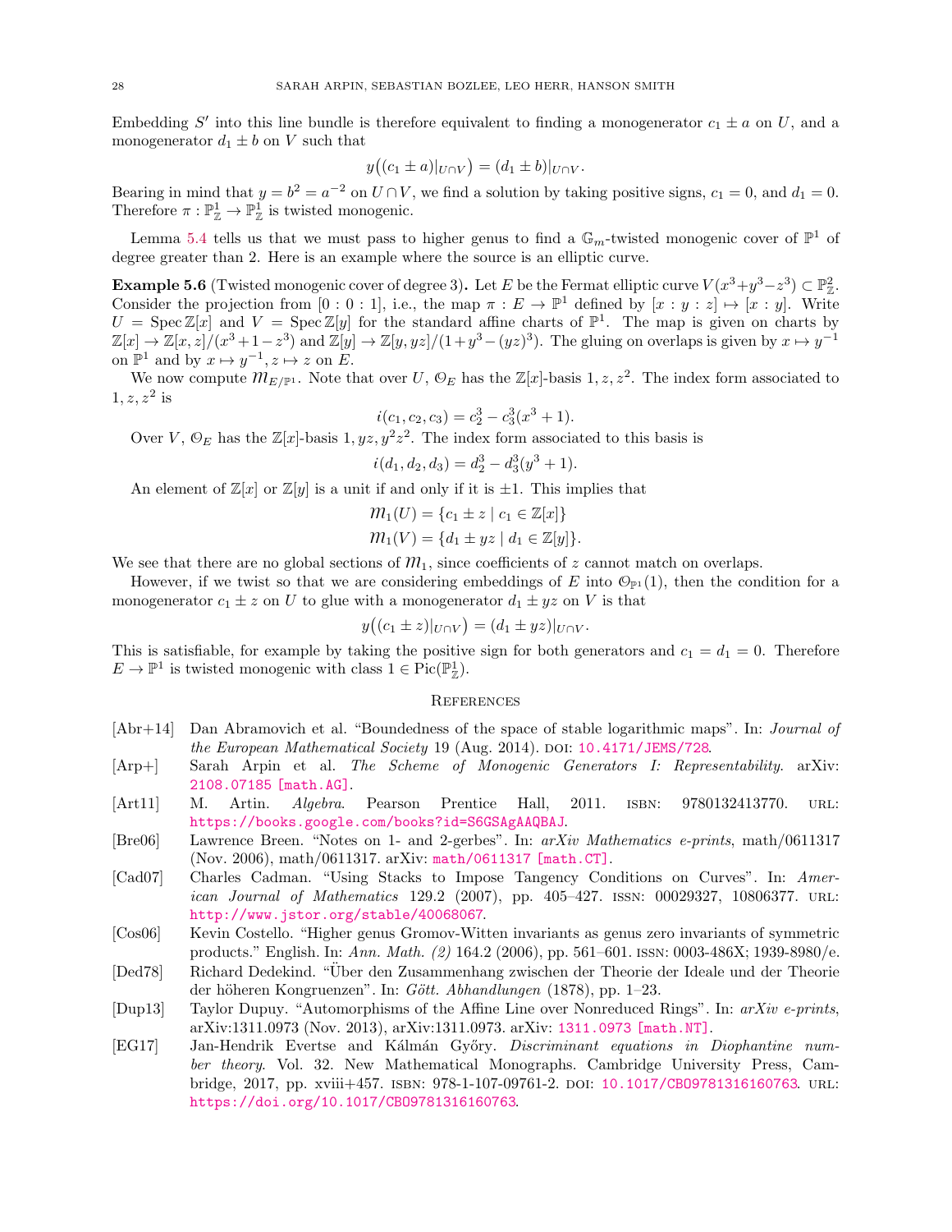Embedding $S'$ into this line bundle is therefore equivalent to finding a monogenerator $c_1 \pm a$ on $U$, and a monogenerator $d_1 \pm b$ on $V$ such that

$$y\big((c_1 \pm a)|_{U\cap V}\big) = (d_1 \pm b)|_{U\cap V}.$$

Bearing in mind that $y = b^2 = a^{-2}$ on $U \cap V$, we find a solution by taking positive signs, $c_1 = 0$, and $d_1 = 0$. Therefore $\pi : \mathbb{P}^1_{\mathbb{Z}} \to \mathbb{P}^1_{\mathbb{Z}}$ is twisted monogenic.

Lemma 5.4 tells us that we must pass to higher genus to find a $\mathbb{G}_m$-twisted monogenic cover of $\mathbb{P}^1$ of degree greater than 2. Here is an example where the source is an elliptic curve.

**Example 5.6** (Twisted monogenic cover of degree 3)**.** Let $E$ be the Fermat elliptic curve $V(x^3+y^3-z^3) \subset \mathbb{P}^2_{\mathbb{Z}}$. Consider the projection from $[0:0:1]$, i.e., the map $\pi : E \to \mathbb{P}^1$ defined by $[x:y:z] \mapsto [x:y]$. Write $U = \operatorname{Spec} \mathbb{Z}[x]$ and $V = \operatorname{Spec} \mathbb{Z}[y]$ for the standard affine charts of $\mathbb{P}^1$. The map is given on charts by $\mathbb{Z}[x] \to \mathbb{Z}[x,z]/(x^3+1-z^3)$ and $\mathbb{Z}[y] \to \mathbb{Z}[y,yz]/(1+y^3-(yz)^3)$. The gluing on overlaps is given by $x \mapsto y^{-1}$ on $\mathbb{P}^1$ and by $x \mapsto y^{-1}, z \mapsto z$ on $E$.

We now compute $\mathcal{M}_{E/\mathbb{P}^1}$. Note that over $U$, $\mathcal{O}_E$ has the $\mathbb{Z}[x]$-basis $1, z, z^2$. The index form associated to $1, z, z^2$ is

$$i(c_1, c_2, c_3) = c_2^3 - c_3^3(x^3+1).$$

Over $V$, $\mathcal{O}_E$ has the $\mathbb{Z}[x]$-basis $1, yz, y^2z^2$. The index form associated to this basis is

$$i(d_1, d_2, d_3) = d_2^3 - d_3^3(y^3+1).$$

An element of $\mathbb{Z}[x]$ or $\mathbb{Z}[y]$ is a unit if and only if it is $\pm 1$. This implies that

$$\mathcal{M}_1(U) = \{c_1 \pm z \mid c_1 \in \mathbb{Z}[x]\}$$
$$\mathcal{M}_1(V) = \{d_1 \pm yz \mid d_1 \in \mathbb{Z}[y]\}.$$

We see that there are no global sections of $\mathcal{M}_1$, since coefficients of $z$ cannot match on overlaps.

However, if we twist so that we are considering embeddings of $E$ into $\mathcal{O}_{\mathbb{P}^1}(1)$, then the condition for a monogenerator $c_1 \pm z$ on $U$ to glue with a monogenerator $d_1 \pm yz$ on $V$ is that

$$y\big((c_1 \pm z)|_{U\cap V}\big) = (d_1 \pm yz)|_{U\cap V}.$$

This is satisfiable, for example by taking the positive sign for both generators and $c_1 = d_1 = 0$. Therefore $E \to \mathbb{P}^1$ is twisted monogenic with class $1 \in \operatorname{Pic}(\mathbb{P}^1_{\mathbb{Z}})$.

## References

- [Abr+14] Dan Abramovich et al. "Boundedness of the space of stable logarithmic maps". In: *Journal of the European Mathematical Society* 19 (Aug. 2014). DOI: 10.4171/JEMS/728.
- [Arp+] Sarah Arpin et al. *The Scheme of Monogenic Generators I: Representability*. arXiv: 2108.07185 [math.AG].
- [Art11] M. Artin. *Algebra*. Pearson Prentice Hall, 2011. ISBN: 9780132413770. URL: https://books.google.com/books?id=S6GSAgAAQBAJ.
- [Bre06] Lawrence Breen. "Notes on 1- and 2-gerbes". In: *arXiv Mathematics e-prints*, math/0611317 (Nov. 2006), math/0611317. arXiv: math/0611317 [math.CT].
- [Cad07] Charles Cadman. "Using Stacks to Impose Tangency Conditions on Curves". In: *American Journal of Mathematics* 129.2 (2007), pp. 405–427. ISSN: 00029327, 10806377. URL: http://www.jstor.org/stable/40068067.
- [Cos06] Kevin Costello. "Higher genus Gromov-Witten invariants as genus zero invariants of symmetric products." English. In: *Ann. Math. (2)* 164.2 (2006), pp. 561–601. ISSN: 0003-486X; 1939-8980/e.
- [Ded78] Richard Dedekind. "Über den Zusammenhang zwischen der Theorie der Ideale und der Theorie der höheren Kongruenzen". In: *Gött. Abhandlungen* (1878), pp. 1–23.
- [Dup13] Taylor Dupuy. "Automorphisms of the Affine Line over Nonreduced Rings". In: *arXiv e-prints*, arXiv:1311.0973 (Nov. 2013), arXiv:1311.0973. arXiv: 1311.0973 [math.NT].
- [EG17] Jan-Hendrik Evertse and Kálmán Győry. *Discriminant equations in Diophantine number theory*. Vol. 32. New Mathematical Monographs. Cambridge University Press, Cambridge, 2017, pp. xviii+457. ISBN: 978-1-107-09761-2. DOI: 10.1017/CBO9781316160763. URL: https://doi.org/10.1017/CBO9781316160763.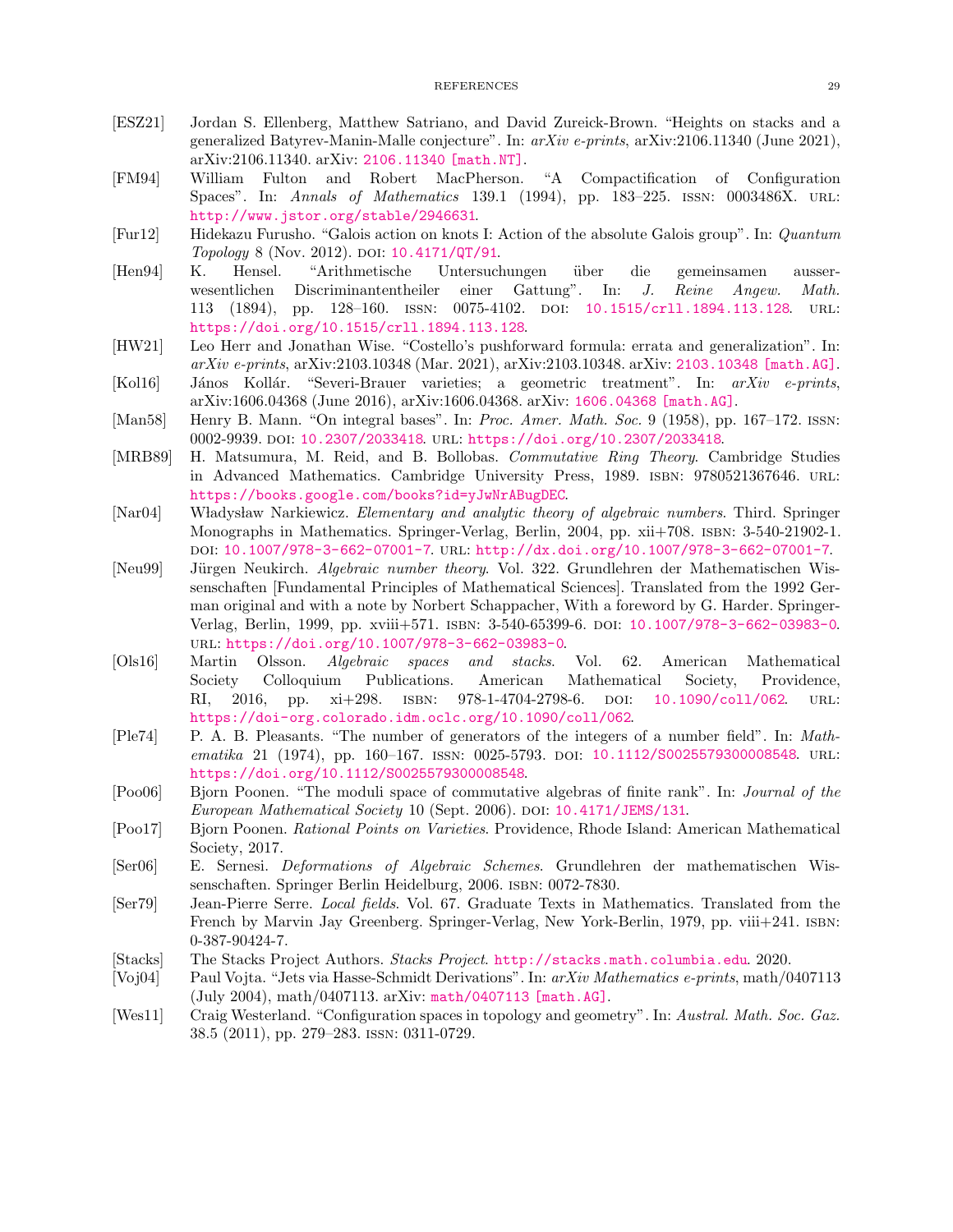[ESZ21] Jordan S. Ellenberg, Matthew Satriano, and David Zureick-Brown. "Heights on stacks and a generalized Batyrev-Manin-Malle conjecture". In: *arXiv e-prints*, arXiv:2106.11340 (June 2021), arXiv:2106.11340. arXiv: 2106.11340 [math.NT].

[FM94] William Fulton and Robert MacPherson. "A Compactification of Configuration Spaces". In: *Annals of Mathematics* 139.1 (1994), pp. 183–225. ISSN: 0003486X. URL: http://www.jstor.org/stable/2946631.

[Fur12] Hidekazu Furusho. "Galois action on knots I: Action of the absolute Galois group". In: *Quantum Topology* 8 (Nov. 2012). DOI: 10.4171/QT/91.

[Hen94] K. Hensel. "Arithmetische Untersuchungen über die gemeinsamen ausserwesentlichen Discriminantentheiler einer Gattung". In: *J. Reine Angew. Math.* 113 (1894), pp. 128–160. ISSN: 0075-4102. DOI: 10.1515/crll.1894.113.128. URL: https://doi.org/10.1515/crll.1894.113.128.

[HW21] Leo Herr and Jonathan Wise. "Costello's pushforward formula: errata and generalization". In: *arXiv e-prints*, arXiv:2103.10348 (Mar. 2021), arXiv:2103.10348. arXiv: 2103.10348 [math.AG].

[Kol16] János Kollár. "Severi-Brauer varieties; a geometric treatment". In: *arXiv e-prints*, arXiv:1606.04368 (June 2016), arXiv:1606.04368. arXiv: 1606.04368 [math.AG].

[Man58] Henry B. Mann. "On integral bases". In: *Proc. Amer. Math. Soc.* 9 (1958), pp. 167–172. ISSN: 0002-9939. DOI: 10.2307/2033418. URL: https://doi.org/10.2307/2033418.

[MRB89] H. Matsumura, M. Reid, and B. Bollobas. *Commutative Ring Theory*. Cambridge Studies in Advanced Mathematics. Cambridge University Press, 1989. ISBN: 9780521367646. URL: https://books.google.com/books?id=yJwNrABugDEC.

[Nar04] Władysław Narkiewicz. *Elementary and analytic theory of algebraic numbers*. Third. Springer Monographs in Mathematics. Springer-Verlag, Berlin, 2004, pp. xii+708. ISBN: 3-540-21902-1. DOI: 10.1007/978-3-662-07001-7. URL: http://dx.doi.org/10.1007/978-3-662-07001-7.

[Neu99] Jürgen Neukirch. *Algebraic number theory*. Vol. 322. Grundlehren der Mathematischen Wissenschaften [Fundamental Principles of Mathematical Sciences]. Translated from the 1992 German original and with a note by Norbert Schappacher, With a foreword by G. Harder. Springer-Verlag, Berlin, 1999, pp. xviii+571. ISBN: 3-540-65399-6. DOI: 10.1007/978-3-662-03983-0. URL: https://doi.org/10.1007/978-3-662-03983-0.

[Ols16] Martin Olsson. *Algebraic spaces and stacks*. Vol. 62. American Mathematical Society Colloquium Publications. American Mathematical Society, Providence, RI, 2016, pp. xi+298. ISBN: 978-1-4704-2798-6. DOI: 10.1090/coll/062. URL: https://doi-org.colorado.idm.oclc.org/10.1090/coll/062.

[Ple74] P. A. B. Pleasants. "The number of generators of the integers of a number field". In: *Mathematika* 21 (1974), pp. 160–167. ISSN: 0025-5793. DOI: 10.1112/S0025579300008548. URL: https://doi.org/10.1112/S0025579300008548.

[Poo06] Bjorn Poonen. "The moduli space of commutative algebras of finite rank". In: *Journal of the European Mathematical Society* 10 (Sept. 2006). DOI: 10.4171/JEMS/131.

[Poo17] Bjorn Poonen. *Rational Points on Varieties*. Providence, Rhode Island: American Mathematical Society, 2017.

[Ser06] E. Sernesi. *Deformations of Algebraic Schemes*. Grundlehren der mathematischen Wissenschaften. Springer Berlin Heidelburg, 2006. ISBN: 0072-7830.

[Ser79] Jean-Pierre Serre. *Local fields*. Vol. 67. Graduate Texts in Mathematics. Translated from the French by Marvin Jay Greenberg. Springer-Verlag, New York-Berlin, 1979, pp. viii+241. ISBN: 0-387-90424-7.

[Stacks] The Stacks Project Authors. *Stacks Project*. http://stacks.math.columbia.edu. 2020.

[Voj04] Paul Vojta. "Jets via Hasse-Schmidt Derivations". In: *arXiv Mathematics e-prints*, math/0407113 (July 2004), math/0407113. arXiv: math/0407113 [math.AG].

[Wes11] Craig Westerland. "Configuration spaces in topology and geometry". In: *Austral. Math. Soc. Gaz.* 38.5 (2011), pp. 279–283. ISSN: 0311-0729.